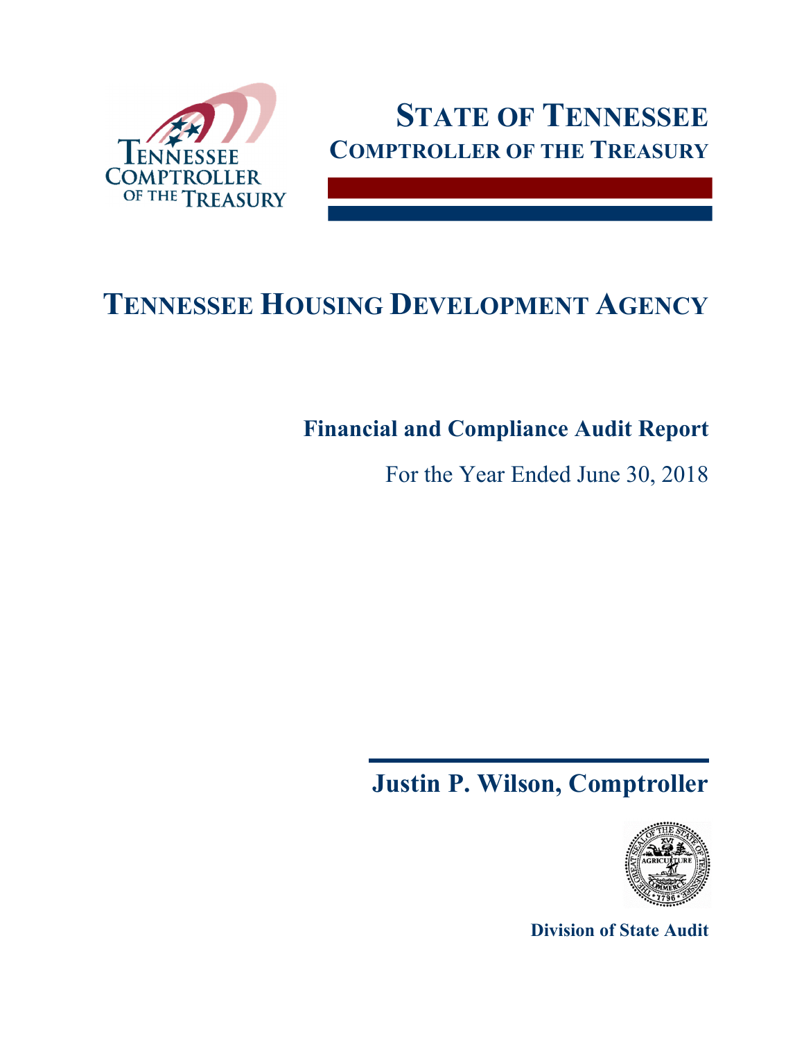# STATE OF TENNESSEE

## COMPTROLLER OF THE TREASURY

# TENNESSEE HOUSING DEVELOPMENT AGENCY

**Financial and Compliance Audit Report**

For the Year Ended June 30, 2018

**Justin P. Wilson, Comptroller**

**Division of State Audit**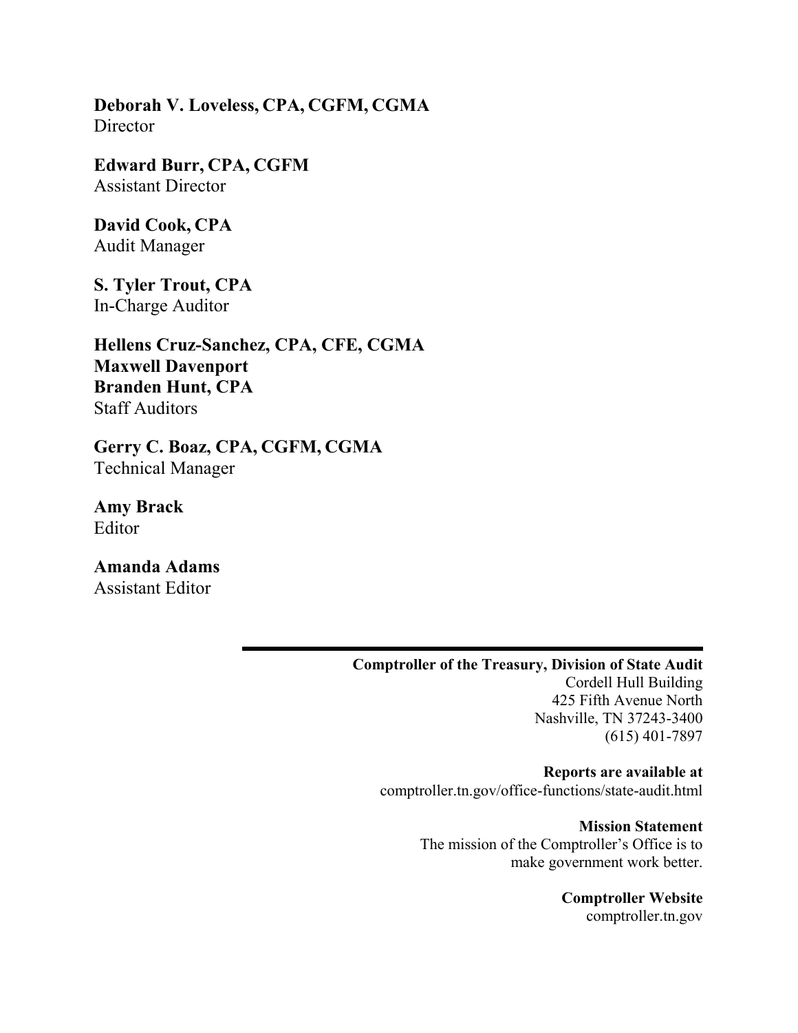**Deborah V. Loveless, CPA, CGFM, CGMA**
Director

**Edward Burr, CPA, CGFM**
Assistant Director

**David Cook, CPA**
Audit Manager

**S. Tyler Trout, CPA**
In-Charge Auditor

**Hellens Cruz-Sanchez, CPA, CFE, CGMA**
**Maxwell Davenport**
**Branden Hunt, CPA**
Staff Auditors

**Gerry C. Boaz, CPA, CGFM, CGMA**
Technical Manager

**Amy Brack**
Editor

**Amanda Adams**
Assistant Editor

---

**Comptroller of the Treasury, Division of State Audit**
Cordell Hull Building
425 Fifth Avenue North
Nashville, TN 37243-3400
(615) 401-7897

**Reports are available at**
comptroller.tn.gov/office-functions/state-audit.html

**Mission Statement**
The mission of the Comptroller's Office is to make government work better.

**Comptroller Website**
comptroller.tn.gov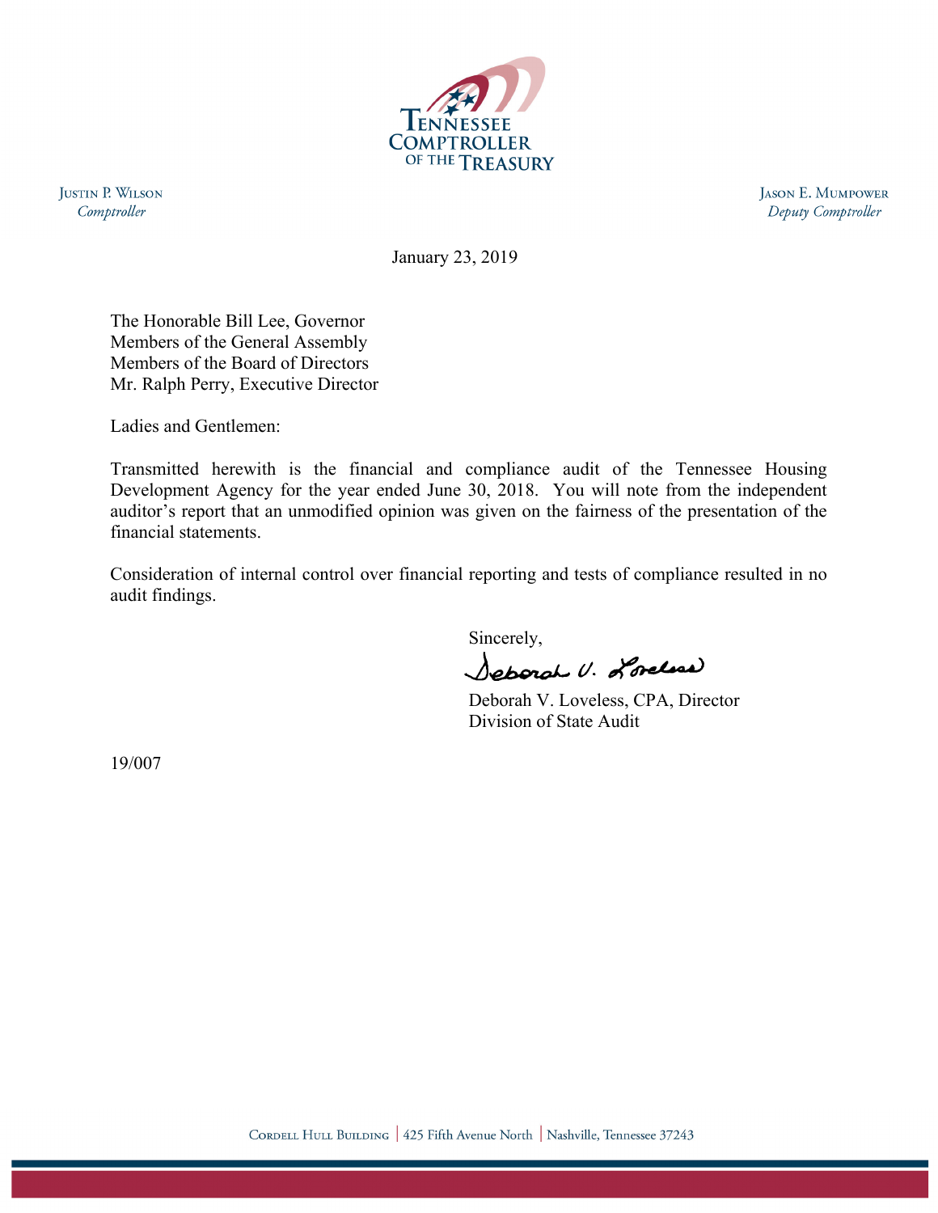TENNESSEE COMPTROLLER OF THE TREASURY

JUSTIN P. WILSON
*Comptroller*

JASON E. MUMPOWER
*Deputy Comptroller*

January 23, 2019

The Honorable Bill Lee, Governor
Members of the General Assembly
Members of the Board of Directors
Mr. Ralph Perry, Executive Director

Ladies and Gentlemen:

Transmitted herewith is the financial and compliance audit of the Tennessee Housing Development Agency for the year ended June 30, 2018. You will note from the independent auditor's report that an unmodified opinion was given on the fairness of the presentation of the financial statements.

Consideration of internal control over financial reporting and tests of compliance resulted in no audit findings.

Sincerely,

Deborah V. Loveless

Deborah V. Loveless, CPA, Director
Division of State Audit

19/007

CORDELL HULL BUILDING | 425 Fifth Avenue North | Nashville, Tennessee 37243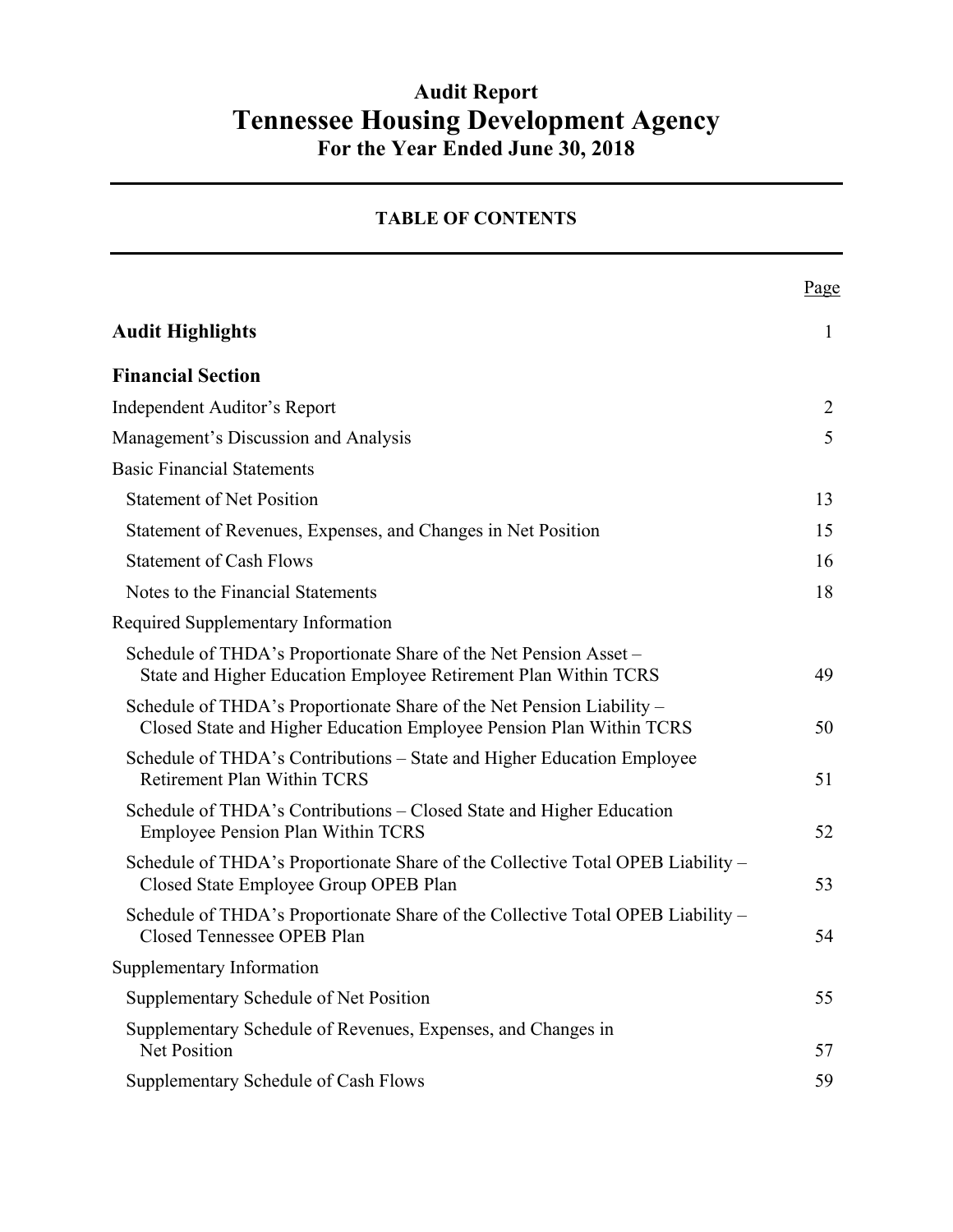# Audit Report
# Tennessee Housing Development Agency
## For the Year Ended June 30, 2018

---

### TABLE OF CONTENTS

---

| | Page |
|---|---|
| **Audit Highlights** | 1 |
| **Financial Section** | |
| Independent Auditor's Report | 2 |
| Management's Discussion and Analysis | 5 |
| Basic Financial Statements | |
| Statement of Net Position | 13 |
| Statement of Revenues, Expenses, and Changes in Net Position | 15 |
| Statement of Cash Flows | 16 |
| Notes to the Financial Statements | 18 |
| Required Supplementary Information | |
| Schedule of THDA's Proportionate Share of the Net Pension Asset – State and Higher Education Employee Retirement Plan Within TCRS | 49 |
| Schedule of THDA's Proportionate Share of the Net Pension Liability – Closed State and Higher Education Employee Pension Plan Within TCRS | 50 |
| Schedule of THDA's Contributions – State and Higher Education Employee Retirement Plan Within TCRS | 51 |
| Schedule of THDA's Contributions – Closed State and Higher Education Employee Pension Plan Within TCRS | 52 |
| Schedule of THDA's Proportionate Share of the Collective Total OPEB Liability – Closed State Employee Group OPEB Plan | 53 |
| Schedule of THDA's Proportionate Share of the Collective Total OPEB Liability – Closed Tennessee OPEB Plan | 54 |
| Supplementary Information | |
| Supplementary Schedule of Net Position | 55 |
| Supplementary Schedule of Revenues, Expenses, and Changes in Net Position | 57 |
| Supplementary Schedule of Cash Flows | 59 |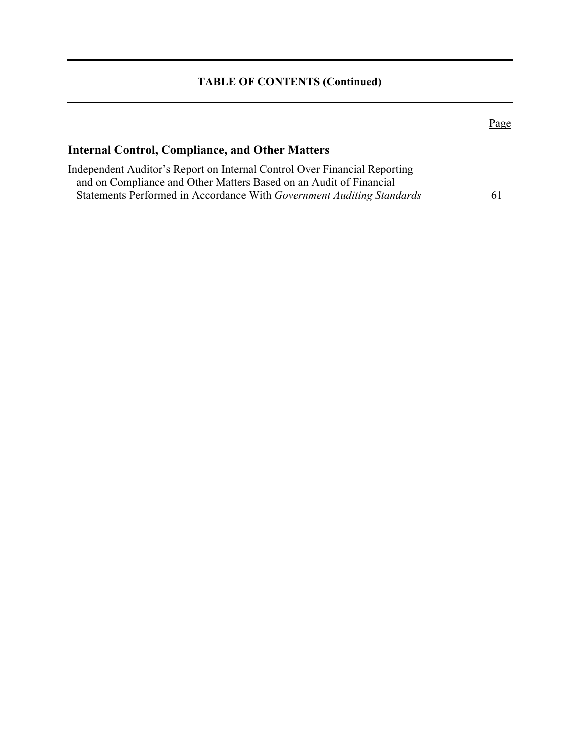**TABLE OF CONTENTS (Continued)**

| | Page |
|---|---|
| **Internal Control, Compliance, and Other Matters** | |
| Independent Auditor's Report on Internal Control Over Financial Reporting and on Compliance and Other Matters Based on an Audit of Financial Statements Performed in Accordance With *Government Auditing Standards* | 61 |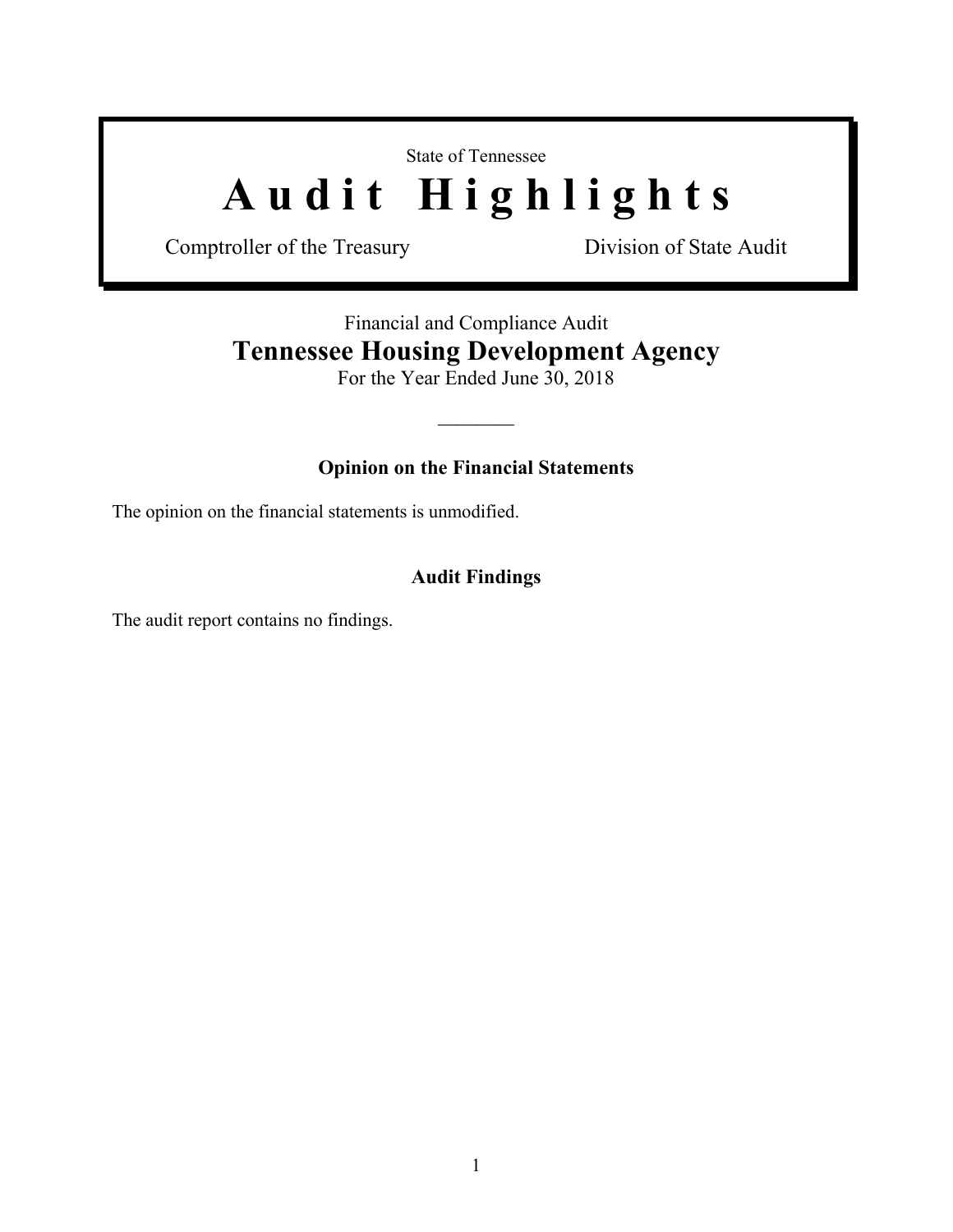State of Tennessee

# Audit Highlights

Comptroller of the Treasury — Division of State Audit

Financial and Compliance Audit

## Tennessee Housing Development Agency

For the Year Ended June 30, 2018

---

### Opinion on the Financial Statements

The opinion on the financial statements is unmodified.

### Audit Findings

The audit report contains no findings.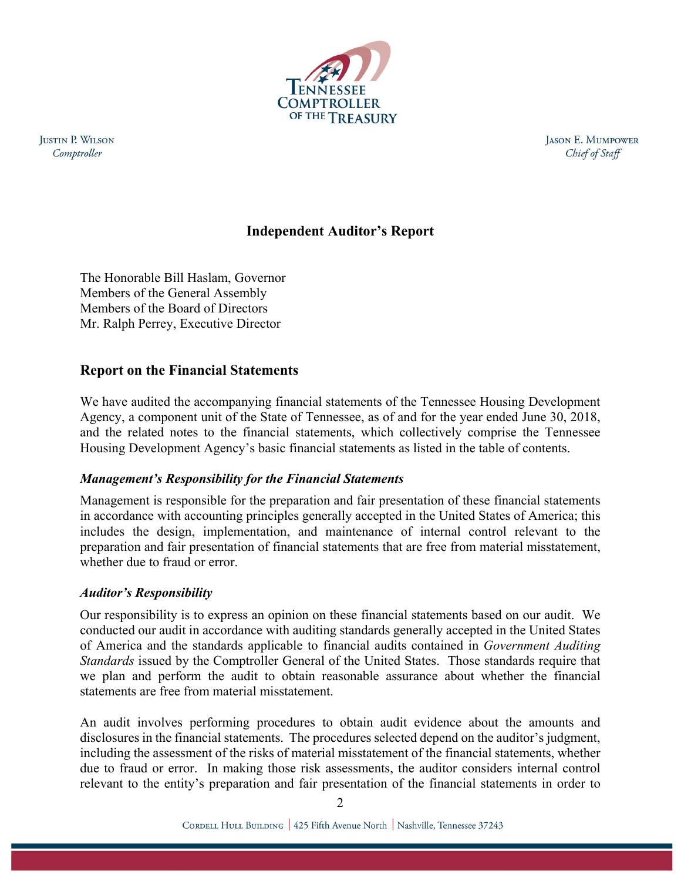Justin P. Wilson
*Comptroller*

Jason E. Mumpower
*Chief of Staff*

# Independent Auditor's Report

The Honorable Bill Haslam, Governor
Members of the General Assembly
Members of the Board of Directors
Mr. Ralph Perrey, Executive Director

## Report on the Financial Statements

We have audited the accompanying financial statements of the Tennessee Housing Development Agency, a component unit of the State of Tennessee, as of and for the year ended June 30, 2018, and the related notes to the financial statements, which collectively comprise the Tennessee Housing Development Agency's basic financial statements as listed in the table of contents.

### *Management's Responsibility for the Financial Statements*

Management is responsible for the preparation and fair presentation of these financial statements in accordance with accounting principles generally accepted in the United States of America; this includes the design, implementation, and maintenance of internal control relevant to the preparation and fair presentation of financial statements that are free from material misstatement, whether due to fraud or error.

### *Auditor's Responsibility*

Our responsibility is to express an opinion on these financial statements based on our audit. We conducted our audit in accordance with auditing standards generally accepted in the United States of America and the standards applicable to financial audits contained in *Government Auditing Standards* issued by the Comptroller General of the United States. Those standards require that we plan and perform the audit to obtain reasonable assurance about whether the financial statements are free from material misstatement.

An audit involves performing procedures to obtain audit evidence about the amounts and disclosures in the financial statements. The procedures selected depend on the auditor's judgment, including the assessment of the risks of material misstatement of the financial statements, whether due to fraud or error. In making those risk assessments, the auditor considers internal control relevant to the entity's preparation and fair presentation of the financial statements in order to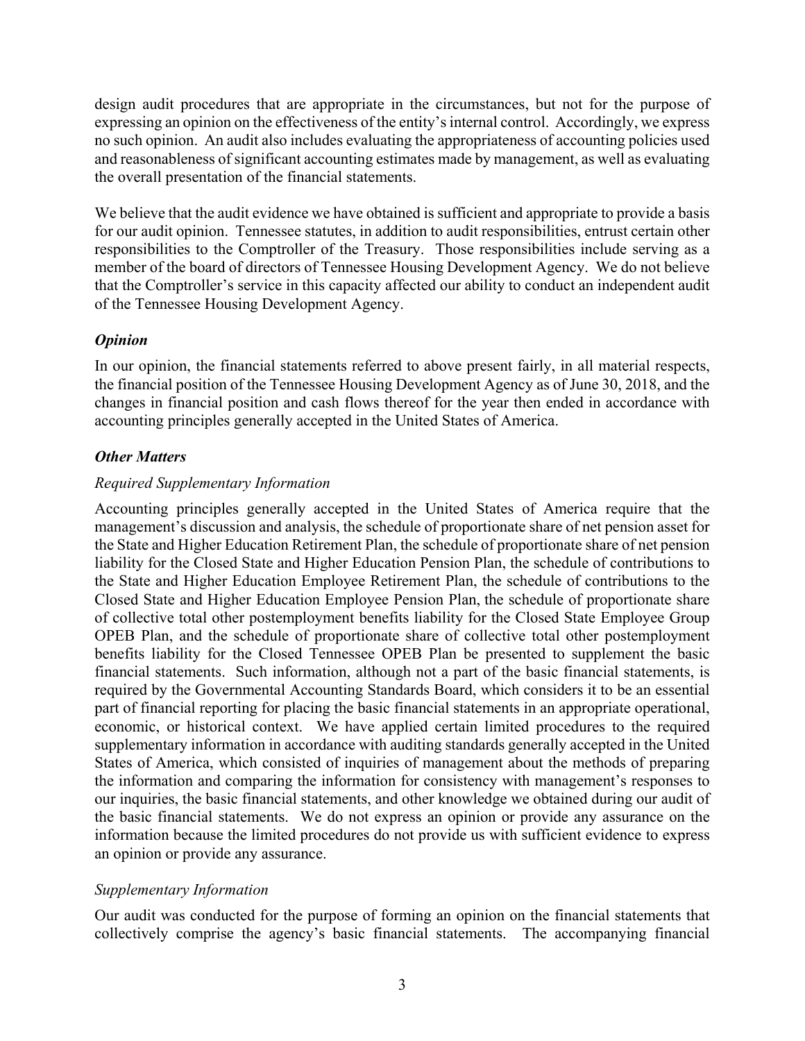design audit procedures that are appropriate in the circumstances, but not for the purpose of expressing an opinion on the effectiveness of the entity's internal control. Accordingly, we express no such opinion. An audit also includes evaluating the appropriateness of accounting policies used and reasonableness of significant accounting estimates made by management, as well as evaluating the overall presentation of the financial statements.

We believe that the audit evidence we have obtained is sufficient and appropriate to provide a basis for our audit opinion. Tennessee statutes, in addition to audit responsibilities, entrust certain other responsibilities to the Comptroller of the Treasury. Those responsibilities include serving as a member of the board of directors of Tennessee Housing Development Agency. We do not believe that the Comptroller's service in this capacity affected our ability to conduct an independent audit of the Tennessee Housing Development Agency.

### *Opinion*

In our opinion, the financial statements referred to above present fairly, in all material respects, the financial position of the Tennessee Housing Development Agency as of June 30, 2018, and the changes in financial position and cash flows thereof for the year then ended in accordance with accounting principles generally accepted in the United States of America.

### *Other Matters*

#### *Required Supplementary Information*

Accounting principles generally accepted in the United States of America require that the management's discussion and analysis, the schedule of proportionate share of net pension asset for the State and Higher Education Retirement Plan, the schedule of proportionate share of net pension liability for the Closed State and Higher Education Pension Plan, the schedule of contributions to the State and Higher Education Employee Retirement Plan, the schedule of contributions to the Closed State and Higher Education Employee Pension Plan, the schedule of proportionate share of collective total other postemployment benefits liability for the Closed State Employee Group OPEB Plan, and the schedule of proportionate share of collective total other postemployment benefits liability for the Closed Tennessee OPEB Plan be presented to supplement the basic financial statements. Such information, although not a part of the basic financial statements, is required by the Governmental Accounting Standards Board, which considers it to be an essential part of financial reporting for placing the basic financial statements in an appropriate operational, economic, or historical context. We have applied certain limited procedures to the required supplementary information in accordance with auditing standards generally accepted in the United States of America, which consisted of inquiries of management about the methods of preparing the information and comparing the information for consistency with management's responses to our inquiries, the basic financial statements, and other knowledge we obtained during our audit of the basic financial statements. We do not express an opinion or provide any assurance on the information because the limited procedures do not provide us with sufficient evidence to express an opinion or provide any assurance.

#### *Supplementary Information*

Our audit was conducted for the purpose of forming an opinion on the financial statements that collectively comprise the agency's basic financial statements. The accompanying financial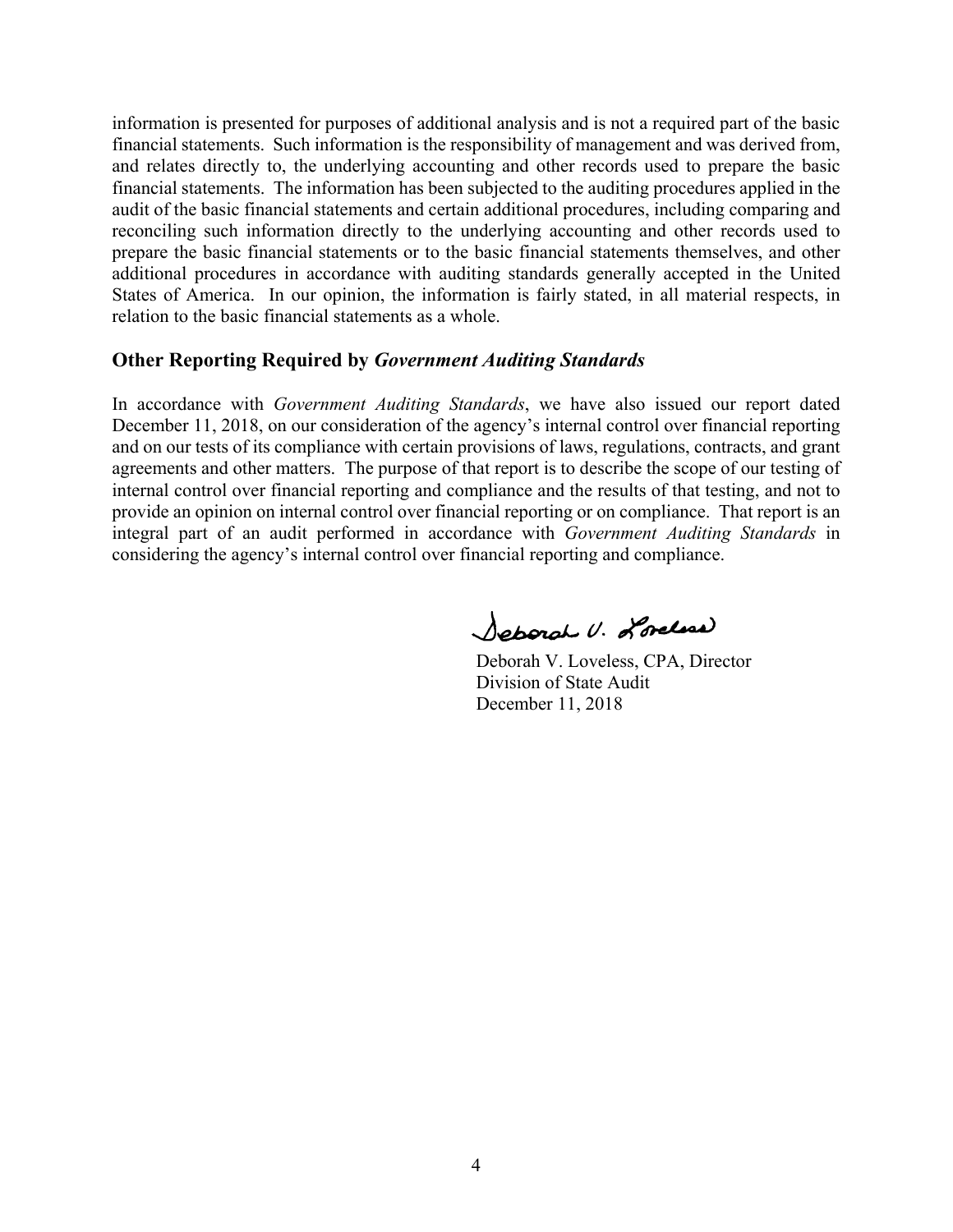information is presented for purposes of additional analysis and is not a required part of the basic financial statements. Such information is the responsibility of management and was derived from, and relates directly to, the underlying accounting and other records used to prepare the basic financial statements. The information has been subjected to the auditing procedures applied in the audit of the basic financial statements and certain additional procedures, including comparing and reconciling such information directly to the underlying accounting and other records used to prepare the basic financial statements or to the basic financial statements themselves, and other additional procedures in accordance with auditing standards generally accepted in the United States of America. In our opinion, the information is fairly stated, in all material respects, in relation to the basic financial statements as a whole.

## Other Reporting Required by *Government Auditing Standards*

In accordance with *Government Auditing Standards*, we have also issued our report dated December 11, 2018, on our consideration of the agency's internal control over financial reporting and on our tests of its compliance with certain provisions of laws, regulations, contracts, and grant agreements and other matters. The purpose of that report is to describe the scope of our testing of internal control over financial reporting and compliance and the results of that testing, and not to provide an opinion on internal control over financial reporting or on compliance. That report is an integral part of an audit performed in accordance with *Government Auditing Standards* in considering the agency's internal control over financial reporting and compliance.

Deborah V. Loveless

Deborah V. Loveless, CPA, Director
Division of State Audit
December 11, 2018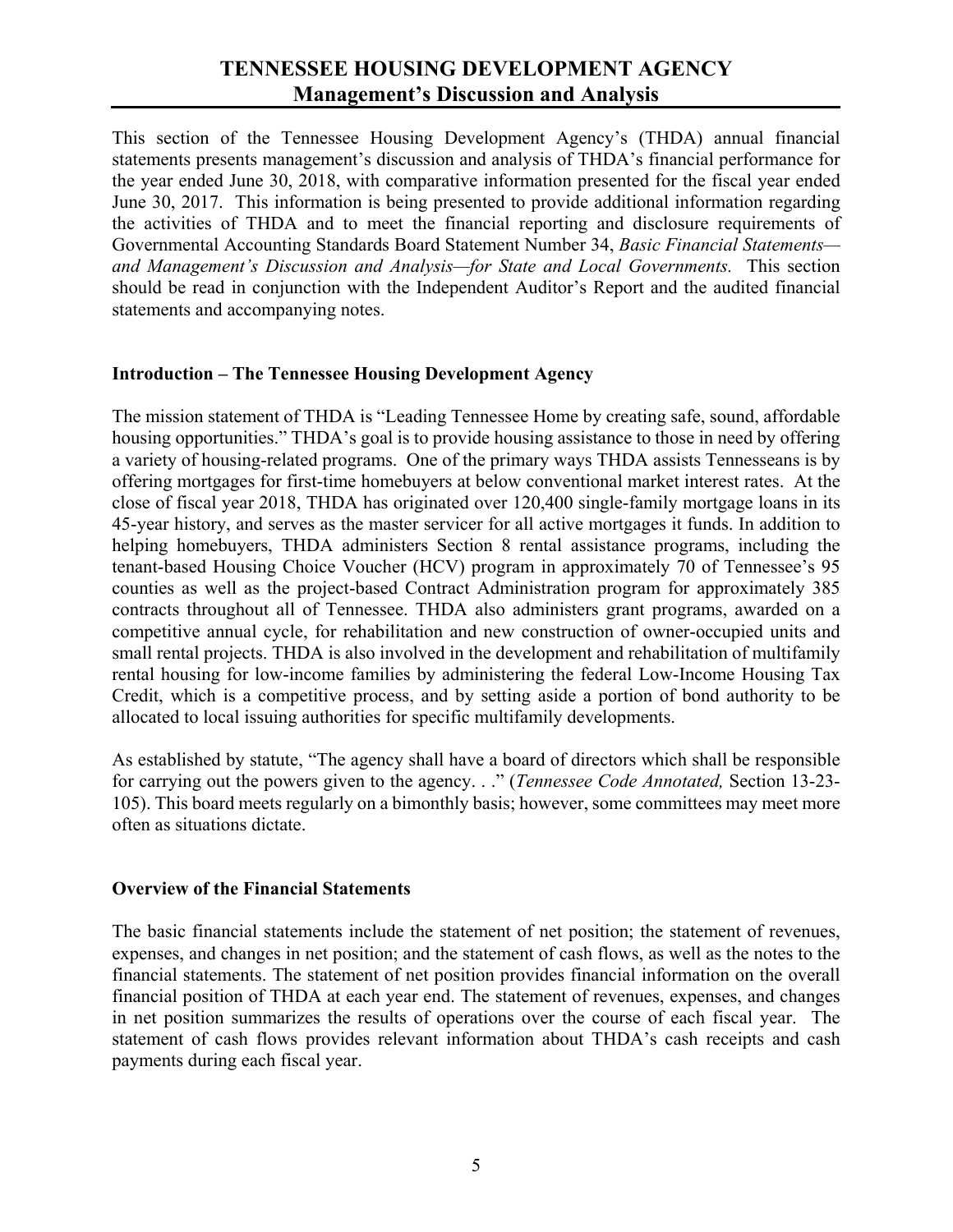# TENNESSEE HOUSING DEVELOPMENT AGENCY
## Management's Discussion and Analysis

This section of the Tennessee Housing Development Agency's (THDA) annual financial statements presents management's discussion and analysis of THDA's financial performance for the year ended June 30, 2018, with comparative information presented for the fiscal year ended June 30, 2017. This information is being presented to provide additional information regarding the activities of THDA and to meet the financial reporting and disclosure requirements of Governmental Accounting Standards Board Statement Number 34, *Basic Financial Statements—and Management's Discussion and Analysis—for State and Local Governments.* This section should be read in conjunction with the Independent Auditor's Report and the audited financial statements and accompanying notes.

### Introduction – The Tennessee Housing Development Agency

The mission statement of THDA is "Leading Tennessee Home by creating safe, sound, affordable housing opportunities." THDA's goal is to provide housing assistance to those in need by offering a variety of housing-related programs. One of the primary ways THDA assists Tennesseans is by offering mortgages for first-time homebuyers at below conventional market interest rates. At the close of fiscal year 2018, THDA has originated over 120,400 single-family mortgage loans in its 45-year history, and serves as the master servicer for all active mortgages it funds. In addition to helping homebuyers, THDA administers Section 8 rental assistance programs, including the tenant-based Housing Choice Voucher (HCV) program in approximately 70 of Tennessee's 95 counties as well as the project-based Contract Administration program for approximately 385 contracts throughout all of Tennessee. THDA also administers grant programs, awarded on a competitive annual cycle, for rehabilitation and new construction of owner-occupied units and small rental projects. THDA is also involved in the development and rehabilitation of multifamily rental housing for low-income families by administering the federal Low-Income Housing Tax Credit, which is a competitive process, and by setting aside a portion of bond authority to be allocated to local issuing authorities for specific multifamily developments.

As established by statute, "The agency shall have a board of directors which shall be responsible for carrying out the powers given to the agency. . ." (*Tennessee Code Annotated,* Section 13-23-105). This board meets regularly on a bimonthly basis; however, some committees may meet more often as situations dictate.

### Overview of the Financial Statements

The basic financial statements include the statement of net position; the statement of revenues, expenses, and changes in net position; and the statement of cash flows, as well as the notes to the financial statements. The statement of net position provides financial information on the overall financial position of THDA at each year end. The statement of revenues, expenses, and changes in net position summarizes the results of operations over the course of each fiscal year. The statement of cash flows provides relevant information about THDA's cash receipts and cash payments during each fiscal year.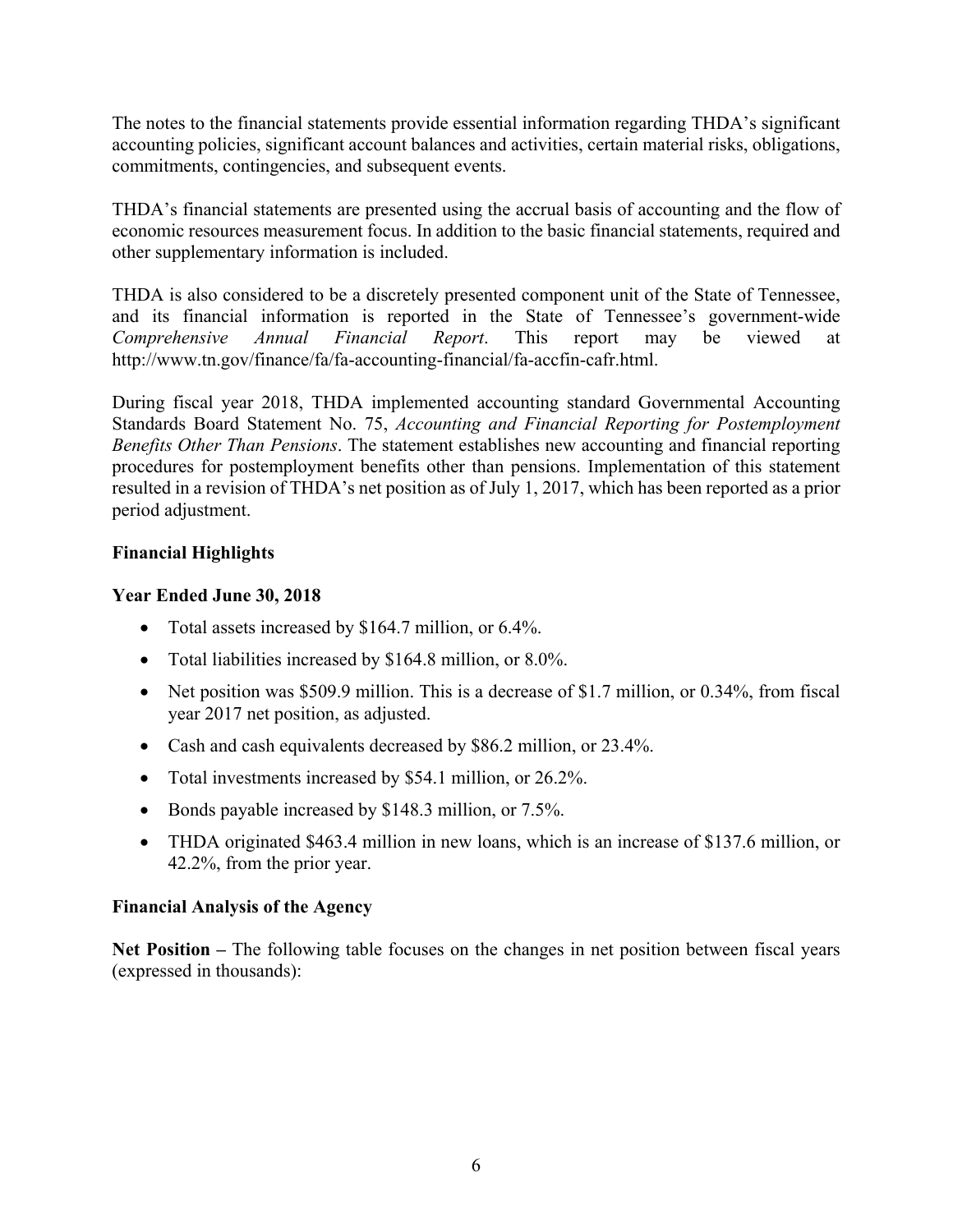The notes to the financial statements provide essential information regarding THDA's significant accounting policies, significant account balances and activities, certain material risks, obligations, commitments, contingencies, and subsequent events.

THDA's financial statements are presented using the accrual basis of accounting and the flow of economic resources measurement focus. In addition to the basic financial statements, required and other supplementary information is included.

THDA is also considered to be a discretely presented component unit of the State of Tennessee, and its financial information is reported in the State of Tennessee's government-wide *Comprehensive Annual Financial Report*. This report may be viewed at http://www.tn.gov/finance/fa/fa-accounting-financial/fa-accfin-cafr.html.

During fiscal year 2018, THDA implemented accounting standard Governmental Accounting Standards Board Statement No. 75, *Accounting and Financial Reporting for Postemployment Benefits Other Than Pensions*. The statement establishes new accounting and financial reporting procedures for postemployment benefits other than pensions. Implementation of this statement resulted in a revision of THDA's net position as of July 1, 2017, which has been reported as a prior period adjustment.

**Financial Highlights**

**Year Ended June 30, 2018**

- Total assets increased by $164.7 million, or 6.4%.
- Total liabilities increased by $164.8 million, or 8.0%.
- Net position was $509.9 million. This is a decrease of $1.7 million, or 0.34%, from fiscal year 2017 net position, as adjusted.
- Cash and cash equivalents decreased by $86.2 million, or 23.4%.
- Total investments increased by $54.1 million, or 26.2%.
- Bonds payable increased by $148.3 million, or 7.5%.
- THDA originated $463.4 million in new loans, which is an increase of $137.6 million, or 42.2%, from the prior year.

**Financial Analysis of the Agency**

**Net Position –** The following table focuses on the changes in net position between fiscal years (expressed in thousands):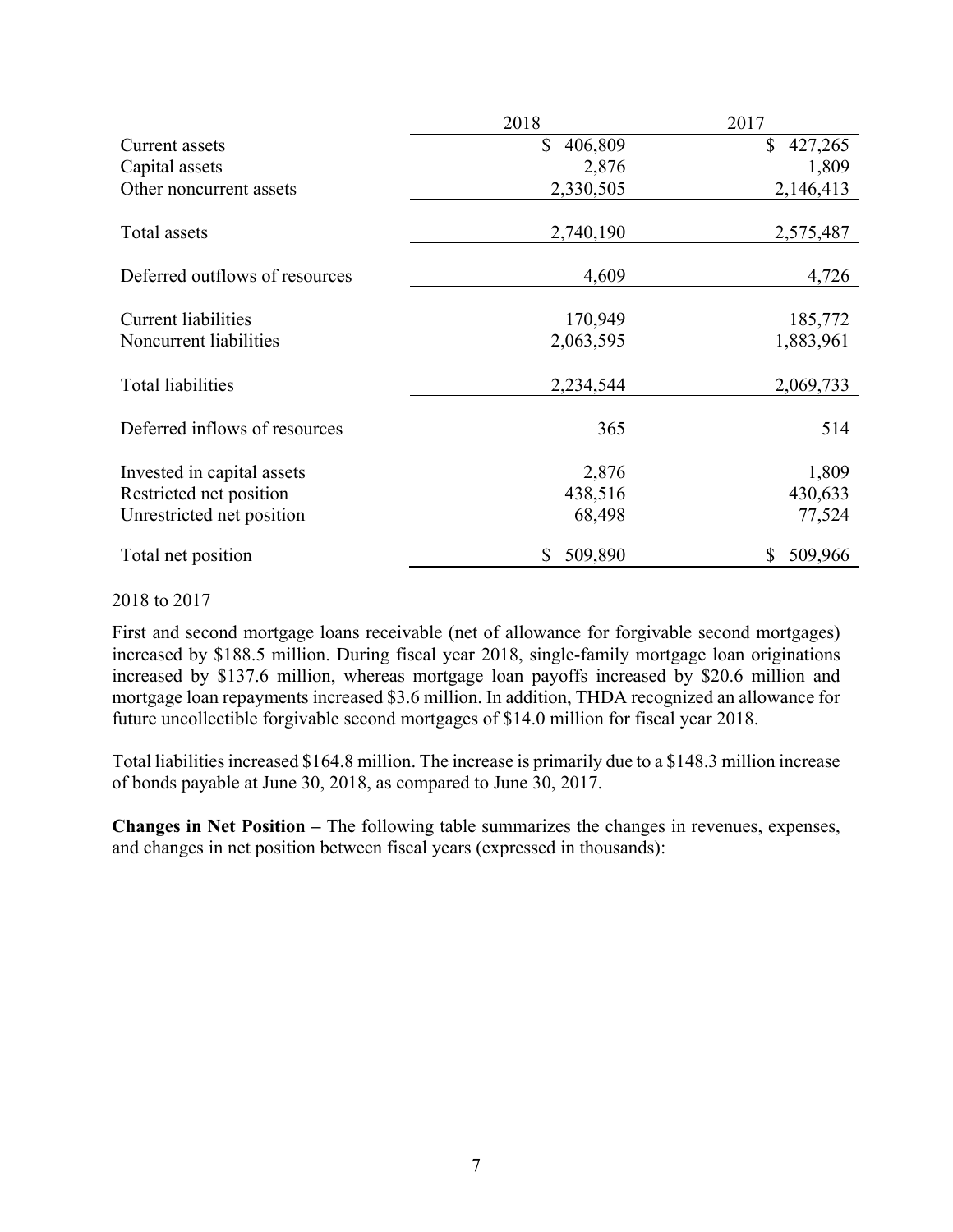| | 2018 | 2017 |
|---|---|---|
| Current assets | $ 406,809 | $ 427,265 |
| Capital assets | 2,876 | 1,809 |
| Other noncurrent assets | 2,330,505 | 2,146,413 |
| Total assets | 2,740,190 | 2,575,487 |
| Deferred outflows of resources | 4,609 | 4,726 |
| Current liabilities | 170,949 | 185,772 |
| Noncurrent liabilities | 2,063,595 | 1,883,961 |
| Total liabilities | 2,234,544 | 2,069,733 |
| Deferred inflows of resources | 365 | 514 |
| Invested in capital assets | 2,876 | 1,809 |
| Restricted net position | 438,516 | 430,633 |
| Unrestricted net position | 68,498 | 77,524 |
| Total net position | $ 509,890 | $ 509,966 |

2018 to 2017

First and second mortgage loans receivable (net of allowance for forgivable second mortgages) increased by $188.5 million. During fiscal year 2018, single-family mortgage loan originations increased by $137.6 million, whereas mortgage loan payoffs increased by $20.6 million and mortgage loan repayments increased $3.6 million. In addition, THDA recognized an allowance for future uncollectible forgivable second mortgages of $14.0 million for fiscal year 2018.

Total liabilities increased $164.8 million. The increase is primarily due to a $148.3 million increase of bonds payable at June 30, 2018, as compared to June 30, 2017.

**Changes in Net Position –** The following table summarizes the changes in revenues, expenses, and changes in net position between fiscal years (expressed in thousands):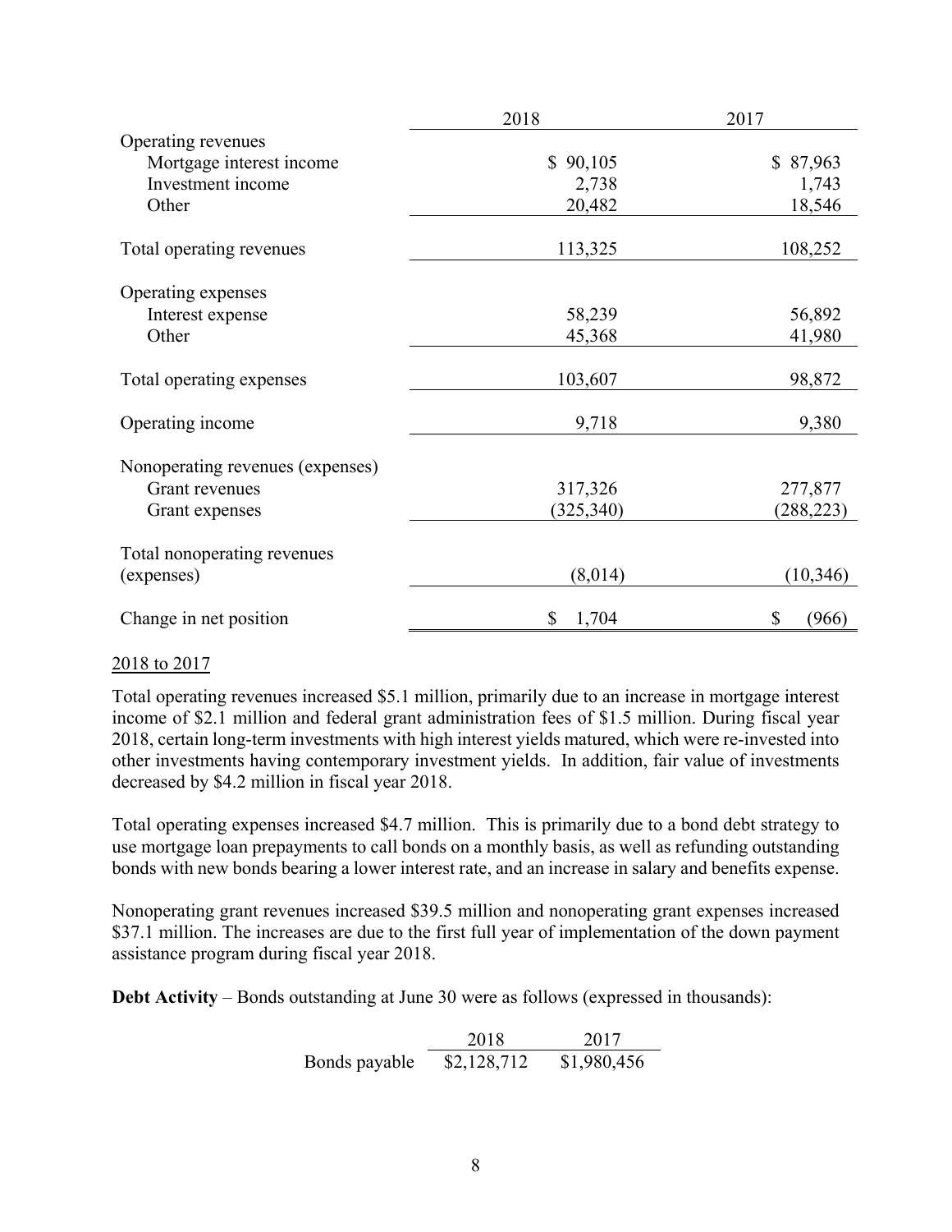| | 2018 | 2017 |
|---|---|---|
| Operating revenues | | |
| Mortgage interest income | $ 90,105 | $ 87,963 |
| Investment income | 2,738 | 1,743 |
| Other | 20,482 | 18,546 |
| Total operating revenues | 113,325 | 108,252 |
| Operating expenses | | |
| Interest expense | 58,239 | 56,892 |
| Other | 45,368 | 41,980 |
| Total operating expenses | 103,607 | 98,872 |
| Operating income | 9,718 | 9,380 |
| Nonoperating revenues (expenses) | | |
| Grant revenues | 317,326 | 277,877 |
| Grant expenses | (325,340) | (288,223) |
| Total nonoperating revenues (expenses) | (8,014) | (10,346) |
| Change in net position | $ 1,704 | $ (966) |

2018 to 2017

Total operating revenues increased $5.1 million, primarily due to an increase in mortgage interest income of $2.1 million and federal grant administration fees of $1.5 million. During fiscal year 2018, certain long-term investments with high interest yields matured, which were re-invested into other investments having contemporary investment yields. In addition, fair value of investments decreased by $4.2 million in fiscal year 2018.

Total operating expenses increased $4.7 million. This is primarily due to a bond debt strategy to use mortgage loan prepayments to call bonds on a monthly basis, as well as refunding outstanding bonds with new bonds bearing a lower interest rate, and an increase in salary and benefits expense.

Nonoperating grant revenues increased $39.5 million and nonoperating grant expenses increased $37.1 million. The increases are due to the first full year of implementation of the down payment assistance program during fiscal year 2018.

**Debt Activity** – Bonds outstanding at June 30 were as follows (expressed in thousands):

| | 2018 | 2017 |
|---|---|---|
| Bonds payable | $2,128,712 | $1,980,456 |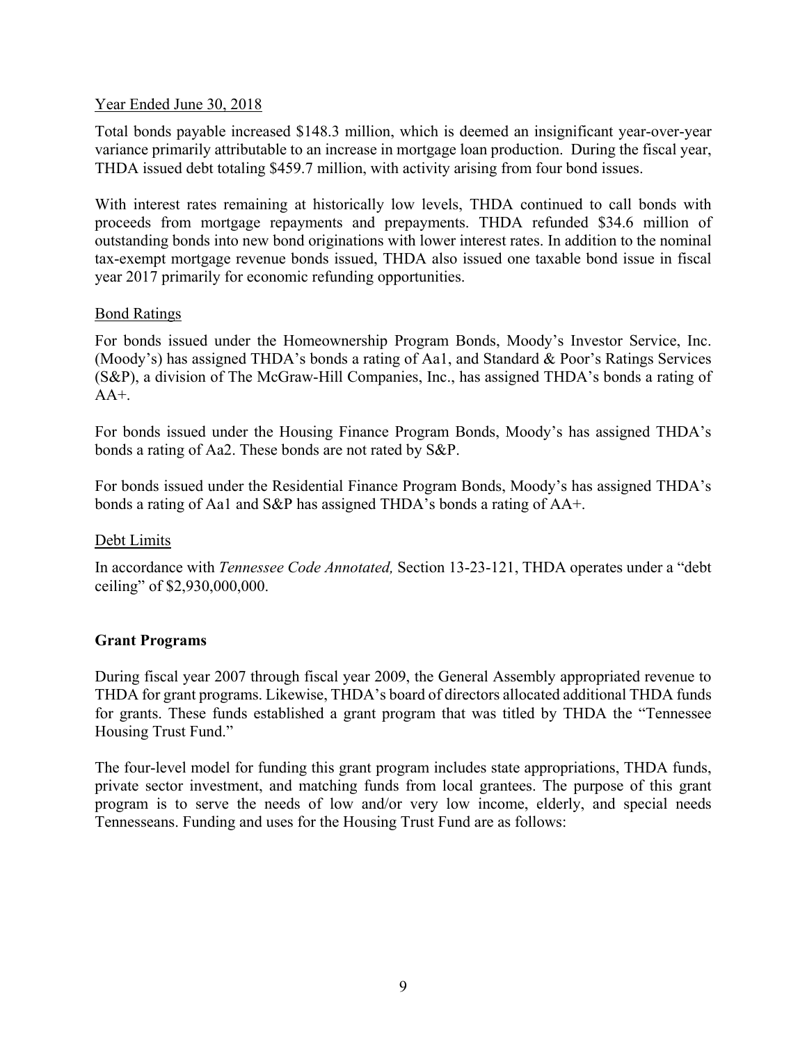Year Ended June 30, 2018

Total bonds payable increased $148.3 million, which is deemed an insignificant year-over-year variance primarily attributable to an increase in mortgage loan production. During the fiscal year, THDA issued debt totaling $459.7 million, with activity arising from four bond issues.

With interest rates remaining at historically low levels, THDA continued to call bonds with proceeds from mortgage repayments and prepayments. THDA refunded $34.6 million of outstanding bonds into new bond originations with lower interest rates. In addition to the nominal tax-exempt mortgage revenue bonds issued, THDA also issued one taxable bond issue in fiscal year 2017 primarily for economic refunding opportunities.

Bond Ratings

For bonds issued under the Homeownership Program Bonds, Moody's Investor Service, Inc. (Moody's) has assigned THDA's bonds a rating of Aa1, and Standard & Poor's Ratings Services (S&P), a division of The McGraw-Hill Companies, Inc., has assigned THDA's bonds a rating of AA+.

For bonds issued under the Housing Finance Program Bonds, Moody's has assigned THDA's bonds a rating of Aa2. These bonds are not rated by S&P.

For bonds issued under the Residential Finance Program Bonds, Moody's has assigned THDA's bonds a rating of Aa1 and S&P has assigned THDA's bonds a rating of AA+.

Debt Limits

In accordance with *Tennessee Code Annotated,* Section 13-23-121, THDA operates under a "debt ceiling" of $2,930,000,000.

**Grant Programs**

During fiscal year 2007 through fiscal year 2009, the General Assembly appropriated revenue to THDA for grant programs. Likewise, THDA's board of directors allocated additional THDA funds for grants. These funds established a grant program that was titled by THDA the "Tennessee Housing Trust Fund."

The four-level model for funding this grant program includes state appropriations, THDA funds, private sector investment, and matching funds from local grantees. The purpose of this grant program is to serve the needs of low and/or very low income, elderly, and special needs Tennesseans. Funding and uses for the Housing Trust Fund are as follows: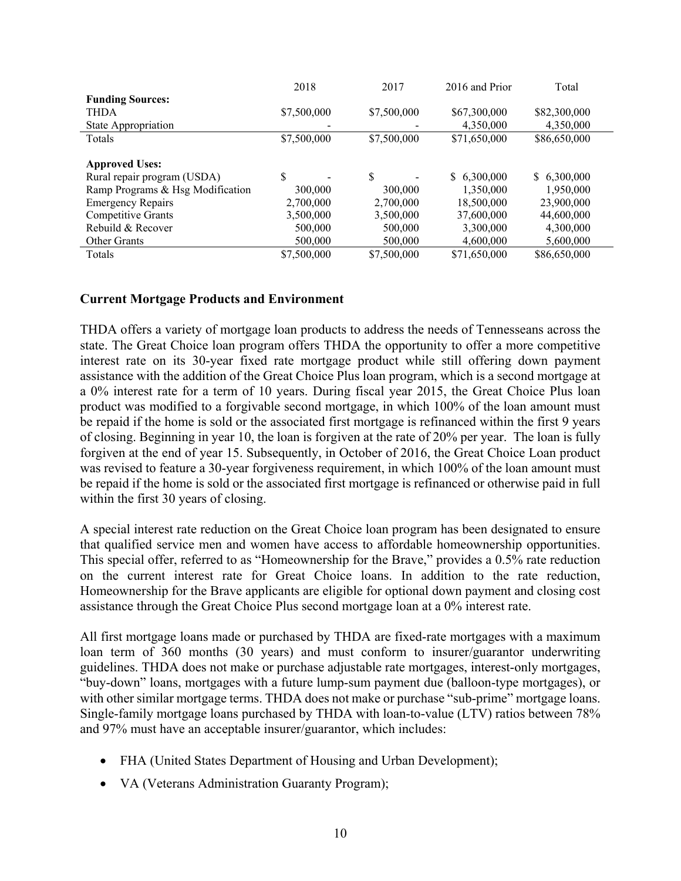| | 2018 | 2017 | 2016 and Prior | Total |
|---|---|---|---|---|
| **Funding Sources:** | | | | |
| THDA | $7,500,000 | $7,500,000 | $67,300,000 | $82,300,000 |
| State Appropriation | - | - | 4,350,000 | 4,350,000 |
| Totals | $7,500,000 | $7,500,000 | $71,650,000 | $86,650,000 |
| | | | | |
| **Approved Uses:** | | | | |
| Rural repair program (USDA) | $ - | $ - | $ 6,300,000 | $ 6,300,000 |
| Ramp Programs & Hsg Modification | 300,000 | 300,000 | 1,350,000 | 1,950,000 |
| Emergency Repairs | 2,700,000 | 2,700,000 | 18,500,000 | 23,900,000 |
| Competitive Grants | 3,500,000 | 3,500,000 | 37,600,000 | 44,600,000 |
| Rebuild & Recover | 500,000 | 500,000 | 3,300,000 | 4,300,000 |
| Other Grants | 500,000 | 500,000 | 4,600,000 | 5,600,000 |
| Totals | $7,500,000 | $7,500,000 | $71,650,000 | $86,650,000 |

## Current Mortgage Products and Environment

THDA offers a variety of mortgage loan products to address the needs of Tennesseans across the state. The Great Choice loan program offers THDA the opportunity to offer a more competitive interest rate on its 30-year fixed rate mortgage product while still offering down payment assistance with the addition of the Great Choice Plus loan program, which is a second mortgage at a 0% interest rate for a term of 10 years. During fiscal year 2015, the Great Choice Plus loan product was modified to a forgivable second mortgage, in which 100% of the loan amount must be repaid if the home is sold or the associated first mortgage is refinanced within the first 9 years of closing. Beginning in year 10, the loan is forgiven at the rate of 20% per year. The loan is fully forgiven at the end of year 15. Subsequently, in October of 2016, the Great Choice Loan product was revised to feature a 30-year forgiveness requirement, in which 100% of the loan amount must be repaid if the home is sold or the associated first mortgage is refinanced or otherwise paid in full within the first 30 years of closing.

A special interest rate reduction on the Great Choice loan program has been designated to ensure that qualified service men and women have access to affordable homeownership opportunities. This special offer, referred to as "Homeownership for the Brave," provides a 0.5% rate reduction on the current interest rate for Great Choice loans. In addition to the rate reduction, Homeownership for the Brave applicants are eligible for optional down payment and closing cost assistance through the Great Choice Plus second mortgage loan at a 0% interest rate.

All first mortgage loans made or purchased by THDA are fixed-rate mortgages with a maximum loan term of 360 months (30 years) and must conform to insurer/guarantor underwriting guidelines. THDA does not make or purchase adjustable rate mortgages, interest-only mortgages, "buy-down" loans, mortgages with a future lump-sum payment due (balloon-type mortgages), or with other similar mortgage terms. THDA does not make or purchase "sub-prime" mortgage loans. Single-family mortgage loans purchased by THDA with loan-to-value (LTV) ratios between 78% and 97% must have an acceptable insurer/guarantor, which includes:

- FHA (United States Department of Housing and Urban Development);
- VA (Veterans Administration Guaranty Program);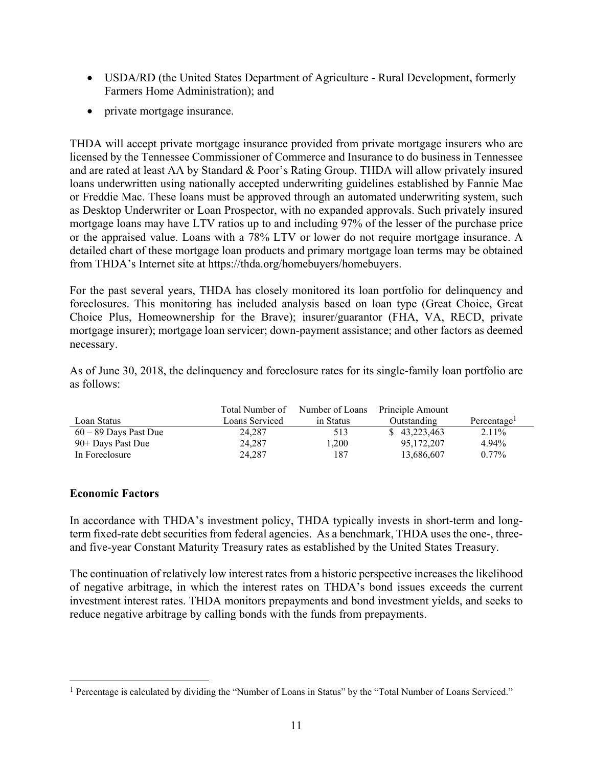- USDA/RD (the United States Department of Agriculture - Rural Development, formerly Farmers Home Administration); and
- private mortgage insurance.

THDA will accept private mortgage insurance provided from private mortgage insurers who are licensed by the Tennessee Commissioner of Commerce and Insurance to do business in Tennessee and are rated at least AA by Standard & Poor's Rating Group. THDA will allow privately insured loans underwritten using nationally accepted underwriting guidelines established by Fannie Mae or Freddie Mac. These loans must be approved through an automated underwriting system, such as Desktop Underwriter or Loan Prospector, with no expanded approvals. Such privately insured mortgage loans may have LTV ratios up to and including 97% of the lesser of the purchase price or the appraised value. Loans with a 78% LTV or lower do not require mortgage insurance. A detailed chart of these mortgage loan products and primary mortgage loan terms may be obtained from THDA's Internet site at https://thda.org/homebuyers/homebuyers.

For the past several years, THDA has closely monitored its loan portfolio for delinquency and foreclosures. This monitoring has included analysis based on loan type (Great Choice, Great Choice Plus, Homeownership for the Brave); insurer/guarantor (FHA, VA, RECD, private mortgage insurer); mortgage loan servicer; down-payment assistance; and other factors as deemed necessary.

As of June 30, 2018, the delinquency and foreclosure rates for its single-family loan portfolio are as follows:

| Loan Status | Total Number of Loans Serviced | Number of Loans in Status | Principle Amount Outstanding | Percentage[1] |
|---|---|---|---|---|
| 60 – 89 Days Past Due | 24,287 | 513 | $ 43,223,463 | 2.11% |
| 90+ Days Past Due | 24,287 | 1,200 | 95,172,207 | 4.94% |
| In Foreclosure | 24,287 | 187 | 13,686,607 | 0.77% |

**Economic Factors**

In accordance with THDA's investment policy, THDA typically invests in short-term and long-term fixed-rate debt securities from federal agencies. As a benchmark, THDA uses the one-, three- and five-year Constant Maturity Treasury rates as established by the United States Treasury.

The continuation of relatively low interest rates from a historic perspective increases the likelihood of negative arbitrage, in which the interest rates on THDA's bond issues exceeds the current investment interest rates. THDA monitors prepayments and bond investment yields, and seeks to reduce negative arbitrage by calling bonds with the funds from prepayments.

[1] Percentage is calculated by dividing the "Number of Loans in Status" by the "Total Number of Loans Serviced."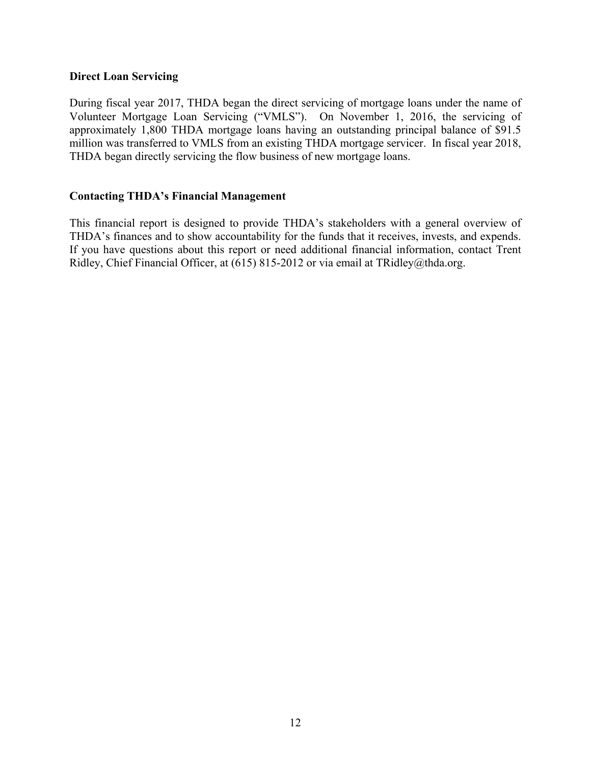### Direct Loan Servicing

During fiscal year 2017, THDA began the direct servicing of mortgage loans under the name of Volunteer Mortgage Loan Servicing ("VMLS"). On November 1, 2016, the servicing of approximately 1,800 THDA mortgage loans having an outstanding principal balance of $91.5 million was transferred to VMLS from an existing THDA mortgage servicer. In fiscal year 2018, THDA began directly servicing the flow business of new mortgage loans.

### Contacting THDA's Financial Management

This financial report is designed to provide THDA's stakeholders with a general overview of THDA's finances and to show accountability for the funds that it receives, invests, and expends. If you have questions about this report or need additional financial information, contact Trent Ridley, Chief Financial Officer, at (615) 815-2012 or via email at TRidley@thda.org.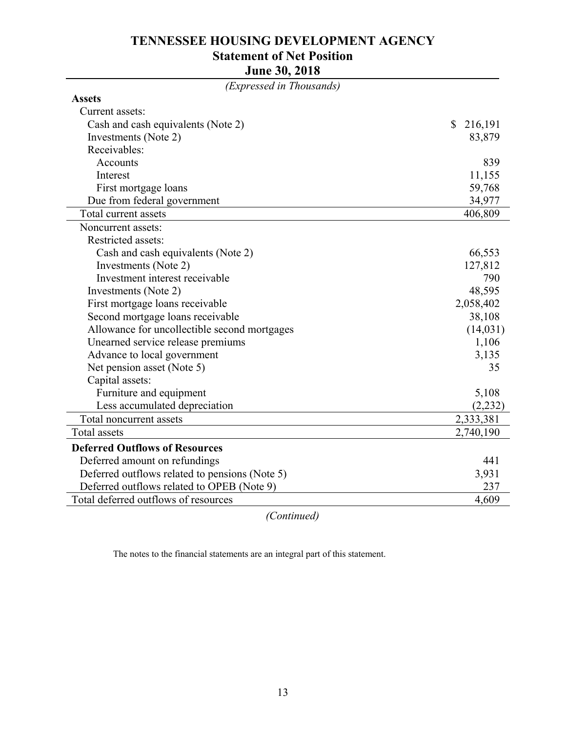# TENNESSEE HOUSING DEVELOPMENT AGENCY
## Statement of Net Position
## June 30, 2018

*(Expressed in Thousands)*

| | |
|---|---|
| **Assets** | |
| Current assets: | |
| Cash and cash equivalents (Note 2) | $ 216,191 |
| Investments (Note 2) | 83,879 |
| Receivables: | |
| Accounts | 839 |
| Interest | 11,155 |
| First mortgage loans | 59,768 |
| Due from federal government | 34,977 |
| Total current assets | 406,809 |
| Noncurrent assets: | |
| Restricted assets: | |
| Cash and cash equivalents (Note 2) | 66,553 |
| Investments (Note 2) | 127,812 |
| Investment interest receivable | 790 |
| Investments (Note 2) | 48,595 |
| First mortgage loans receivable | 2,058,402 |
| Second mortgage loans receivable | 38,108 |
| Allowance for uncollectible second mortgages | (14,031) |
| Unearned service release premiums | 1,106 |
| Advance to local government | 3,135 |
| Net pension asset (Note 5) | 35 |
| Capital assets: | |
| Furniture and equipment | 5,108 |
| Less accumulated depreciation | (2,232) |
| Total noncurrent assets | 2,333,381 |
| Total assets | 2,740,190 |
| **Deferred Outflows of Resources** | |
| Deferred amount on refundings | 441 |
| Deferred outflows related to pensions (Note 5) | 3,931 |
| Deferred outflows related to OPEB (Note 9) | 237 |
| Total deferred outflows of resources | 4,609 |

*(Continued)*

The notes to the financial statements are an integral part of this statement.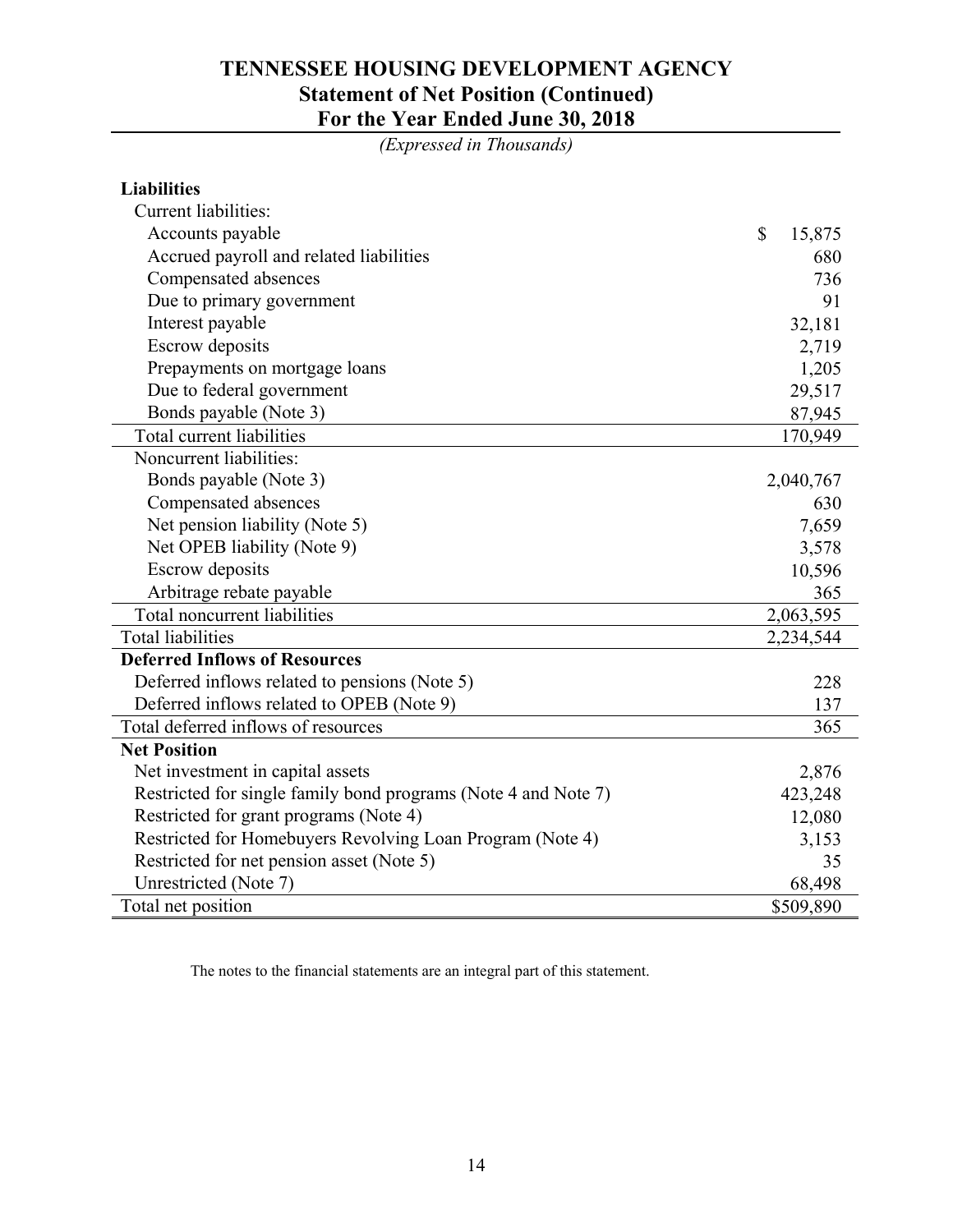# TENNESSEE HOUSING DEVELOPMENT AGENCY
## Statement of Net Position (Continued)
## For the Year Ended June 30, 2018

*(Expressed in Thousands)*

| | |
|---|---|
| **Liabilities** | |
| Current liabilities: | |
| Accounts payable | $ 15,875 |
| Accrued payroll and related liabilities | 680 |
| Compensated absences | 736 |
| Due to primary government | 91 |
| Interest payable | 32,181 |
| Escrow deposits | 2,719 |
| Prepayments on mortgage loans | 1,205 |
| Due to federal government | 29,517 |
| Bonds payable (Note 3) | 87,945 |
| Total current liabilities | 170,949 |
| Noncurrent liabilities: | |
| Bonds payable (Note 3) | 2,040,767 |
| Compensated absences | 630 |
| Net pension liability (Note 5) | 7,659 |
| Net OPEB liability (Note 9) | 3,578 |
| Escrow deposits | 10,596 |
| Arbitrage rebate payable | 365 |
| Total noncurrent liabilities | 2,063,595 |
| Total liabilities | 2,234,544 |
| **Deferred Inflows of Resources** | |
| Deferred inflows related to pensions (Note 5) | 228 |
| Deferred inflows related to OPEB (Note 9) | 137 |
| Total deferred inflows of resources | 365 |
| **Net Position** | |
| Net investment in capital assets | 2,876 |
| Restricted for single family bond programs (Note 4 and Note 7) | 423,248 |
| Restricted for grant programs (Note 4) | 12,080 |
| Restricted for Homebuyers Revolving Loan Program (Note 4) | 3,153 |
| Restricted for net pension asset (Note 5) | 35 |
| Unrestricted (Note 7) | 68,498 |
| Total net position | $509,890 |

The notes to the financial statements are an integral part of this statement.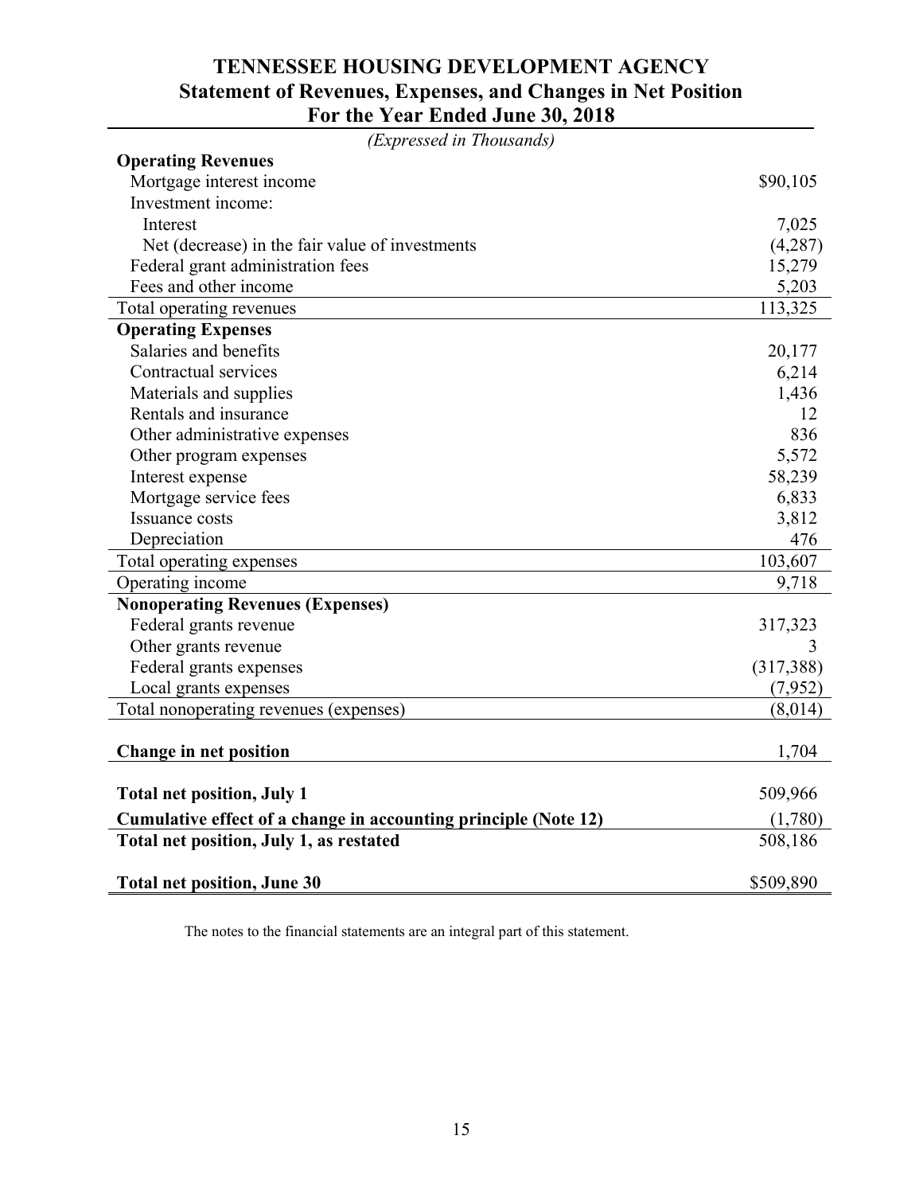# TENNESSEE HOUSING DEVELOPMENT AGENCY
## Statement of Revenues, Expenses, and Changes in Net Position
## For the Year Ended June 30, 2018

*(Expressed in Thousands)*

| | |
|---|---|
| **Operating Revenues** | |
| Mortgage interest income | $90,105 |
| Investment income: | |
| Interest | 7,025 |
| Net (decrease) in the fair value of investments | (4,287) |
| Federal grant administration fees | 15,279 |
| Fees and other income | 5,203 |
| Total operating revenues | 113,325 |
| **Operating Expenses** | |
| Salaries and benefits | 20,177 |
| Contractual services | 6,214 |
| Materials and supplies | 1,436 |
| Rentals and insurance | 12 |
| Other administrative expenses | 836 |
| Other program expenses | 5,572 |
| Interest expense | 58,239 |
| Mortgage service fees | 6,833 |
| Issuance costs | 3,812 |
| Depreciation | 476 |
| Total operating expenses | 103,607 |
| Operating income | 9,718 |
| **Nonoperating Revenues (Expenses)** | |
| Federal grants revenue | 317,323 |
| Other grants revenue | 3 |
| Federal grants expenses | (317,388) |
| Local grants expenses | (7,952) |
| Total nonoperating revenues (expenses) | (8,014) |
| **Change in net position** | 1,704 |
| **Total net position, July 1** | 509,966 |
| **Cumulative effect of a change in accounting principle (Note 12)** | (1,780) |
| **Total net position, July 1, as restated** | 508,186 |
| **Total net position, June 30** | $509,890 |

The notes to the financial statements are an integral part of this statement.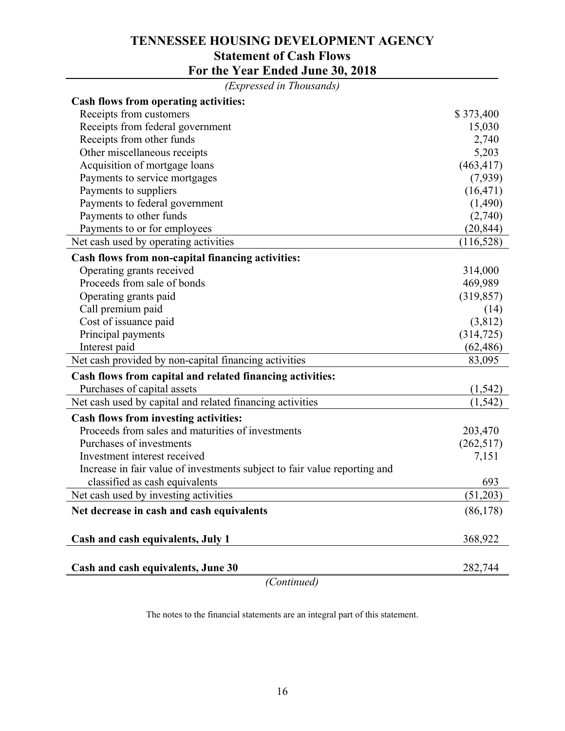# TENNESSEE HOUSING DEVELOPMENT AGENCY
## Statement of Cash Flows
## For the Year Ended June 30, 2018

*(Expressed in Thousands)*

| | |
|---|---|
| **Cash flows from operating activities:** | |
| Receipts from customers | $ 373,400 |
| Receipts from federal government | 15,030 |
| Receipts from other funds | 2,740 |
| Other miscellaneous receipts | 5,203 |
| Acquisition of mortgage loans | (463,417) |
| Payments to service mortgages | (7,939) |
| Payments to suppliers | (16,471) |
| Payments to federal government | (1,490) |
| Payments to other funds | (2,740) |
| Payments to or for employees | (20,844) |
| Net cash used by operating activities | (116,528) |
| **Cash flows from non-capital financing activities:** | |
| Operating grants received | 314,000 |
| Proceeds from sale of bonds | 469,989 |
| Operating grants paid | (319,857) |
| Call premium paid | (14) |
| Cost of issuance paid | (3,812) |
| Principal payments | (314,725) |
| Interest paid | (62,486) |
| Net cash provided by non-capital financing activities | 83,095 |
| **Cash flows from capital and related financing activities:** | |
| Purchases of capital assets | (1,542) |
| Net cash used by capital and related financing activities | (1,542) |
| **Cash flows from investing activities:** | |
| Proceeds from sales and maturities of investments | 203,470 |
| Purchases of investments | (262,517) |
| Investment interest received | 7,151 |
| Increase in fair value of investments subject to fair value reporting and classified as cash equivalents | 693 |
| Net cash used by investing activities | (51,203) |
| **Net decrease in cash and cash equivalents** | (86,178) |
| **Cash and cash equivalents, July 1** | 368,922 |
| **Cash and cash equivalents, June 30** | 282,744 |

*(Continued)*

The notes to the financial statements are an integral part of this statement.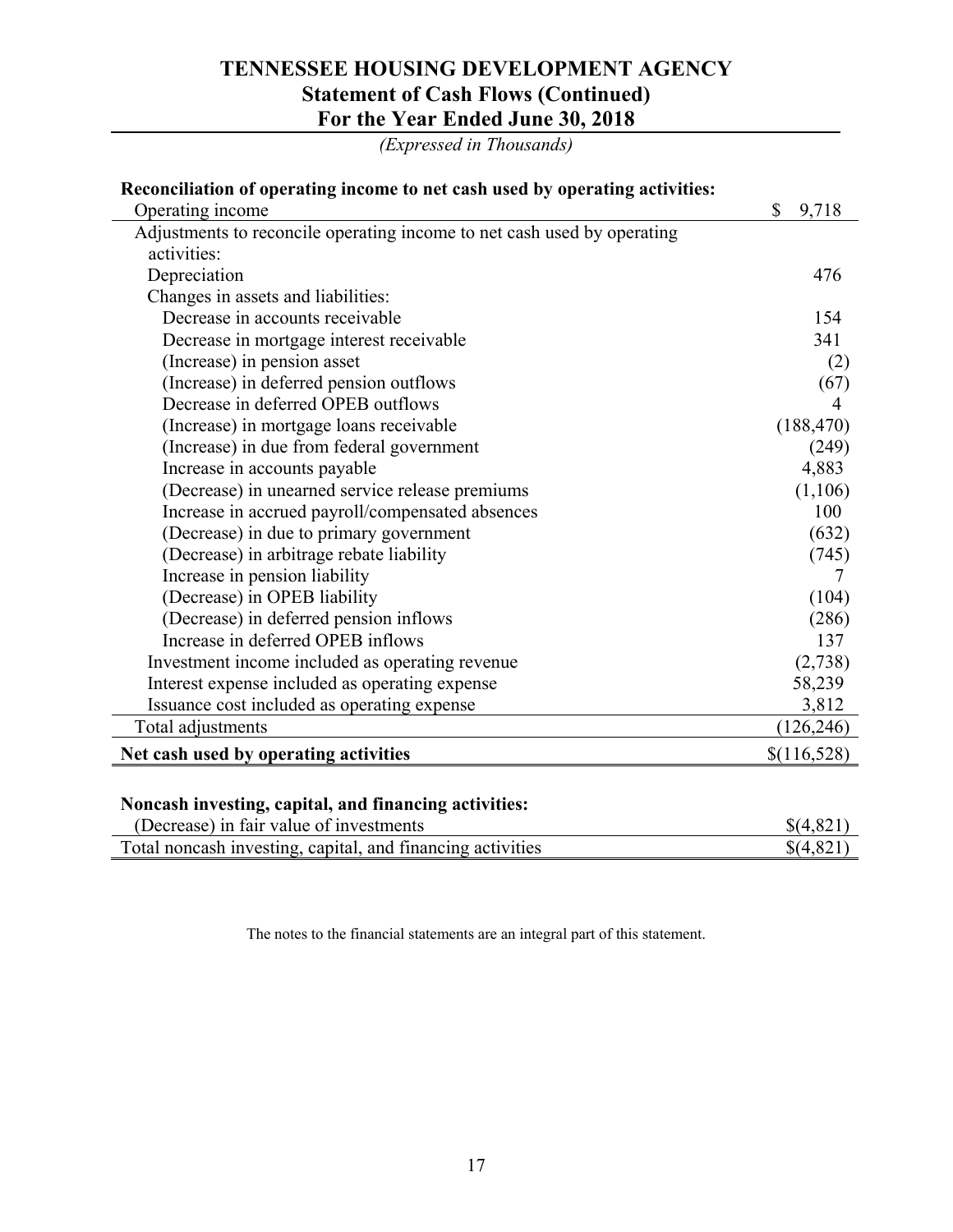# TENNESSEE HOUSING DEVELOPMENT AGENCY
## Statement of Cash Flows (Continued)
## For the Year Ended June 30, 2018

*(Expressed in Thousands)*

| **Reconciliation of operating income to net cash used by operating activities:** | |
|---|---|
| Operating income | $ 9,718 |
| Adjustments to reconcile operating income to net cash used by operating activities: | |
| Depreciation | 476 |
| Changes in assets and liabilities: | |
| Decrease in accounts receivable | 154 |
| Decrease in mortgage interest receivable | 341 |
| (Increase) in pension asset | (2) |
| (Increase) in deferred pension outflows | (67) |
| Decrease in deferred OPEB outflows | 4 |
| (Increase) in mortgage loans receivable | (188,470) |
| (Increase) in due from federal government | (249) |
| Increase in accounts payable | 4,883 |
| (Decrease) in unearned service release premiums | (1,106) |
| Increase in accrued payroll/compensated absences | 100 |
| (Decrease) in due to primary government | (632) |
| (Decrease) in arbitrage rebate liability | (745) |
| Increase in pension liability | 7 |
| (Decrease) in OPEB liability | (104) |
| (Decrease) in deferred pension inflows | (286) |
| Increase in deferred OPEB inflows | 137 |
| Investment income included as operating revenue | (2,738) |
| Interest expense included as operating expense | 58,239 |
| Issuance cost included as operating expense | 3,812 |
| Total adjustments | (126,246) |
| **Net cash used by operating activities** | $(116,528) |

| **Noncash investing, capital, and financing activities:** | |
|---|---|
| (Decrease) in fair value of investments | $(4,821) |
| Total noncash investing, capital, and financing activities | $(4,821) |

The notes to the financial statements are an integral part of this statement.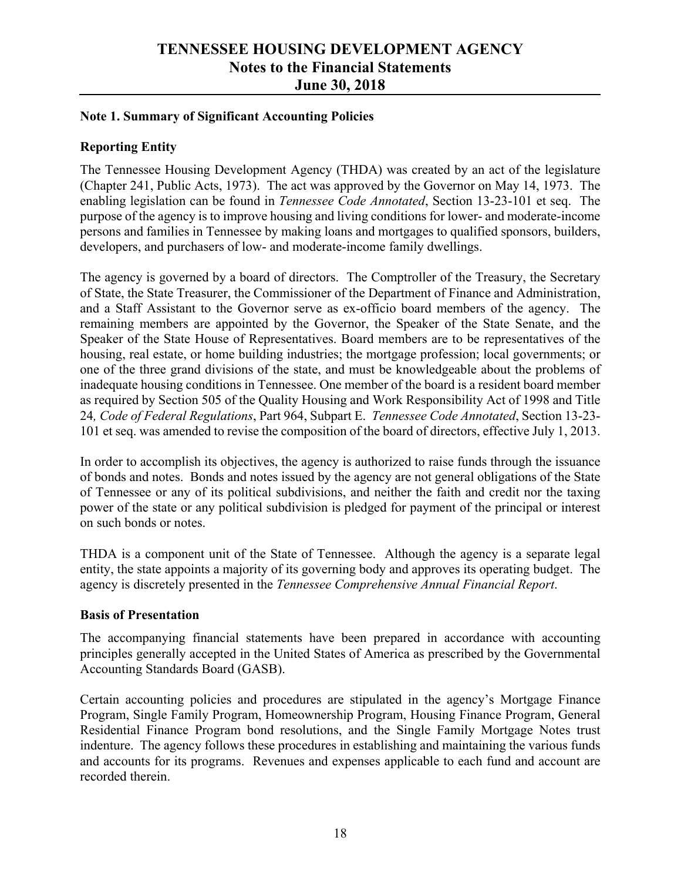# TENNESSEE HOUSING DEVELOPMENT AGENCY
# Notes to the Financial Statements
# June 30, 2018

## Note 1. Summary of Significant Accounting Policies

### Reporting Entity

The Tennessee Housing Development Agency (THDA) was created by an act of the legislature (Chapter 241, Public Acts, 1973). The act was approved by the Governor on May 14, 1973. The enabling legislation can be found in *Tennessee Code Annotated*, Section 13-23-101 et seq. The purpose of the agency is to improve housing and living conditions for lower- and moderate-income persons and families in Tennessee by making loans and mortgages to qualified sponsors, builders, developers, and purchasers of low- and moderate-income family dwellings.

The agency is governed by a board of directors. The Comptroller of the Treasury, the Secretary of State, the State Treasurer, the Commissioner of the Department of Finance and Administration, and a Staff Assistant to the Governor serve as ex-officio board members of the agency. The remaining members are appointed by the Governor, the Speaker of the State Senate, and the Speaker of the State House of Representatives. Board members are to be representatives of the housing, real estate, or home building industries; the mortgage profession; local governments; or one of the three grand divisions of the state, and must be knowledgeable about the problems of inadequate housing conditions in Tennessee. One member of the board is a resident board member as required by Section 505 of the Quality Housing and Work Responsibility Act of 1998 and Title 24*, Code of Federal Regulations*, Part 964, Subpart E. *Tennessee Code Annotated*, Section 13-23-101 et seq. was amended to revise the composition of the board of directors, effective July 1, 2013.

In order to accomplish its objectives, the agency is authorized to raise funds through the issuance of bonds and notes. Bonds and notes issued by the agency are not general obligations of the State of Tennessee or any of its political subdivisions, and neither the faith and credit nor the taxing power of the state or any political subdivision is pledged for payment of the principal or interest on such bonds or notes.

THDA is a component unit of the State of Tennessee. Although the agency is a separate legal entity, the state appoints a majority of its governing body and approves its operating budget. The agency is discretely presented in the *Tennessee Comprehensive Annual Financial Report*.

### Basis of Presentation

The accompanying financial statements have been prepared in accordance with accounting principles generally accepted in the United States of America as prescribed by the Governmental Accounting Standards Board (GASB).

Certain accounting policies and procedures are stipulated in the agency's Mortgage Finance Program, Single Family Program, Homeownership Program, Housing Finance Program, General Residential Finance Program bond resolutions, and the Single Family Mortgage Notes trust indenture. The agency follows these procedures in establishing and maintaining the various funds and accounts for its programs. Revenues and expenses applicable to each fund and account are recorded therein.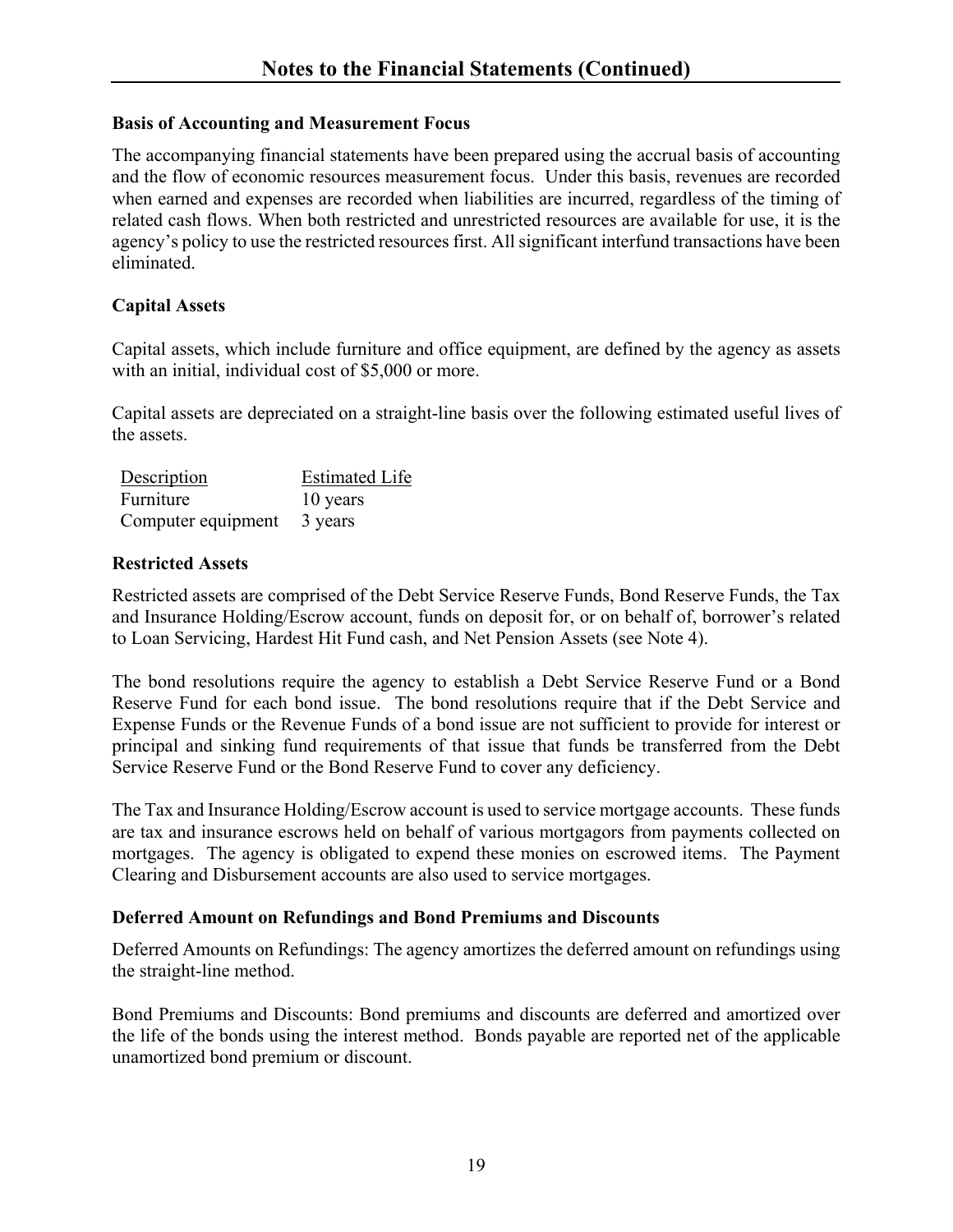# Notes to the Financial Statements (Continued)

### Basis of Accounting and Measurement Focus

The accompanying financial statements have been prepared using the accrual basis of accounting and the flow of economic resources measurement focus. Under this basis, revenues are recorded when earned and expenses are recorded when liabilities are incurred, regardless of the timing of related cash flows. When both restricted and unrestricted resources are available for use, it is the agency's policy to use the restricted resources first. All significant interfund transactions have been eliminated.

### Capital Assets

Capital assets, which include furniture and office equipment, are defined by the agency as assets with an initial, individual cost of $5,000 or more.

Capital assets are depreciated on a straight-line basis over the following estimated useful lives of the assets.

| Description | Estimated Life |
|---|---|
| Furniture | 10 years |
| Computer equipment | 3 years |

### Restricted Assets

Restricted assets are comprised of the Debt Service Reserve Funds, Bond Reserve Funds, the Tax and Insurance Holding/Escrow account, funds on deposit for, or on behalf of, borrower's related to Loan Servicing, Hardest Hit Fund cash, and Net Pension Assets (see Note 4).

The bond resolutions require the agency to establish a Debt Service Reserve Fund or a Bond Reserve Fund for each bond issue. The bond resolutions require that if the Debt Service and Expense Funds or the Revenue Funds of a bond issue are not sufficient to provide for interest or principal and sinking fund requirements of that issue that funds be transferred from the Debt Service Reserve Fund or the Bond Reserve Fund to cover any deficiency.

The Tax and Insurance Holding/Escrow account is used to service mortgage accounts. These funds are tax and insurance escrows held on behalf of various mortgagors from payments collected on mortgages. The agency is obligated to expend these monies on escrowed items. The Payment Clearing and Disbursement accounts are also used to service mortgages.

### Deferred Amount on Refundings and Bond Premiums and Discounts

Deferred Amounts on Refundings: The agency amortizes the deferred amount on refundings using the straight-line method.

Bond Premiums and Discounts: Bond premiums and discounts are deferred and amortized over the life of the bonds using the interest method. Bonds payable are reported net of the applicable unamortized bond premium or discount.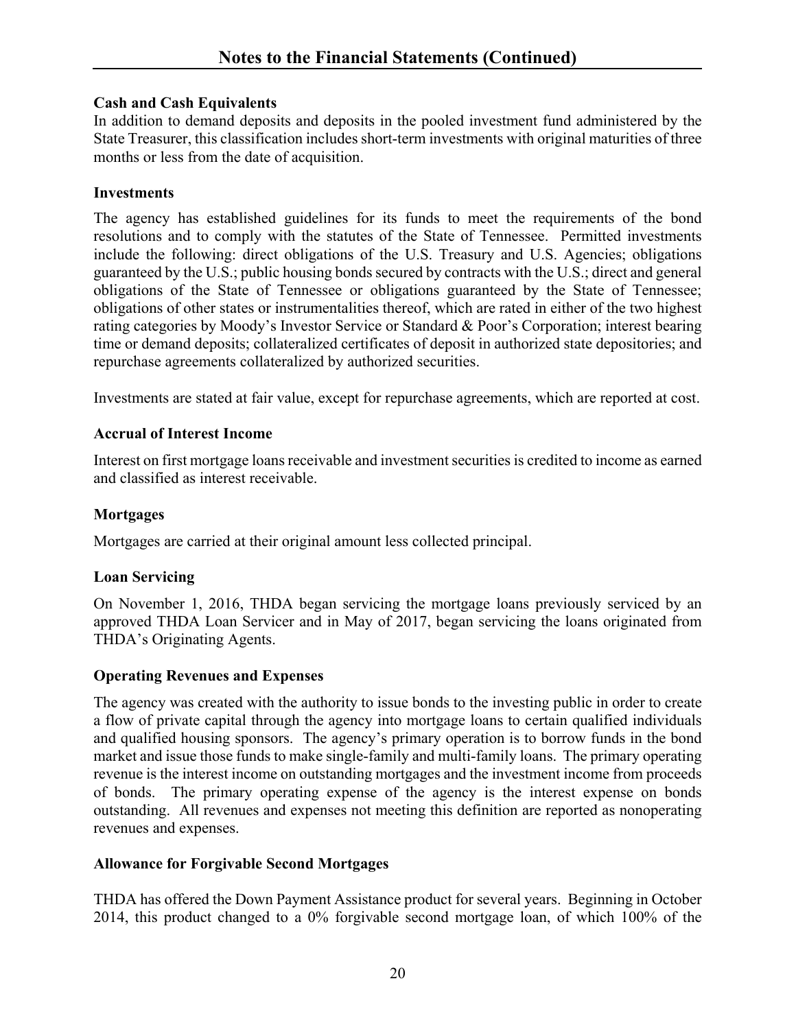## Notes to the Financial Statements (Continued)

### Cash and Cash Equivalents

In addition to demand deposits and deposits in the pooled investment fund administered by the State Treasurer, this classification includes short-term investments with original maturities of three months or less from the date of acquisition.

### Investments

The agency has established guidelines for its funds to meet the requirements of the bond resolutions and to comply with the statutes of the State of Tennessee. Permitted investments include the following: direct obligations of the U.S. Treasury and U.S. Agencies; obligations guaranteed by the U.S.; public housing bonds secured by contracts with the U.S.; direct and general obligations of the State of Tennessee or obligations guaranteed by the State of Tennessee; obligations of other states or instrumentalities thereof, which are rated in either of the two highest rating categories by Moody's Investor Service or Standard & Poor's Corporation; interest bearing time or demand deposits; collateralized certificates of deposit in authorized state depositories; and repurchase agreements collateralized by authorized securities.

Investments are stated at fair value, except for repurchase agreements, which are reported at cost.

### Accrual of Interest Income

Interest on first mortgage loans receivable and investment securities is credited to income as earned and classified as interest receivable.

### Mortgages

Mortgages are carried at their original amount less collected principal.

### Loan Servicing

On November 1, 2016, THDA began servicing the mortgage loans previously serviced by an approved THDA Loan Servicer and in May of 2017, began servicing the loans originated from THDA's Originating Agents.

### Operating Revenues and Expenses

The agency was created with the authority to issue bonds to the investing public in order to create a flow of private capital through the agency into mortgage loans to certain qualified individuals and qualified housing sponsors. The agency's primary operation is to borrow funds in the bond market and issue those funds to make single-family and multi-family loans. The primary operating revenue is the interest income on outstanding mortgages and the investment income from proceeds of bonds. The primary operating expense of the agency is the interest expense on bonds outstanding. All revenues and expenses not meeting this definition are reported as nonoperating revenues and expenses.

### Allowance for Forgivable Second Mortgages

THDA has offered the Down Payment Assistance product for several years. Beginning in October 2014, this product changed to a 0% forgivable second mortgage loan, of which 100% of the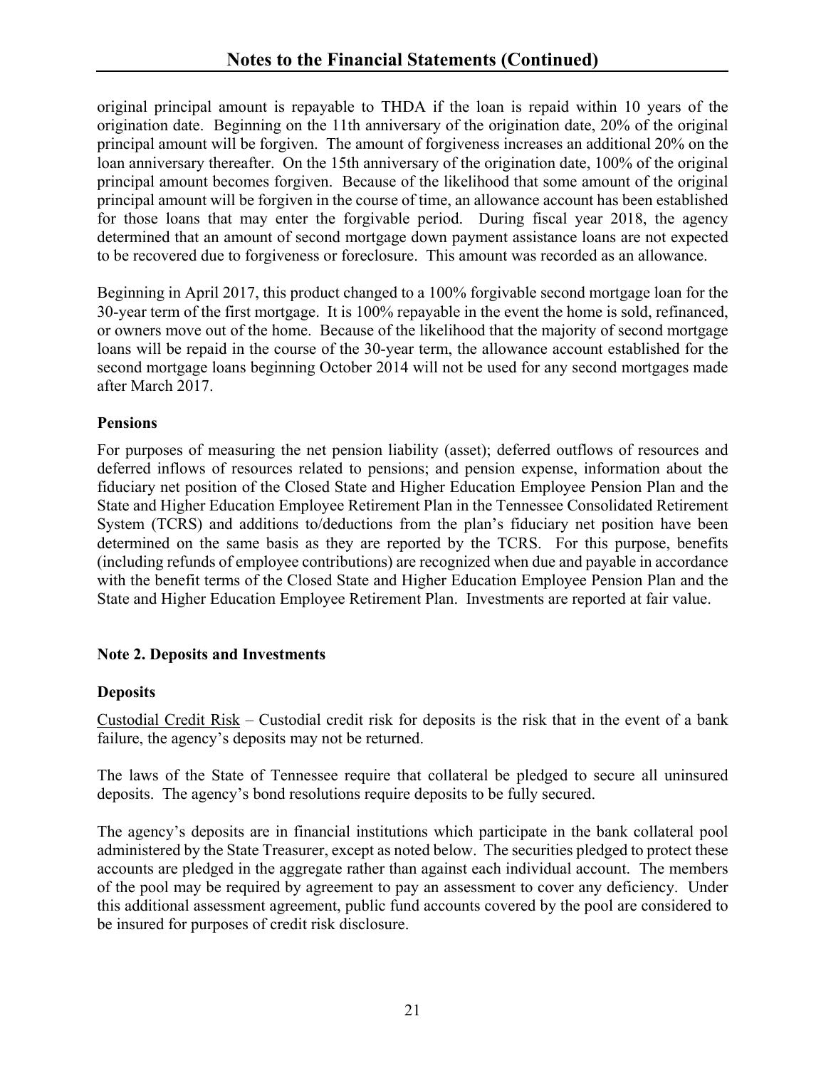original principal amount is repayable to THDA if the loan is repaid within 10 years of the origination date. Beginning on the 11th anniversary of the origination date, 20% of the original principal amount will be forgiven. The amount of forgiveness increases an additional 20% on the loan anniversary thereafter. On the 15th anniversary of the origination date, 100% of the original principal amount becomes forgiven. Because of the likelihood that some amount of the original principal amount will be forgiven in the course of time, an allowance account has been established for those loans that may enter the forgivable period. During fiscal year 2018, the agency determined that an amount of second mortgage down payment assistance loans are not expected to be recovered due to forgiveness or foreclosure. This amount was recorded as an allowance.

Beginning in April 2017, this product changed to a 100% forgivable second mortgage loan for the 30-year term of the first mortgage. It is 100% repayable in the event the home is sold, refinanced, or owners move out of the home. Because of the likelihood that the majority of second mortgage loans will be repaid in the course of the 30-year term, the allowance account established for the second mortgage loans beginning October 2014 will not be used for any second mortgages made after March 2017.

### Pensions

For purposes of measuring the net pension liability (asset); deferred outflows of resources and deferred inflows of resources related to pensions; and pension expense, information about the fiduciary net position of the Closed State and Higher Education Employee Pension Plan and the State and Higher Education Employee Retirement Plan in the Tennessee Consolidated Retirement System (TCRS) and additions to/deductions from the plan's fiduciary net position have been determined on the same basis as they are reported by the TCRS. For this purpose, benefits (including refunds of employee contributions) are recognized when due and payable in accordance with the benefit terms of the Closed State and Higher Education Employee Pension Plan and the State and Higher Education Employee Retirement Plan. Investments are reported at fair value.

## Note 2. Deposits and Investments

### Deposits

Custodial Credit Risk – Custodial credit risk for deposits is the risk that in the event of a bank failure, the agency's deposits may not be returned.

The laws of the State of Tennessee require that collateral be pledged to secure all uninsured deposits. The agency's bond resolutions require deposits to be fully secured.

The agency's deposits are in financial institutions which participate in the bank collateral pool administered by the State Treasurer, except as noted below. The securities pledged to protect these accounts are pledged in the aggregate rather than against each individual account. The members of the pool may be required by agreement to pay an assessment to cover any deficiency. Under this additional assessment agreement, public fund accounts covered by the pool are considered to be insured for purposes of credit risk disclosure.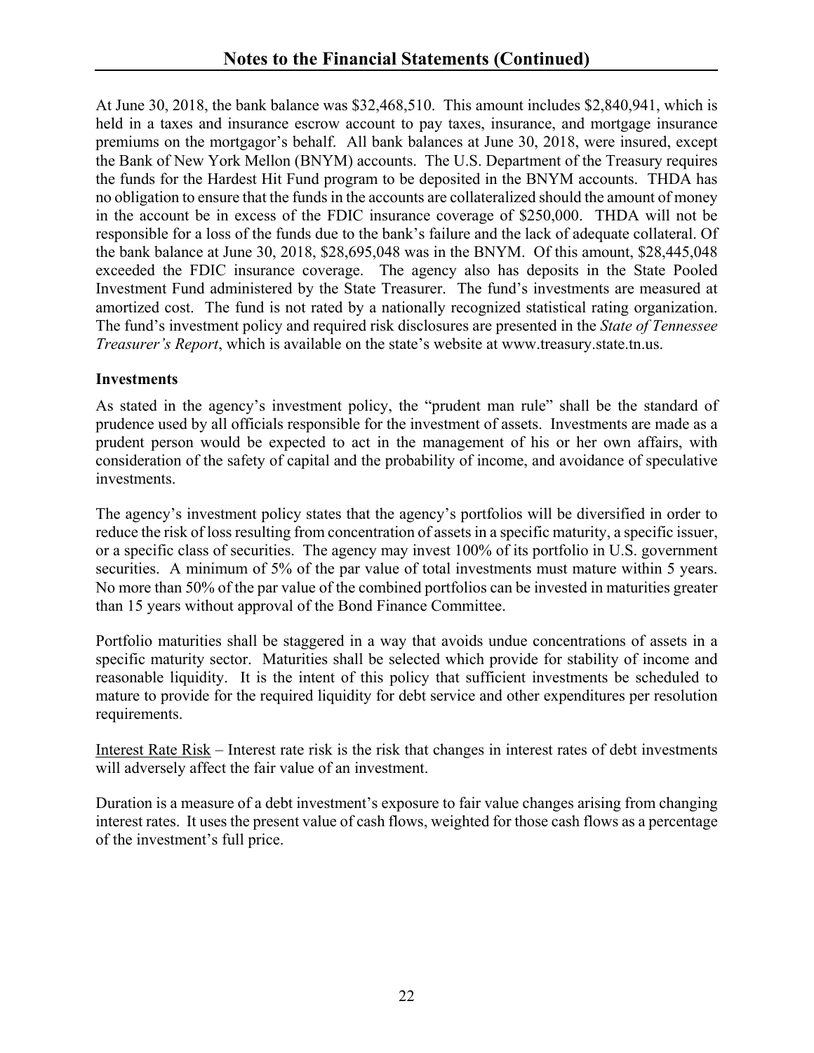## Notes to the Financial Statements (Continued)

At June 30, 2018, the bank balance was $32,468,510. This amount includes $2,840,941, which is held in a taxes and insurance escrow account to pay taxes, insurance, and mortgage insurance premiums on the mortgagor's behalf. All bank balances at June 30, 2018, were insured, except the Bank of New York Mellon (BNYM) accounts. The U.S. Department of the Treasury requires the funds for the Hardest Hit Fund program to be deposited in the BNYM accounts. THDA has no obligation to ensure that the funds in the accounts are collateralized should the amount of money in the account be in excess of the FDIC insurance coverage of $250,000. THDA will not be responsible for a loss of the funds due to the bank's failure and the lack of adequate collateral. Of the bank balance at June 30, 2018, $28,695,048 was in the BNYM. Of this amount, $28,445,048 exceeded the FDIC insurance coverage. The agency also has deposits in the State Pooled Investment Fund administered by the State Treasurer. The fund's investments are measured at amortized cost. The fund is not rated by a nationally recognized statistical rating organization. The fund's investment policy and required risk disclosures are presented in the *State of Tennessee Treasurer's Report*, which is available on the state's website at www.treasury.state.tn.us.

**Investments**

As stated in the agency's investment policy, the "prudent man rule" shall be the standard of prudence used by all officials responsible for the investment of assets. Investments are made as a prudent person would be expected to act in the management of his or her own affairs, with consideration of the safety of capital and the probability of income, and avoidance of speculative investments.

The agency's investment policy states that the agency's portfolios will be diversified in order to reduce the risk of loss resulting from concentration of assets in a specific maturity, a specific issuer, or a specific class of securities. The agency may invest 100% of its portfolio in U.S. government securities. A minimum of 5% of the par value of total investments must mature within 5 years. No more than 50% of the par value of the combined portfolios can be invested in maturities greater than 15 years without approval of the Bond Finance Committee.

Portfolio maturities shall be staggered in a way that avoids undue concentrations of assets in a specific maturity sector. Maturities shall be selected which provide for stability of income and reasonable liquidity. It is the intent of this policy that sufficient investments be scheduled to mature to provide for the required liquidity for debt service and other expenditures per resolution requirements.

<u>Interest Rate Risk</u> – Interest rate risk is the risk that changes in interest rates of debt investments will adversely affect the fair value of an investment.

Duration is a measure of a debt investment's exposure to fair value changes arising from changing interest rates. It uses the present value of cash flows, weighted for those cash flows as a percentage of the investment's full price.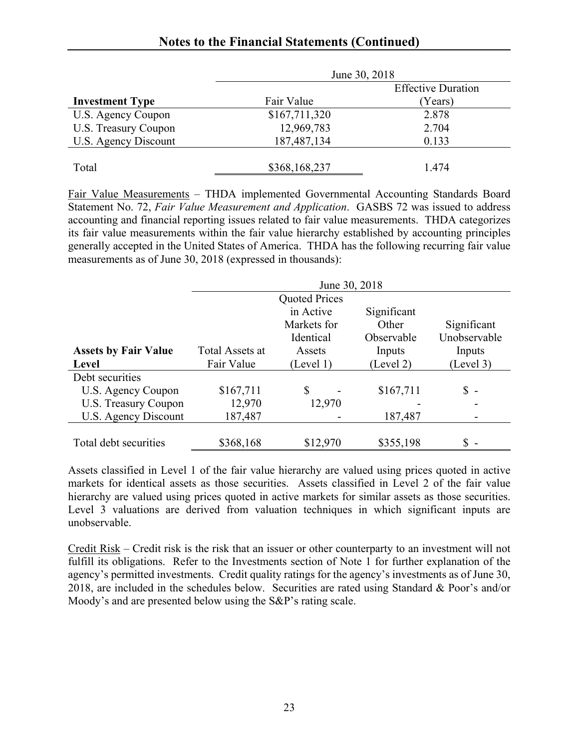## Notes to the Financial Statements (Continued)

| | June 30, 2018 | |
|---|---|---|
| **Investment Type** | Fair Value | Effective Duration (Years) |
| U.S. Agency Coupon | $167,711,320 | 2.878 |
| U.S. Treasury Coupon | 12,969,783 | 2.704 |
| U.S. Agency Discount | 187,487,134 | 0.133 |
| Total | $368,168,237 | 1.474 |

Fair Value Measurements – THDA implemented Governmental Accounting Standards Board Statement No. 72, *Fair Value Measurement and Application*. GASBS 72 was issued to address accounting and financial reporting issues related to fair value measurements. THDA categorizes its fair value measurements within the fair value hierarchy established by accounting principles generally accepted in the United States of America. THDA has the following recurring fair value measurements as of June 30, 2018 (expressed in thousands):

| | June 30, 2018 | | | |
|---|---|---|---|---|
| **Assets by Fair Value Level** | Total Assets at Fair Value | Quoted Prices in Active Markets for Identical Assets (Level 1) | Significant Other Observable Inputs (Level 2) | Significant Unobservable Inputs (Level 3) |
| Debt securities | | | | |
| U.S. Agency Coupon | $167,711 | $ - | $167,711 | $ - |
| U.S. Treasury Coupon | 12,970 | 12,970 | - | - |
| U.S. Agency Discount | 187,487 | - | 187,487 | - |
| Total debt securities | $368,168 | $12,970 | $355,198 | $ - |

Assets classified in Level 1 of the fair value hierarchy are valued using prices quoted in active markets for identical assets as those securities. Assets classified in Level 2 of the fair value hierarchy are valued using prices quoted in active markets for similar assets as those securities. Level 3 valuations are derived from valuation techniques in which significant inputs are unobservable.

Credit Risk – Credit risk is the risk that an issuer or other counterparty to an investment will not fulfill its obligations. Refer to the Investments section of Note 1 for further explanation of the agency's permitted investments. Credit quality ratings for the agency's investments as of June 30, 2018, are included in the schedules below. Securities are rated using Standard & Poor's and/or Moody's and are presented below using the S&P's rating scale.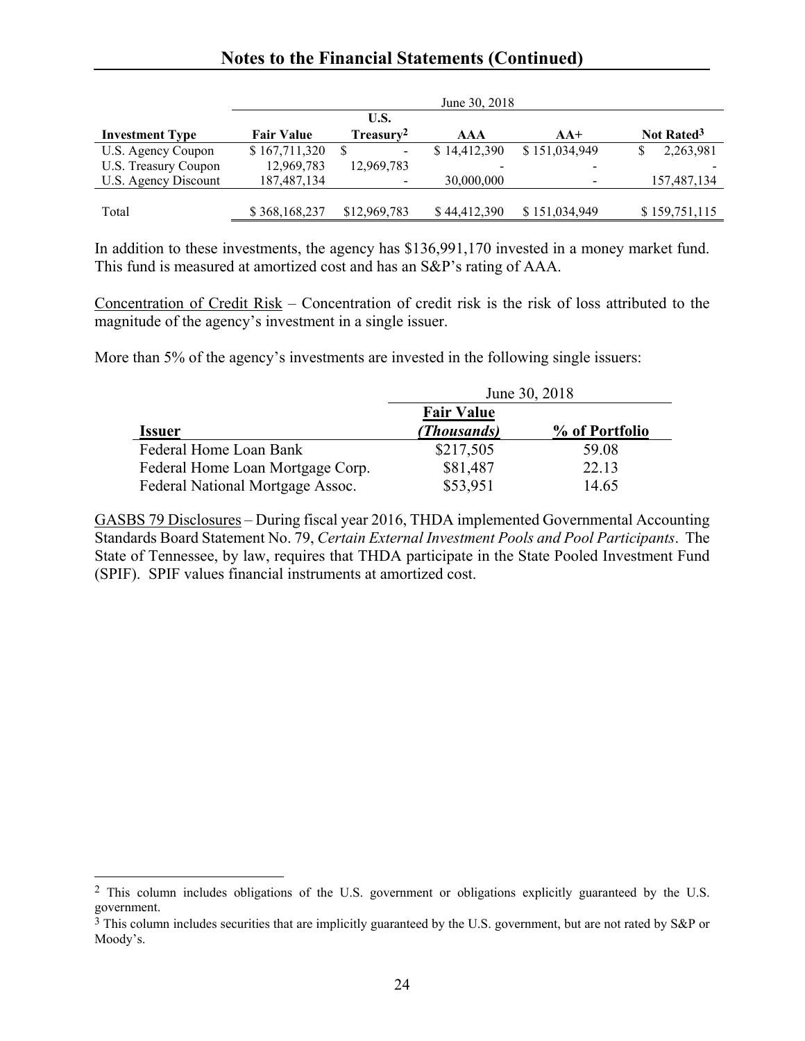## Notes to the Financial Statements (Continued)

| | June 30, 2018 | | | | |
|---|---|---|---|---|---|
| **Investment Type** | **Fair Value** | **U.S. Treasury[2]** | **AAA** | **AA+** | **Not Rated[3]** |
| U.S. Agency Coupon | $ 167,711,320 | $ - | $ 14,412,390 | $ 151,034,949 | $ 2,263,981 |
| U.S. Treasury Coupon | 12,969,783 | 12,969,783 | - | - | - |
| U.S. Agency Discount | 187,487,134 | - | 30,000,000 | - | 157,487,134 |
| Total | $ 368,168,237 | $12,969,783 | $ 44,412,390 | $ 151,034,949 | $ 159,751,115 |

In addition to these investments, the agency has $136,991,170 invested in a money market fund. This fund is measured at amortized cost and has an S&P's rating of AAA.

Concentration of Credit Risk – Concentration of credit risk is the risk of loss attributed to the magnitude of the agency's investment in a single issuer.

More than 5% of the agency's investments are invested in the following single issuers:

| | June 30, 2018 | |
|---|---|---|
| **Issuer** | **Fair Value *(Thousands)*** | **% of Portfolio** |
| Federal Home Loan Bank | $217,505 | 59.08 |
| Federal Home Loan Mortgage Corp. | $81,487 | 22.13 |
| Federal National Mortgage Assoc. | $53,951 | 14.65 |

GASBS 79 Disclosures – During fiscal year 2016, THDA implemented Governmental Accounting Standards Board Statement No. 79, *Certain External Investment Pools and Pool Participants*. The State of Tennessee, by law, requires that THDA participate in the State Pooled Investment Fund (SPIF). SPIF values financial instruments at amortized cost.

[2] This column includes obligations of the U.S. government or obligations explicitly guaranteed by the U.S. government.

[3] This column includes securities that are implicitly guaranteed by the U.S. government, but are not rated by S&P or Moody's.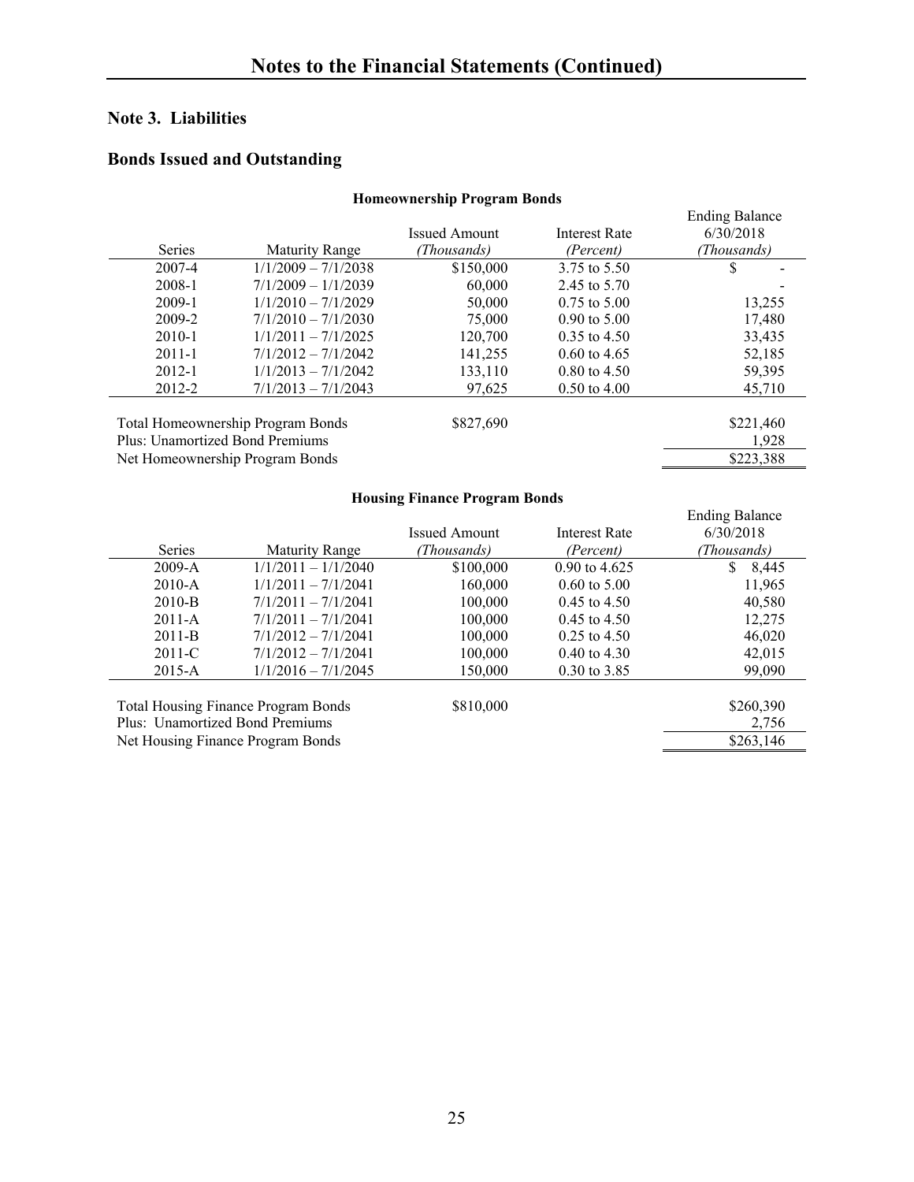# Notes to the Financial Statements (Continued)

## Note 3. Liabilities

### Bonds Issued and Outstanding

**Homeownership Program Bonds**

| Series | Maturity Range | Issued Amount *(Thousands)* | Interest Rate *(Percent)* | Ending Balance 6/30/2018 *(Thousands)* |
|---|---|---|---|---|
| 2007-4 | 1/1/2009 – 7/1/2038 | $150,000 | 3.75 to 5.50 | $ - |
| 2008-1 | 7/1/2009 – 1/1/2039 | 60,000 | 2.45 to 5.70 | - |
| 2009-1 | 1/1/2010 – 7/1/2029 | 50,000 | 0.75 to 5.00 | 13,255 |
| 2009-2 | 7/1/2010 – 7/1/2030 | 75,000 | 0.90 to 5.00 | 17,480 |
| 2010-1 | 1/1/2011 – 7/1/2025 | 120,700 | 0.35 to 4.50 | 33,435 |
| 2011-1 | 7/1/2012 – 7/1/2042 | 141,255 | 0.60 to 4.65 | 52,185 |
| 2012-1 | 1/1/2013 – 7/1/2042 | 133,110 | 0.80 to 4.50 | 59,395 |
| 2012-2 | 7/1/2013 – 7/1/2043 | 97,625 | 0.50 to 4.00 | 45,710 |
| Total Homeownership Program Bonds | | $827,690 | | $221,460 |
| Plus: Unamortized Bond Premiums | | | | 1,928 |
| Net Homeownership Program Bonds | | | | $223,388 |

**Housing Finance Program Bonds**

| Series | Maturity Range | Issued Amount *(Thousands)* | Interest Rate *(Percent)* | Ending Balance 6/30/2018 *(Thousands)* |
|---|---|---|---|---|
| 2009-A | 1/1/2011 – 1/1/2040 | $100,000 | 0.90 to 4.625 | $ 8,445 |
| 2010-A | 1/1/2011 – 7/1/2041 | 160,000 | 0.60 to 5.00 | 11,965 |
| 2010-B | 7/1/2011 – 7/1/2041 | 100,000 | 0.45 to 4.50 | 40,580 |
| 2011-A | 7/1/2011 – 7/1/2041 | 100,000 | 0.45 to 4.50 | 12,275 |
| 2011-B | 7/1/2012 – 7/1/2041 | 100,000 | 0.25 to 4.50 | 46,020 |
| 2011-C | 7/1/2012 – 7/1/2041 | 100,000 | 0.40 to 4.30 | 42,015 |
| 2015-A | 1/1/2016 – 7/1/2045 | 150,000 | 0.30 to 3.85 | 99,090 |
| Total Housing Finance Program Bonds | | $810,000 | | $260,390 |
| Plus: Unamortized Bond Premiums | | | | 2,756 |
| Net Housing Finance Program Bonds | | | | $263,146 |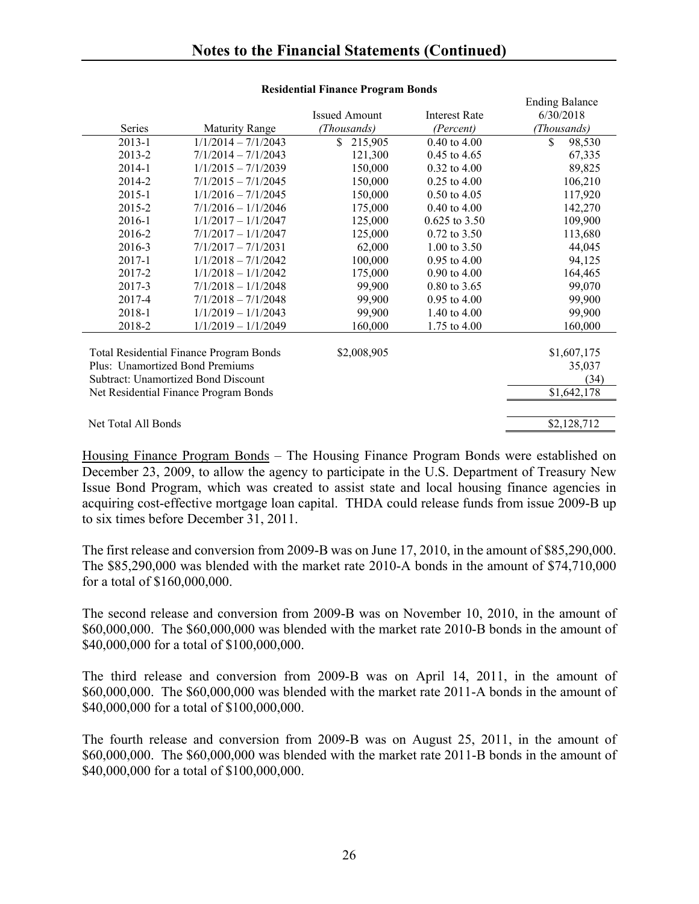## Notes to the Financial Statements (Continued)

**Residential Finance Program Bonds**

| Series | Maturity Range | Issued Amount *(Thousands)* | Interest Rate *(Percent)* | Ending Balance 6/30/2018 *(Thousands)* |
|---|---|---|---|---|
| 2013-1 | 1/1/2014 – 7/1/2043 | $ 215,905 | 0.40 to 4.00 | $ 98,530 |
| 2013-2 | 7/1/2014 – 7/1/2043 | 121,300 | 0.45 to 4.65 | 67,335 |
| 2014-1 | 1/1/2015 – 7/1/2039 | 150,000 | 0.32 to 4.00 | 89,825 |
| 2014-2 | 7/1/2015 – 7/1/2045 | 150,000 | 0.25 to 4.00 | 106,210 |
| 2015-1 | 1/1/2016 – 7/1/2045 | 150,000 | 0.50 to 4.05 | 117,920 |
| 2015-2 | 7/1/2016 – 1/1/2046 | 175,000 | 0.40 to 4.00 | 142,270 |
| 2016-1 | 1/1/2017 – 1/1/2047 | 125,000 | 0.625 to 3.50 | 109,900 |
| 2016-2 | 7/1/2017 – 1/1/2047 | 125,000 | 0.72 to 3.50 | 113,680 |
| 2016-3 | 7/1/2017 – 7/1/2031 | 62,000 | 1.00 to 3.50 | 44,045 |
| 2017-1 | 1/1/2018 – 7/1/2042 | 100,000 | 0.95 to 4.00 | 94,125 |
| 2017-2 | 1/1/2018 – 1/1/2042 | 175,000 | 0.90 to 4.00 | 164,465 |
| 2017-3 | 7/1/2018 – 1/1/2048 | 99,900 | 0.80 to 3.65 | 99,070 |
| 2017-4 | 7/1/2018 – 7/1/2048 | 99,900 | 0.95 to 4.00 | 99,900 |
| 2018-1 | 1/1/2019 – 1/1/2043 | 99,900 | 1.40 to 4.00 | 99,900 |
| 2018-2 | 1/1/2019 – 1/1/2049 | 160,000 | 1.75 to 4.00 | 160,000 |
| Total Residential Finance Program Bonds | | $2,008,905 | | $1,607,175 |
| Plus: Unamortized Bond Premiums | | | | 35,037 |
| Subtract: Unamortized Bond Discount | | | | (34) |
| Net Residential Finance Program Bonds | | | | $1,642,178 |
| Net Total All Bonds | | | | $2,128,712 |

Housing Finance Program Bonds – The Housing Finance Program Bonds were established on December 23, 2009, to allow the agency to participate in the U.S. Department of Treasury New Issue Bond Program, which was created to assist state and local housing finance agencies in acquiring cost-effective mortgage loan capital. THDA could release funds from issue 2009-B up to six times before December 31, 2011.

The first release and conversion from 2009-B was on June 17, 2010, in the amount of $85,290,000. The $85,290,000 was blended with the market rate 2010-A bonds in the amount of $74,710,000 for a total of $160,000,000.

The second release and conversion from 2009-B was on November 10, 2010, in the amount of $60,000,000. The $60,000,000 was blended with the market rate 2010-B bonds in the amount of $40,000,000 for a total of $100,000,000.

The third release and conversion from 2009-B was on April 14, 2011, in the amount of $60,000,000. The $60,000,000 was blended with the market rate 2011-A bonds in the amount of $40,000,000 for a total of $100,000,000.

The fourth release and conversion from 2009-B was on August 25, 2011, in the amount of $60,000,000. The $60,000,000 was blended with the market rate 2011-B bonds in the amount of $40,000,000 for a total of $100,000,000.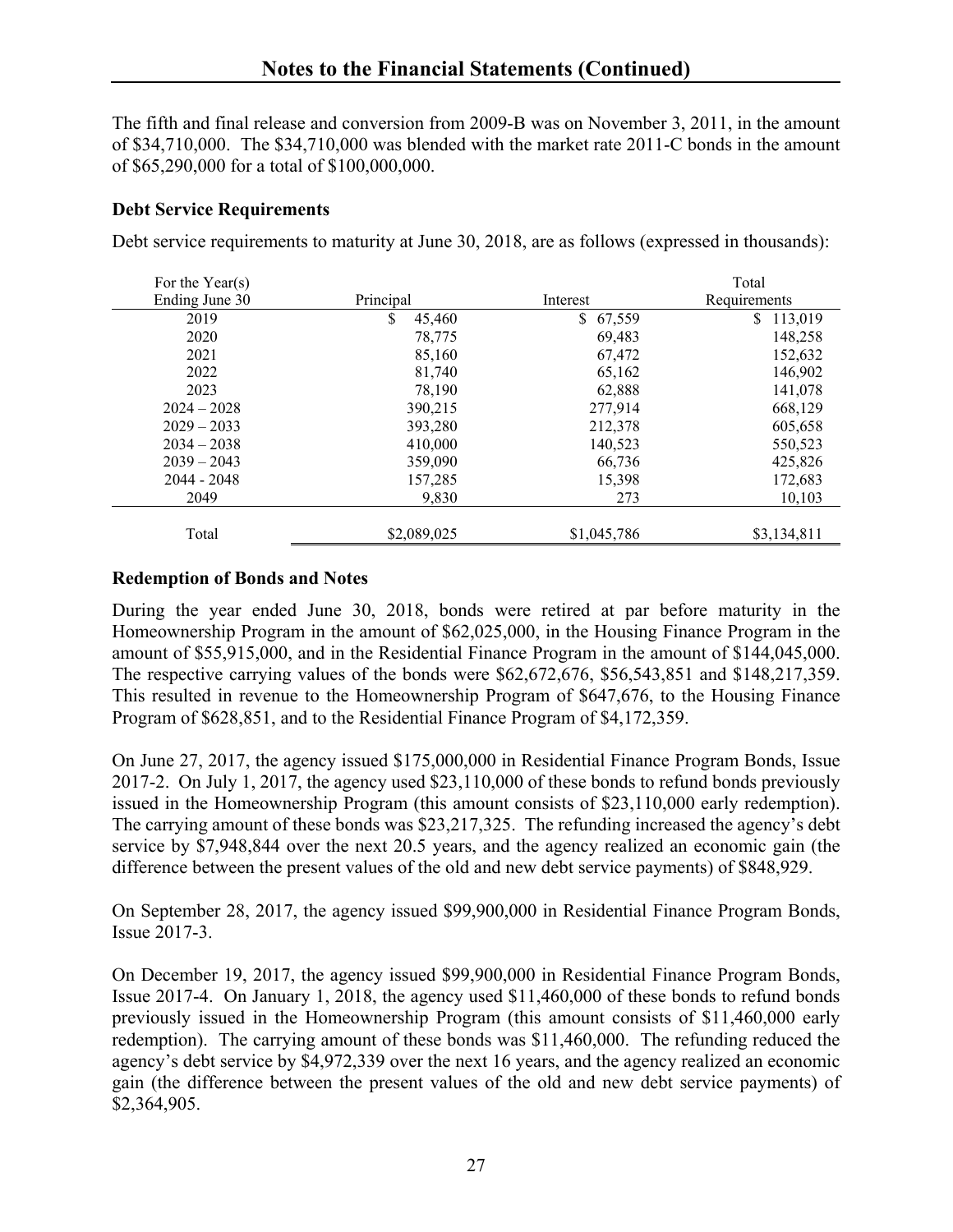## Notes to the Financial Statements (Continued)

The fifth and final release and conversion from 2009-B was on November 3, 2011, in the amount of $34,710,000. The $34,710,000 was blended with the market rate 2011-C bonds in the amount of $65,290,000 for a total of $100,000,000.

### Debt Service Requirements

Debt service requirements to maturity at June 30, 2018, are as follows (expressed in thousands):

| For the Year(s) Ending June 30 | Principal | Interest | Total Requirements |
|---|---|---|---|
| 2019 | $ 45,460 | $ 67,559 | $ 113,019 |
| 2020 | 78,775 | 69,483 | 148,258 |
| 2021 | 85,160 | 67,472 | 152,632 |
| 2022 | 81,740 | 65,162 | 146,902 |
| 2023 | 78,190 | 62,888 | 141,078 |
| 2024 – 2028 | 390,215 | 277,914 | 668,129 |
| 2029 – 2033 | 393,280 | 212,378 | 605,658 |
| 2034 – 2038 | 410,000 | 140,523 | 550,523 |
| 2039 – 2043 | 359,090 | 66,736 | 425,826 |
| 2044 - 2048 | 157,285 | 15,398 | 172,683 |
| 2049 | 9,830 | 273 | 10,103 |
| Total | $2,089,025 | $1,045,786 | $3,134,811 |

### Redemption of Bonds and Notes

During the year ended June 30, 2018, bonds were retired at par before maturity in the Homeownership Program in the amount of $62,025,000, in the Housing Finance Program in the amount of $55,915,000, and in the Residential Finance Program in the amount of $144,045,000. The respective carrying values of the bonds were $62,672,676, $56,543,851 and $148,217,359. This resulted in revenue to the Homeownership Program of $647,676, to the Housing Finance Program of $628,851, and to the Residential Finance Program of $4,172,359.

On June 27, 2017, the agency issued $175,000,000 in Residential Finance Program Bonds, Issue 2017-2. On July 1, 2017, the agency used $23,110,000 of these bonds to refund bonds previously issued in the Homeownership Program (this amount consists of $23,110,000 early redemption). The carrying amount of these bonds was $23,217,325. The refunding increased the agency's debt service by $7,948,844 over the next 20.5 years, and the agency realized an economic gain (the difference between the present values of the old and new debt service payments) of $848,929.

On September 28, 2017, the agency issued $99,900,000 in Residential Finance Program Bonds, Issue 2017-3.

On December 19, 2017, the agency issued $99,900,000 in Residential Finance Program Bonds, Issue 2017-4. On January 1, 2018, the agency used $11,460,000 of these bonds to refund bonds previously issued in the Homeownership Program (this amount consists of $11,460,000 early redemption). The carrying amount of these bonds was $11,460,000. The refunding reduced the agency's debt service by $4,972,339 over the next 16 years, and the agency realized an economic gain (the difference between the present values of the old and new debt service payments) of $2,364,905.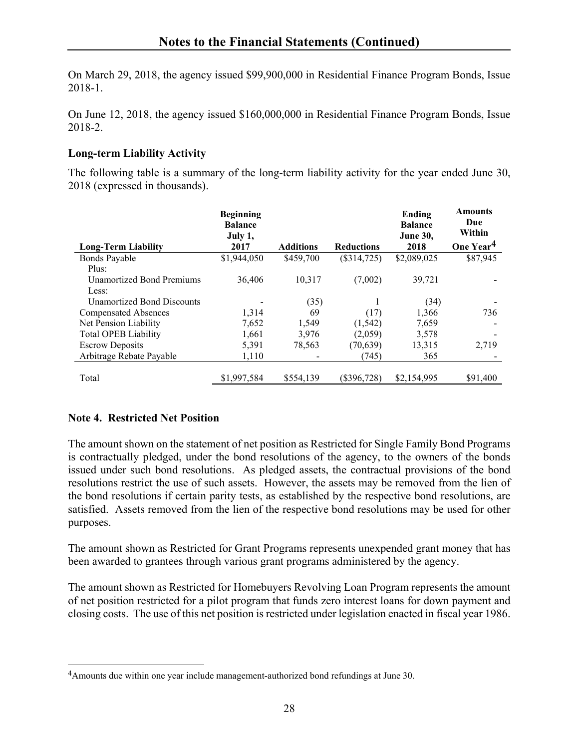On March 29, 2018, the agency issued $99,900,000 in Residential Finance Program Bonds, Issue 2018-1.

On June 12, 2018, the agency issued $160,000,000 in Residential Finance Program Bonds, Issue 2018-2.

### Long-term Liability Activity

The following table is a summary of the long-term liability activity for the year ended June 30, 2018 (expressed in thousands).

| Long-Term Liability | Beginning Balance July 1, 2017 | Additions | Reductions | Ending Balance June 30, 2018 | Amounts Due Within One Year[4] |
|---|---|---|---|---|---|
| Bonds Payable | $1,944,050 | $459,700 | ($314,725) | $2,089,025 | $87,945 |
| Plus: | | | | | |
| Unamortized Bond Premiums | 36,406 | 10,317 | (7,002) | 39,721 | - |
| Less: | | | | | |
| Unamortized Bond Discounts | - | (35) | 1 | (34) | - |
| Compensated Absences | 1,314 | 69 | (17) | 1,366 | 736 |
| Net Pension Liability | 7,652 | 1,549 | (1,542) | 7,659 | - |
| Total OPEB Liability | 1,661 | 3,976 | (2,059) | 3,578 | - |
| Escrow Deposits | 5,391 | 78,563 | (70,639) | 13,315 | 2,719 |
| Arbitrage Rebate Payable | 1,110 | - | (745) | 365 | - |
| Total | $1,997,584 | $554,139 | ($396,728) | $2,154,995 | $91,400 |

## Note 4. Restricted Net Position

The amount shown on the statement of net position as Restricted for Single Family Bond Programs is contractually pledged, under the bond resolutions of the agency, to the owners of the bonds issued under such bond resolutions. As pledged assets, the contractual provisions of the bond resolutions restrict the use of such assets. However, the assets may be removed from the lien of the bond resolutions if certain parity tests, as established by the respective bond resolutions, are satisfied. Assets removed from the lien of the respective bond resolutions may be used for other purposes.

The amount shown as Restricted for Grant Programs represents unexpended grant money that has been awarded to grantees through various grant programs administered by the agency.

The amount shown as Restricted for Homebuyers Revolving Loan Program represents the amount of net position restricted for a pilot program that funds zero interest loans for down payment and closing costs. The use of this net position is restricted under legislation enacted in fiscal year 1986.

[4]Amounts due within one year include management-authorized bond refundings at June 30.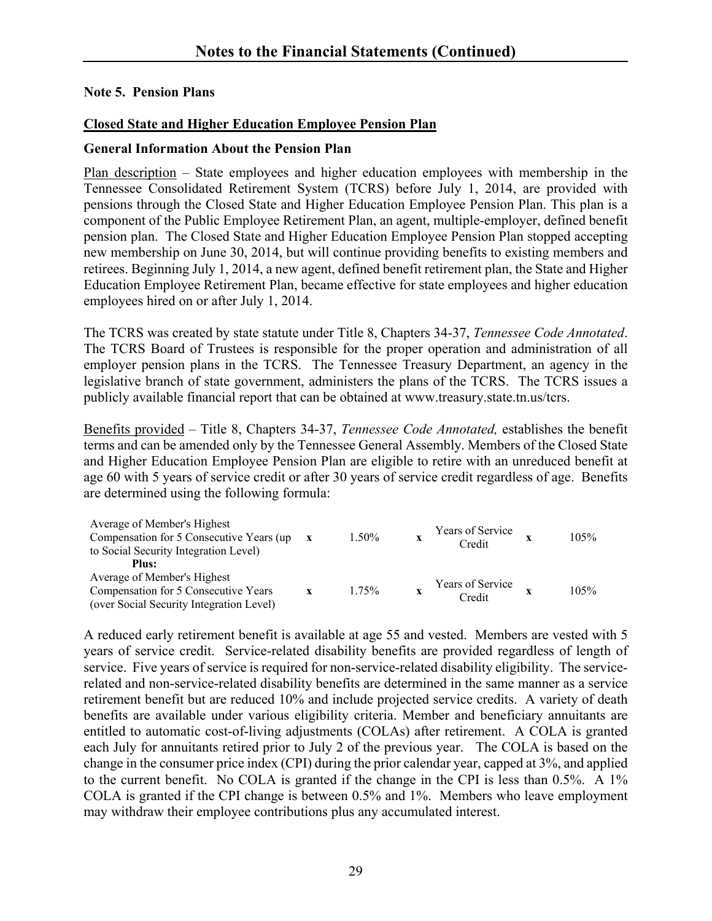## Notes to the Financial Statements (Continued)

### Note 5. Pension Plans

**Closed State and Higher Education Employee Pension Plan**

**General Information About the Pension Plan**

Plan description – State employees and higher education employees with membership in the Tennessee Consolidated Retirement System (TCRS) before July 1, 2014, are provided with pensions through the Closed State and Higher Education Employee Pension Plan. This plan is a component of the Public Employee Retirement Plan, an agent, multiple-employer, defined benefit pension plan. The Closed State and Higher Education Employee Pension Plan stopped accepting new membership on June 30, 2014, but will continue providing benefits to existing members and retirees. Beginning July 1, 2014, a new agent, defined benefit retirement plan, the State and Higher Education Employee Retirement Plan, became effective for state employees and higher education employees hired on or after July 1, 2014.

The TCRS was created by state statute under Title 8, Chapters 34-37, *Tennessee Code Annotated*. The TCRS Board of Trustees is responsible for the proper operation and administration of all employer pension plans in the TCRS. The Tennessee Treasury Department, an agency in the legislative branch of state government, administers the plans of the TCRS. The TCRS issues a publicly available financial report that can be obtained at www.treasury.state.tn.us/tcrs.

Benefits provided – Title 8, Chapters 34-37, *Tennessee Code Annotated,* establishes the benefit terms and can be amended only by the Tennessee General Assembly. Members of the Closed State and Higher Education Employee Pension Plan are eligible to retire with an unreduced benefit at age 60 with 5 years of service credit or after 30 years of service credit regardless of age. Benefits are determined using the following formula:

| | | | | | | |
|---|---|---|---|---|---|---|
| Average of Member's Highest Compensation for 5 Consecutive Years (up to Social Security Integration Level) | x | 1.50% | x | Years of Service Credit | x | 105% |
| **Plus:** | | | | | | |
| Average of Member's Highest Compensation for 5 Consecutive Years (over Social Security Integration Level) | x | 1.75% | x | Years of Service Credit | x | 105% |

A reduced early retirement benefit is available at age 55 and vested. Members are vested with 5 years of service credit. Service-related disability benefits are provided regardless of length of service. Five years of service is required for non-service-related disability eligibility. The service-related and non-service-related disability benefits are determined in the same manner as a service retirement benefit but are reduced 10% and include projected service credits. A variety of death benefits are available under various eligibility criteria. Member and beneficiary annuitants are entitled to automatic cost-of-living adjustments (COLAs) after retirement. A COLA is granted each July for annuitants retired prior to July 2 of the previous year. The COLA is based on the change in the consumer price index (CPI) during the prior calendar year, capped at 3%, and applied to the current benefit. No COLA is granted if the change in the CPI is less than 0.5%. A 1% COLA is granted if the CPI change is between 0.5% and 1%. Members who leave employment may withdraw their employee contributions plus any accumulated interest.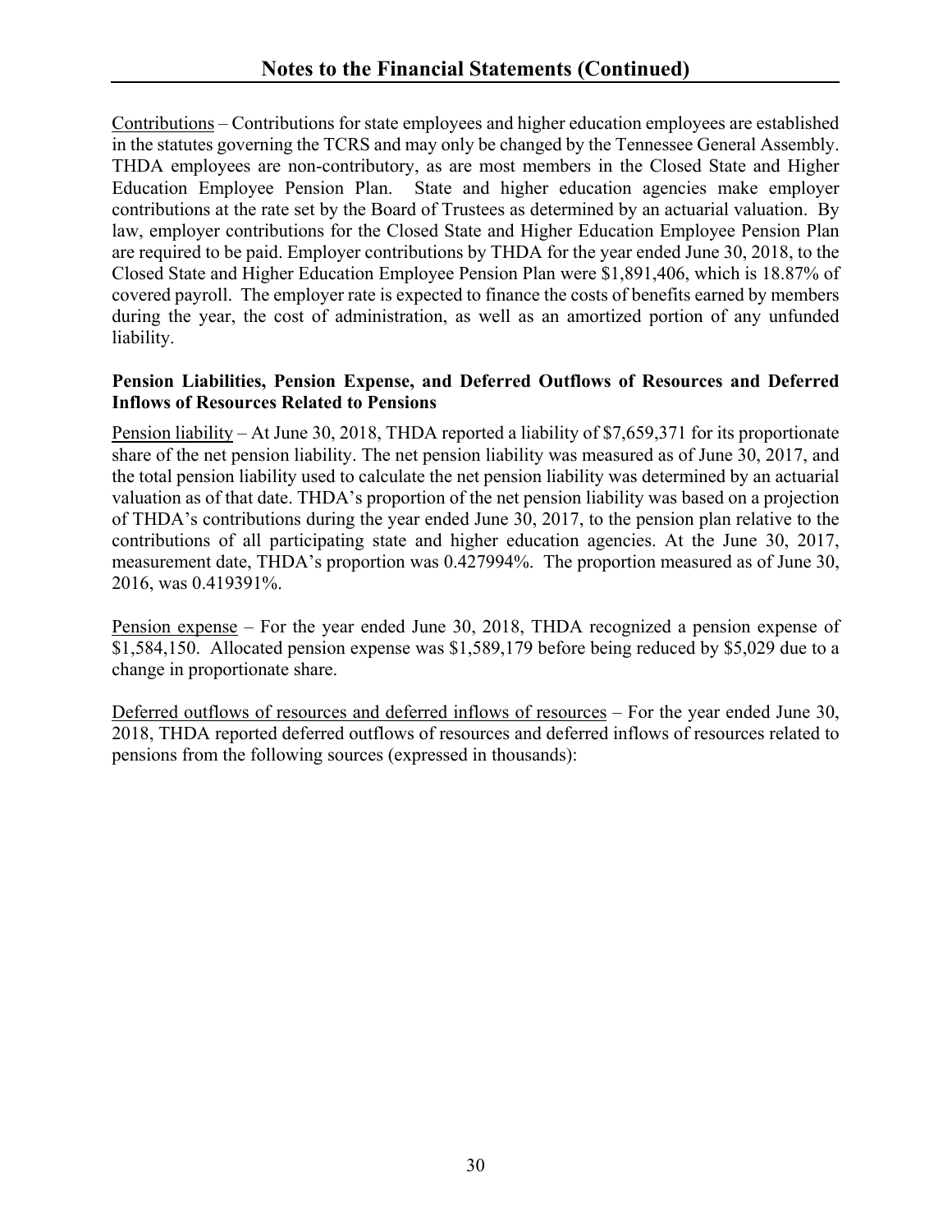## Notes to the Financial Statements (Continued)

Contributions – Contributions for state employees and higher education employees are established in the statutes governing the TCRS and may only be changed by the Tennessee General Assembly. THDA employees are non-contributory, as are most members in the Closed State and Higher Education Employee Pension Plan. State and higher education agencies make employer contributions at the rate set by the Board of Trustees as determined by an actuarial valuation. By law, employer contributions for the Closed State and Higher Education Employee Pension Plan are required to be paid. Employer contributions by THDA for the year ended June 30, 2018, to the Closed State and Higher Education Employee Pension Plan were $1,891,406, which is 18.87% of covered payroll. The employer rate is expected to finance the costs of benefits earned by members during the year, the cost of administration, as well as an amortized portion of any unfunded liability.

**Pension Liabilities, Pension Expense, and Deferred Outflows of Resources and Deferred Inflows of Resources Related to Pensions**

Pension liability – At June 30, 2018, THDA reported a liability of $7,659,371 for its proportionate share of the net pension liability. The net pension liability was measured as of June 30, 2017, and the total pension liability used to calculate the net pension liability was determined by an actuarial valuation as of that date. THDA's proportion of the net pension liability was based on a projection of THDA's contributions during the year ended June 30, 2017, to the pension plan relative to the contributions of all participating state and higher education agencies. At the June 30, 2017, measurement date, THDA's proportion was 0.427994%. The proportion measured as of June 30, 2016, was 0.419391%.

Pension expense – For the year ended June 30, 2018, THDA recognized a pension expense of $1,584,150. Allocated pension expense was $1,589,179 before being reduced by $5,029 due to a change in proportionate share.

Deferred outflows of resources and deferred inflows of resources – For the year ended June 30, 2018, THDA reported deferred outflows of resources and deferred inflows of resources related to pensions from the following sources (expressed in thousands):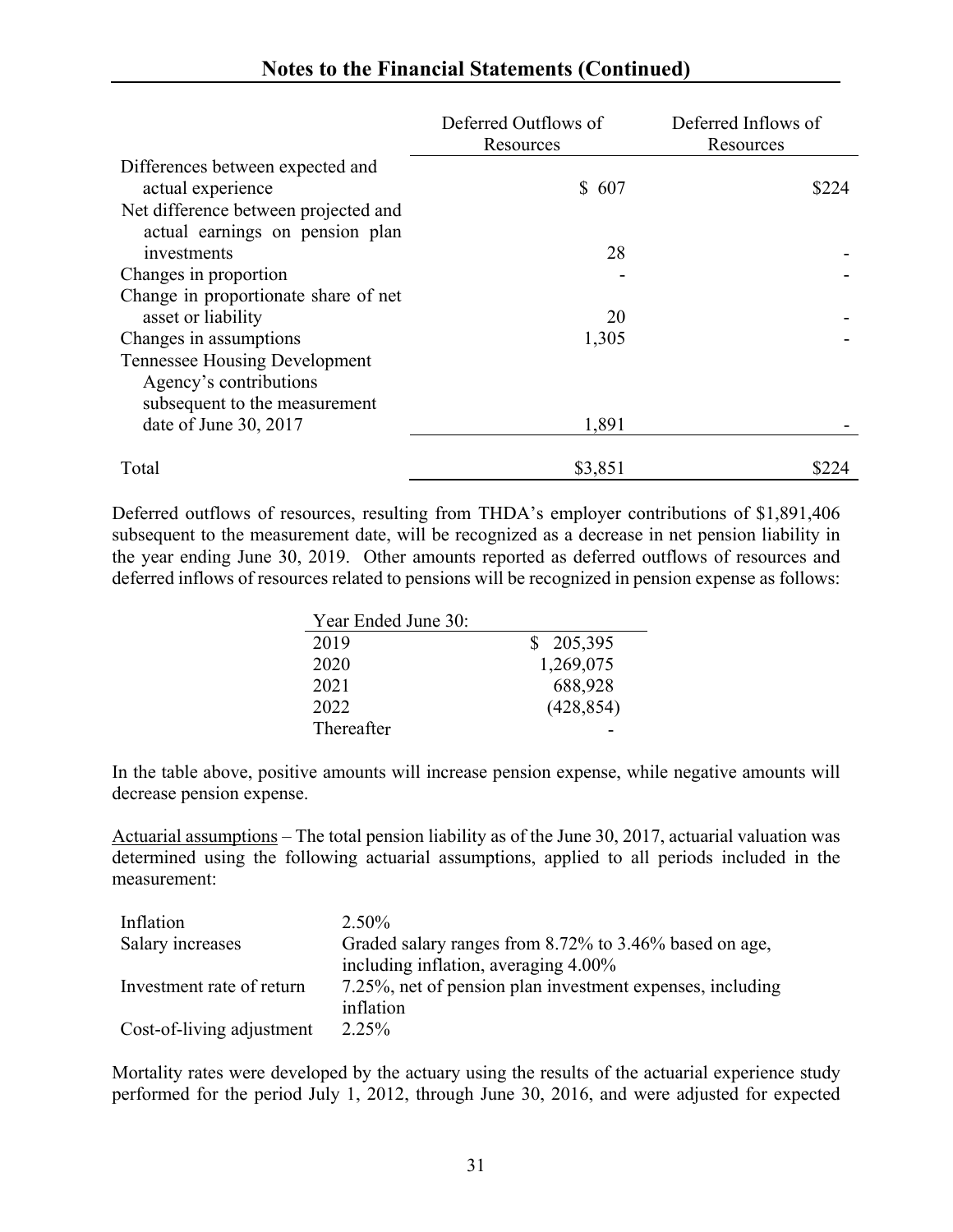## Notes to the Financial Statements (Continued)

| | Deferred Outflows of Resources | Deferred Inflows of Resources |
|---|---|---|
| Differences between expected and actual experience | $ 607 | $224 |
| Net difference between projected and actual earnings on pension plan investments | 28 | - |
| Changes in proportion | - | - |
| Change in proportionate share of net asset or liability | 20 | - |
| Changes in assumptions | 1,305 | - |
| Tennessee Housing Development Agency's contributions subsequent to the measurement date of June 30, 2017 | 1,891 | - |
| Total | $3,851 | $224 |

Deferred outflows of resources, resulting from THDA's employer contributions of $1,891,406 subsequent to the measurement date, will be recognized as a decrease in net pension liability in the year ending June 30, 2019. Other amounts reported as deferred outflows of resources and deferred inflows of resources related to pensions will be recognized in pension expense as follows:

| Year Ended June 30: | |
|---|---|
| 2019 | $ 205,395 |
| 2020 | 1,269,075 |
| 2021 | 688,928 |
| 2022 | (428,854) |
| Thereafter | - |

In the table above, positive amounts will increase pension expense, while negative amounts will decrease pension expense.

Actuarial assumptions – The total pension liability as of the June 30, 2017, actuarial valuation was determined using the following actuarial assumptions, applied to all periods included in the measurement:

| | |
|---|---|
| Inflation | 2.50% |
| Salary increases | Graded salary ranges from 8.72% to 3.46% based on age, including inflation, averaging 4.00% |
| Investment rate of return | 7.25%, net of pension plan investment expenses, including inflation |
| Cost-of-living adjustment | 2.25% |

Mortality rates were developed by the actuary using the results of the actuarial experience study performed for the period July 1, 2012, through June 30, 2016, and were adjusted for expected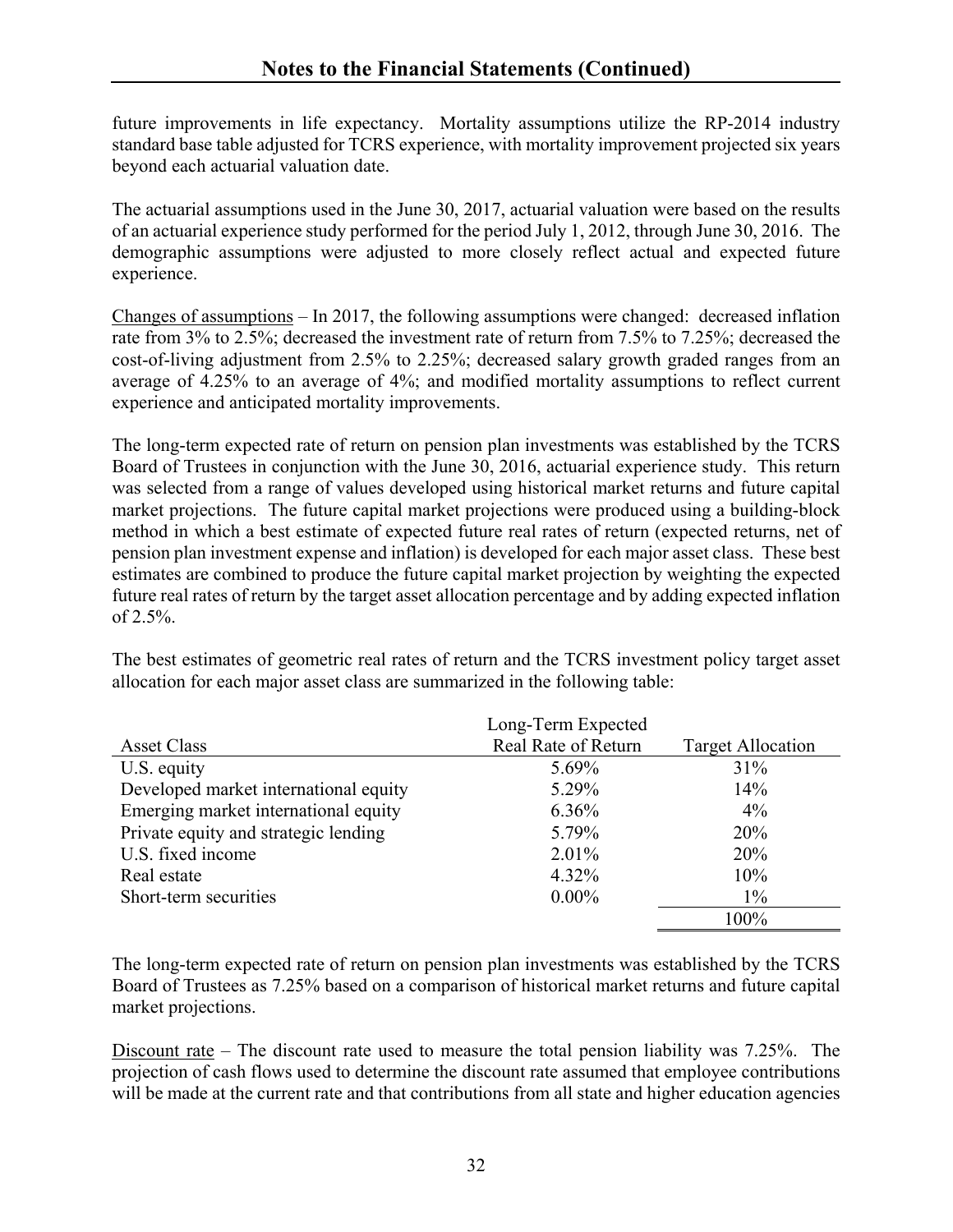future improvements in life expectancy. Mortality assumptions utilize the RP-2014 industry standard base table adjusted for TCRS experience, with mortality improvement projected six years beyond each actuarial valuation date.

The actuarial assumptions used in the June 30, 2017, actuarial valuation were based on the results of an actuarial experience study performed for the period July 1, 2012, through June 30, 2016. The demographic assumptions were adjusted to more closely reflect actual and expected future experience.

Changes of assumptions – In 2017, the following assumptions were changed: decreased inflation rate from 3% to 2.5%; decreased the investment rate of return from 7.5% to 7.25%; decreased the cost-of-living adjustment from 2.5% to 2.25%; decreased salary growth graded ranges from an average of 4.25% to an average of 4%; and modified mortality assumptions to reflect current experience and anticipated mortality improvements.

The long-term expected rate of return on pension plan investments was established by the TCRS Board of Trustees in conjunction with the June 30, 2016, actuarial experience study. This return was selected from a range of values developed using historical market returns and future capital market projections. The future capital market projections were produced using a building-block method in which a best estimate of expected future real rates of return (expected returns, net of pension plan investment expense and inflation) is developed for each major asset class. These best estimates are combined to produce the future capital market projection by weighting the expected future real rates of return by the target asset allocation percentage and by adding expected inflation of 2.5%.

The best estimates of geometric real rates of return and the TCRS investment policy target asset allocation for each major asset class are summarized in the following table:

| Asset Class | Long-Term Expected Real Rate of Return | Target Allocation |
|---|---|---|
| U.S. equity | 5.69% | 31% |
| Developed market international equity | 5.29% | 14% |
| Emerging market international equity | 6.36% | 4% |
| Private equity and strategic lending | 5.79% | 20% |
| U.S. fixed income | 2.01% | 20% |
| Real estate | 4.32% | 10% |
| Short-term securities | 0.00% | 1% |
| | | 100% |

The long-term expected rate of return on pension plan investments was established by the TCRS Board of Trustees as 7.25% based on a comparison of historical market returns and future capital market projections.

Discount rate – The discount rate used to measure the total pension liability was 7.25%. The projection of cash flows used to determine the discount rate assumed that employee contributions will be made at the current rate and that contributions from all state and higher education agencies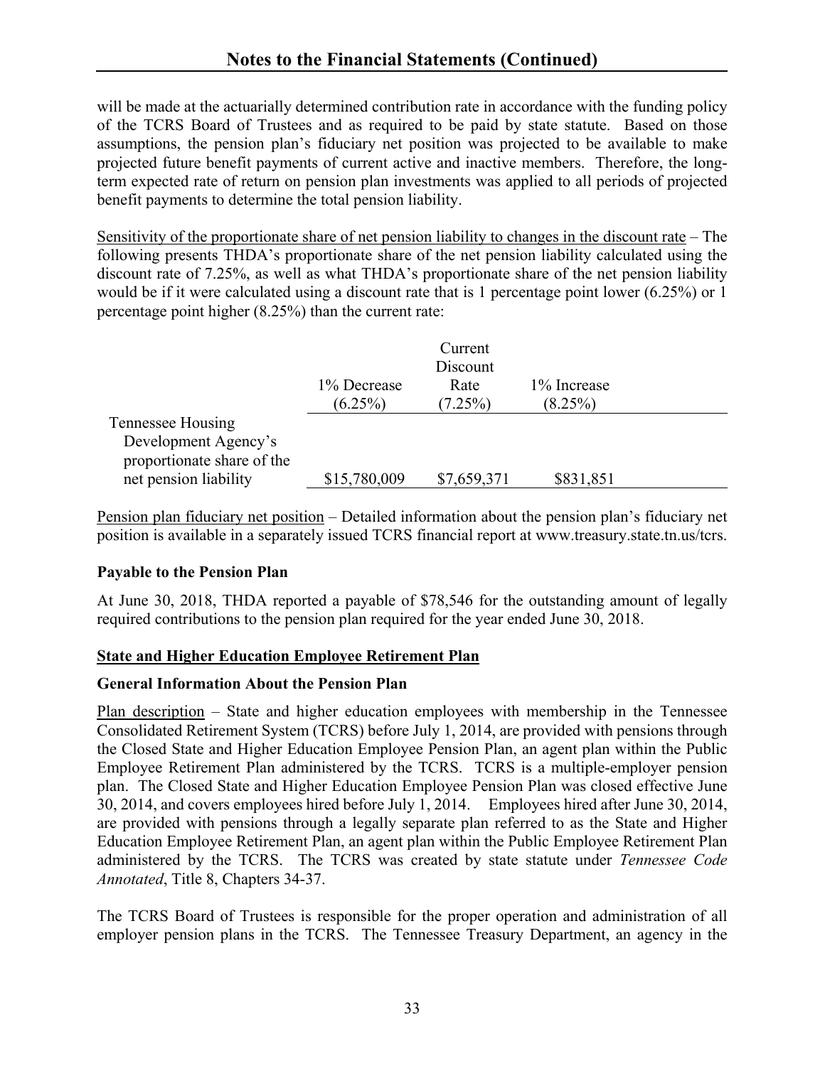## Notes to the Financial Statements (Continued)

will be made at the actuarially determined contribution rate in accordance with the funding policy of the TCRS Board of Trustees and as required to be paid by state statute. Based on those assumptions, the pension plan's fiduciary net position was projected to be available to make projected future benefit payments of current active and inactive members. Therefore, the long-term expected rate of return on pension plan investments was applied to all periods of projected benefit payments to determine the total pension liability.

Sensitivity of the proportionate share of net pension liability to changes in the discount rate – The following presents THDA's proportionate share of the net pension liability calculated using the discount rate of 7.25%, as well as what THDA's proportionate share of the net pension liability would be if it were calculated using a discount rate that is 1 percentage point lower (6.25%) or 1 percentage point higher (8.25%) than the current rate:

| | 1% Decrease (6.25%) | Current Discount Rate (7.25%) | 1% Increase (8.25%) |
|---|---|---|---|
| Tennessee Housing Development Agency's proportionate share of the net pension liability | $15,780,009 | $7,659,371 | $831,851 |

Pension plan fiduciary net position – Detailed information about the pension plan's fiduciary net position is available in a separately issued TCRS financial report at www.treasury.state.tn.us/tcrs.

**Payable to the Pension Plan**

At June 30, 2018, THDA reported a payable of $78,546 for the outstanding amount of legally required contributions to the pension plan required for the year ended June 30, 2018.

**State and Higher Education Employee Retirement Plan**

**General Information About the Pension Plan**

Plan description – State and higher education employees with membership in the Tennessee Consolidated Retirement System (TCRS) before July 1, 2014, are provided with pensions through the Closed State and Higher Education Employee Pension Plan, an agent plan within the Public Employee Retirement Plan administered by the TCRS. TCRS is a multiple-employer pension plan. The Closed State and Higher Education Employee Pension Plan was closed effective June 30, 2014, and covers employees hired before July 1, 2014. Employees hired after June 30, 2014, are provided with pensions through a legally separate plan referred to as the State and Higher Education Employee Retirement Plan, an agent plan within the Public Employee Retirement Plan administered by the TCRS. The TCRS was created by state statute under *Tennessee Code Annotated*, Title 8, Chapters 34-37.

The TCRS Board of Trustees is responsible for the proper operation and administration of all employer pension plans in the TCRS. The Tennessee Treasury Department, an agency in the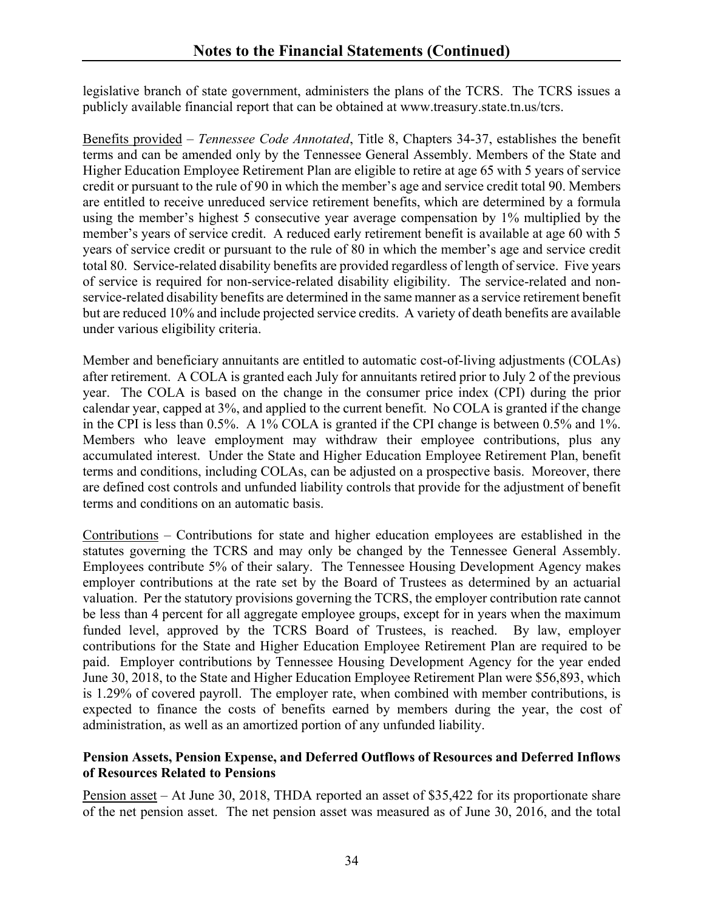legislative branch of state government, administers the plans of the TCRS. The TCRS issues a publicly available financial report that can be obtained at www.treasury.state.tn.us/tcrs.

Benefits provided – *Tennessee Code Annotated*, Title 8, Chapters 34-37, establishes the benefit terms and can be amended only by the Tennessee General Assembly. Members of the State and Higher Education Employee Retirement Plan are eligible to retire at age 65 with 5 years of service credit or pursuant to the rule of 90 in which the member's age and service credit total 90. Members are entitled to receive unreduced service retirement benefits, which are determined by a formula using the member's highest 5 consecutive year average compensation by 1% multiplied by the member's years of service credit. A reduced early retirement benefit is available at age 60 with 5 years of service credit or pursuant to the rule of 80 in which the member's age and service credit total 80. Service-related disability benefits are provided regardless of length of service. Five years of service is required for non-service-related disability eligibility. The service-related and non-service-related disability benefits are determined in the same manner as a service retirement benefit but are reduced 10% and include projected service credits. A variety of death benefits are available under various eligibility criteria.

Member and beneficiary annuitants are entitled to automatic cost-of-living adjustments (COLAs) after retirement. A COLA is granted each July for annuitants retired prior to July 2 of the previous year. The COLA is based on the change in the consumer price index (CPI) during the prior calendar year, capped at 3%, and applied to the current benefit. No COLA is granted if the change in the CPI is less than 0.5%. A 1% COLA is granted if the CPI change is between 0.5% and 1%. Members who leave employment may withdraw their employee contributions, plus any accumulated interest. Under the State and Higher Education Employee Retirement Plan, benefit terms and conditions, including COLAs, can be adjusted on a prospective basis. Moreover, there are defined cost controls and unfunded liability controls that provide for the adjustment of benefit terms and conditions on an automatic basis.

Contributions – Contributions for state and higher education employees are established in the statutes governing the TCRS and may only be changed by the Tennessee General Assembly. Employees contribute 5% of their salary. The Tennessee Housing Development Agency makes employer contributions at the rate set by the Board of Trustees as determined by an actuarial valuation. Per the statutory provisions governing the TCRS, the employer contribution rate cannot be less than 4 percent for all aggregate employee groups, except for in years when the maximum funded level, approved by the TCRS Board of Trustees, is reached. By law, employer contributions for the State and Higher Education Employee Retirement Plan are required to be paid. Employer contributions by Tennessee Housing Development Agency for the year ended June 30, 2018, to the State and Higher Education Employee Retirement Plan were $56,893, which is 1.29% of covered payroll. The employer rate, when combined with member contributions, is expected to finance the costs of benefits earned by members during the year, the cost of administration, as well as an amortized portion of any unfunded liability.

**Pension Assets, Pension Expense, and Deferred Outflows of Resources and Deferred Inflows of Resources Related to Pensions**

Pension asset – At June 30, 2018, THDA reported an asset of $35,422 for its proportionate share of the net pension asset. The net pension asset was measured as of June 30, 2016, and the total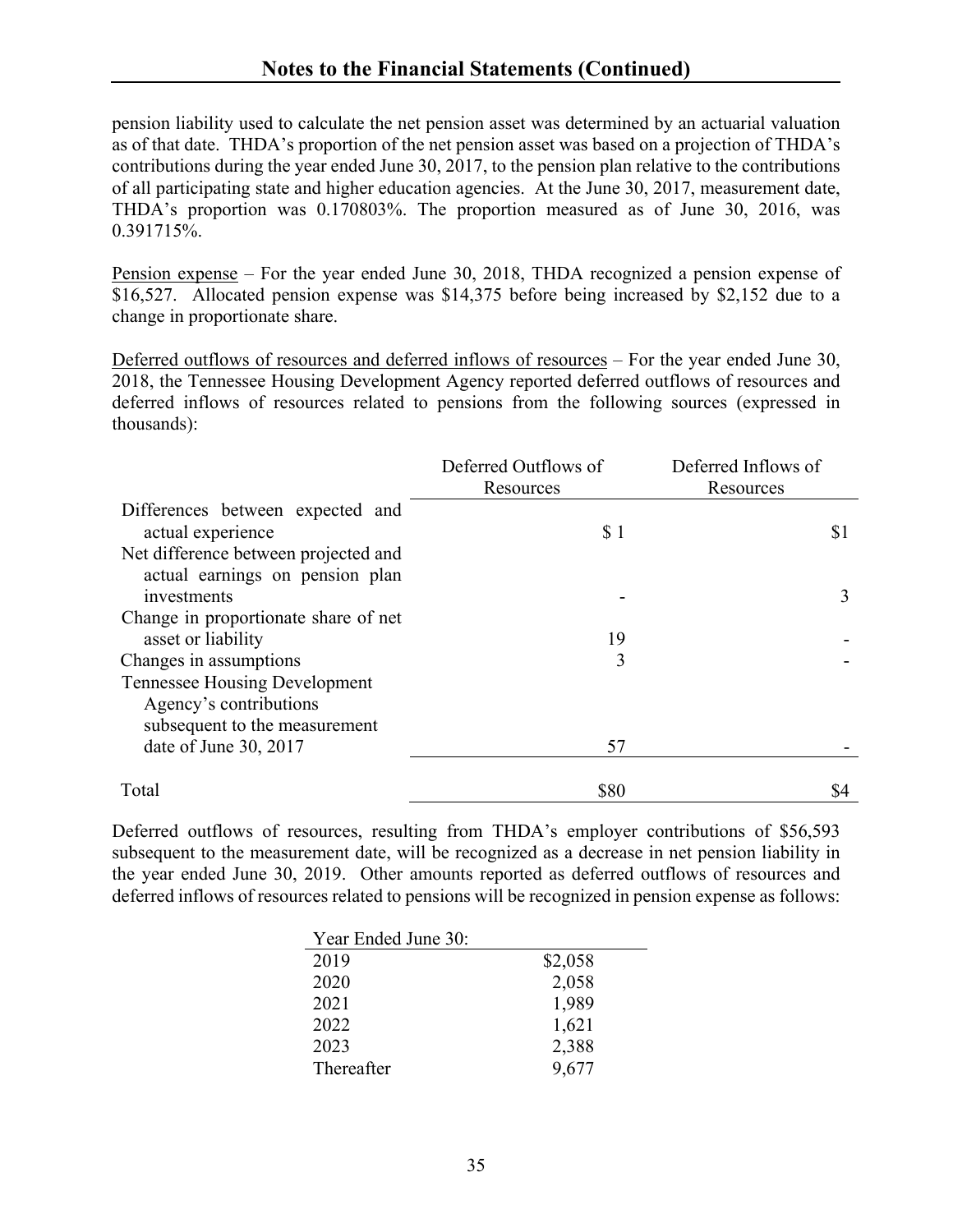pension liability used to calculate the net pension asset was determined by an actuarial valuation as of that date. THDA's proportion of the net pension asset was based on a projection of THDA's contributions during the year ended June 30, 2017, to the pension plan relative to the contributions of all participating state and higher education agencies. At the June 30, 2017, measurement date, THDA's proportion was 0.170803%. The proportion measured as of June 30, 2016, was 0.391715%.

Pension expense – For the year ended June 30, 2018, THDA recognized a pension expense of $16,527. Allocated pension expense was $14,375 before being increased by $2,152 due to a change in proportionate share.

Deferred outflows of resources and deferred inflows of resources – For the year ended June 30, 2018, the Tennessee Housing Development Agency reported deferred outflows of resources and deferred inflows of resources related to pensions from the following sources (expressed in thousands):

| | Deferred Outflows of Resources | Deferred Inflows of Resources |
|---|---|---|
| Differences between expected and actual experience | $ 1 | $1 |
| Net difference between projected and actual earnings on pension plan investments | - | 3 |
| Change in proportionate share of net asset or liability | 19 | - |
| Changes in assumptions | 3 | - |
| Tennessee Housing Development Agency's contributions subsequent to the measurement date of June 30, 2017 | 57 | - |
| Total | $80 | $4 |

Deferred outflows of resources, resulting from THDA's employer contributions of $56,593 subsequent to the measurement date, will be recognized as a decrease in net pension liability in the year ended June 30, 2019. Other amounts reported as deferred outflows of resources and deferred inflows of resources related to pensions will be recognized in pension expense as follows:

| Year Ended June 30: | |
|---|---|
| 2019 | $2,058 |
| 2020 | 2,058 |
| 2021 | 1,989 |
| 2022 | 1,621 |
| 2023 | 2,388 |
| Thereafter | 9,677 |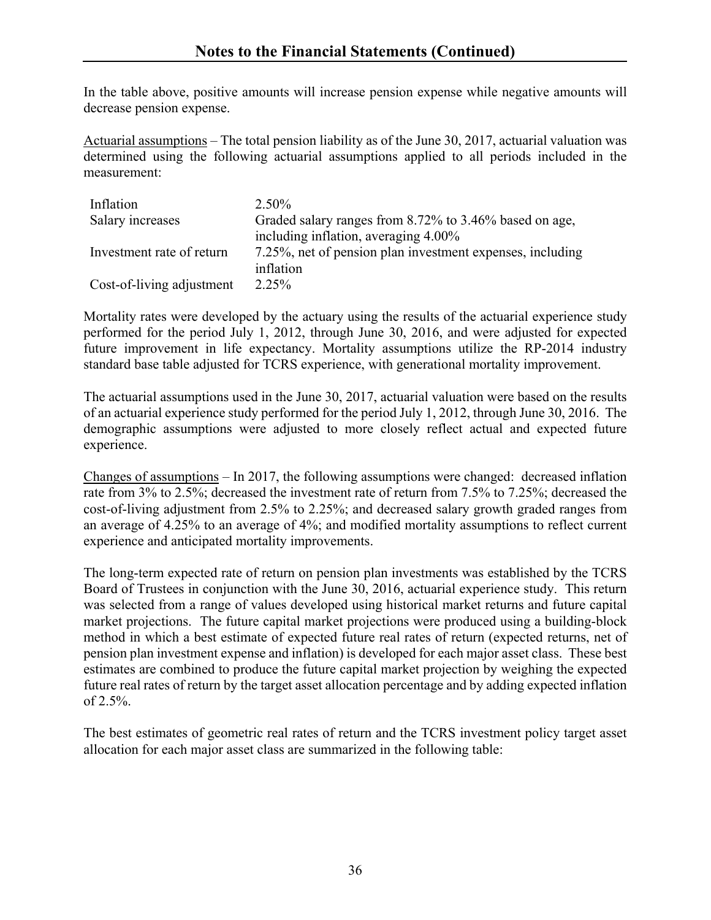## Notes to the Financial Statements (Continued)

In the table above, positive amounts will increase pension expense while negative amounts will decrease pension expense.

Actuarial assumptions – The total pension liability as of the June 30, 2017, actuarial valuation was determined using the following actuarial assumptions applied to all periods included in the measurement:

| | |
|---|---|
| Inflation | 2.50% |
| Salary increases | Graded salary ranges from 8.72% to 3.46% based on age, including inflation, averaging 4.00% |
| Investment rate of return | 7.25%, net of pension plan investment expenses, including inflation |
| Cost-of-living adjustment | 2.25% |

Mortality rates were developed by the actuary using the results of the actuarial experience study performed for the period July 1, 2012, through June 30, 2016, and were adjusted for expected future improvement in life expectancy. Mortality assumptions utilize the RP-2014 industry standard base table adjusted for TCRS experience, with generational mortality improvement.

The actuarial assumptions used in the June 30, 2017, actuarial valuation were based on the results of an actuarial experience study performed for the period July 1, 2012, through June 30, 2016. The demographic assumptions were adjusted to more closely reflect actual and expected future experience.

Changes of assumptions – In 2017, the following assumptions were changed: decreased inflation rate from 3% to 2.5%; decreased the investment rate of return from 7.5% to 7.25%; decreased the cost-of-living adjustment from 2.5% to 2.25%; and decreased salary growth graded ranges from an average of 4.25% to an average of 4%; and modified mortality assumptions to reflect current experience and anticipated mortality improvements.

The long-term expected rate of return on pension plan investments was established by the TCRS Board of Trustees in conjunction with the June 30, 2016, actuarial experience study. This return was selected from a range of values developed using historical market returns and future capital market projections. The future capital market projections were produced using a building-block method in which a best estimate of expected future real rates of return (expected returns, net of pension plan investment expense and inflation) is developed for each major asset class. These best estimates are combined to produce the future capital market projection by weighing the expected future real rates of return by the target asset allocation percentage and by adding expected inflation of 2.5%.

The best estimates of geometric real rates of return and the TCRS investment policy target asset allocation for each major asset class are summarized in the following table: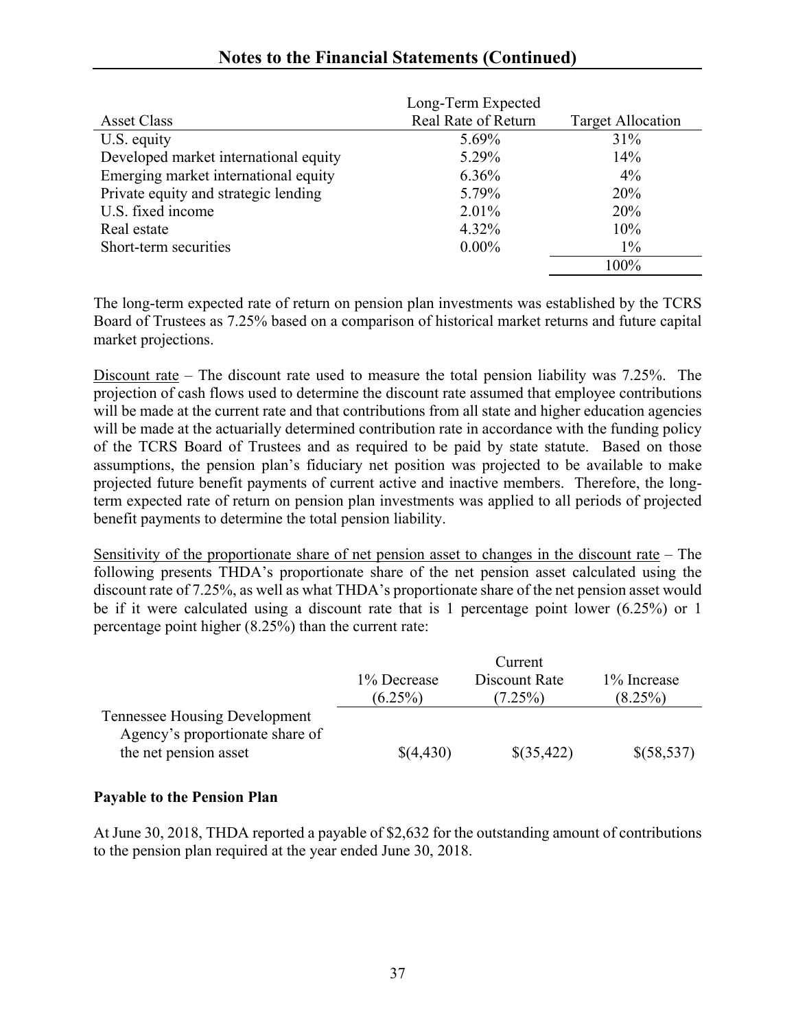## Notes to the Financial Statements (Continued)

| Asset Class | Long-Term Expected Real Rate of Return | Target Allocation |
|---|---|---|
| U.S. equity | 5.69% | 31% |
| Developed market international equity | 5.29% | 14% |
| Emerging market international equity | 6.36% | 4% |
| Private equity and strategic lending | 5.79% | 20% |
| U.S. fixed income | 2.01% | 20% |
| Real estate | 4.32% | 10% |
| Short-term securities | 0.00% | 1% |
| | | 100% |

The long-term expected rate of return on pension plan investments was established by the TCRS Board of Trustees as 7.25% based on a comparison of historical market returns and future capital market projections.

Discount rate – The discount rate used to measure the total pension liability was 7.25%. The projection of cash flows used to determine the discount rate assumed that employee contributions will be made at the current rate and that contributions from all state and higher education agencies will be made at the actuarially determined contribution rate in accordance with the funding policy of the TCRS Board of Trustees and as required to be paid by state statute. Based on those assumptions, the pension plan's fiduciary net position was projected to be available to make projected future benefit payments of current active and inactive members. Therefore, the long-term expected rate of return on pension plan investments was applied to all periods of projected benefit payments to determine the total pension liability.

Sensitivity of the proportionate share of net pension asset to changes in the discount rate – The following presents THDA's proportionate share of the net pension asset calculated using the discount rate of 7.25%, as well as what THDA's proportionate share of the net pension asset would be if it were calculated using a discount rate that is 1 percentage point lower (6.25%) or 1 percentage point higher (8.25%) than the current rate:

| | 1% Decrease (6.25%) | Current Discount Rate (7.25%) | 1% Increase (8.25%) |
|---|---|---|---|
| Tennessee Housing Development Agency's proportionate share of the net pension asset | $(4,430) | $(35,422) | $(58,537) |

**Payable to the Pension Plan**

At June 30, 2018, THDA reported a payable of $2,632 for the outstanding amount of contributions to the pension plan required at the year ended June 30, 2018.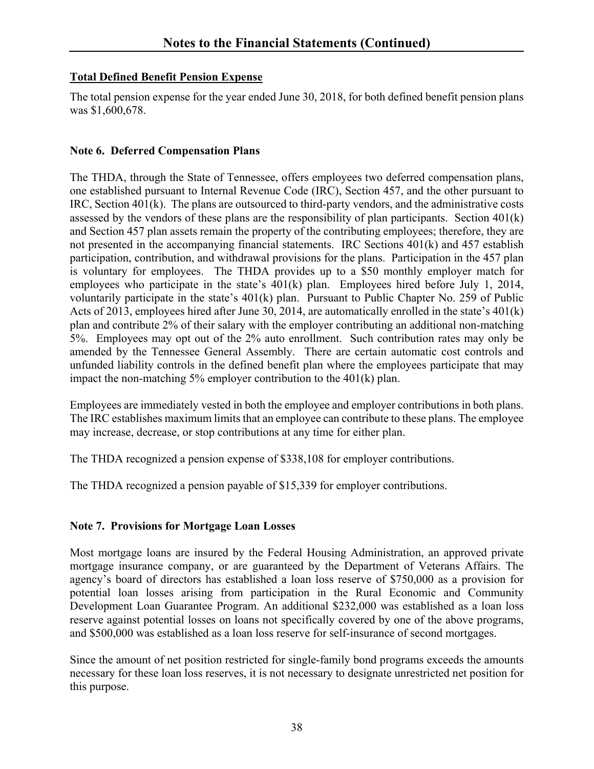## Total Defined Benefit Pension Expense

The total pension expense for the year ended June 30, 2018, for both defined benefit pension plans was $1,600,678.

## Note 6. Deferred Compensation Plans

The THDA, through the State of Tennessee, offers employees two deferred compensation plans, one established pursuant to Internal Revenue Code (IRC), Section 457, and the other pursuant to IRC, Section 401(k). The plans are outsourced to third-party vendors, and the administrative costs assessed by the vendors of these plans are the responsibility of plan participants. Section 401(k) and Section 457 plan assets remain the property of the contributing employees; therefore, they are not presented in the accompanying financial statements. IRC Sections 401(k) and 457 establish participation, contribution, and withdrawal provisions for the plans. Participation in the 457 plan is voluntary for employees. The THDA provides up to a $50 monthly employer match for employees who participate in the state's 401(k) plan. Employees hired before July 1, 2014, voluntarily participate in the state's 401(k) plan. Pursuant to Public Chapter No. 259 of Public Acts of 2013, employees hired after June 30, 2014, are automatically enrolled in the state's 401(k) plan and contribute 2% of their salary with the employer contributing an additional non-matching 5%. Employees may opt out of the 2% auto enrollment. Such contribution rates may only be amended by the Tennessee General Assembly. There are certain automatic cost controls and unfunded liability controls in the defined benefit plan where the employees participate that may impact the non-matching 5% employer contribution to the 401(k) plan.

Employees are immediately vested in both the employee and employer contributions in both plans. The IRC establishes maximum limits that an employee can contribute to these plans. The employee may increase, decrease, or stop contributions at any time for either plan.

The THDA recognized a pension expense of $338,108 for employer contributions.

The THDA recognized a pension payable of $15,339 for employer contributions.

## Note 7. Provisions for Mortgage Loan Losses

Most mortgage loans are insured by the Federal Housing Administration, an approved private mortgage insurance company, or are guaranteed by the Department of Veterans Affairs. The agency's board of directors has established a loan loss reserve of $750,000 as a provision for potential loan losses arising from participation in the Rural Economic and Community Development Loan Guarantee Program. An additional $232,000 was established as a loan loss reserve against potential losses on loans not specifically covered by one of the above programs, and $500,000 was established as a loan loss reserve for self-insurance of second mortgages.

Since the amount of net position restricted for single-family bond programs exceeds the amounts necessary for these loan loss reserves, it is not necessary to designate unrestricted net position for this purpose.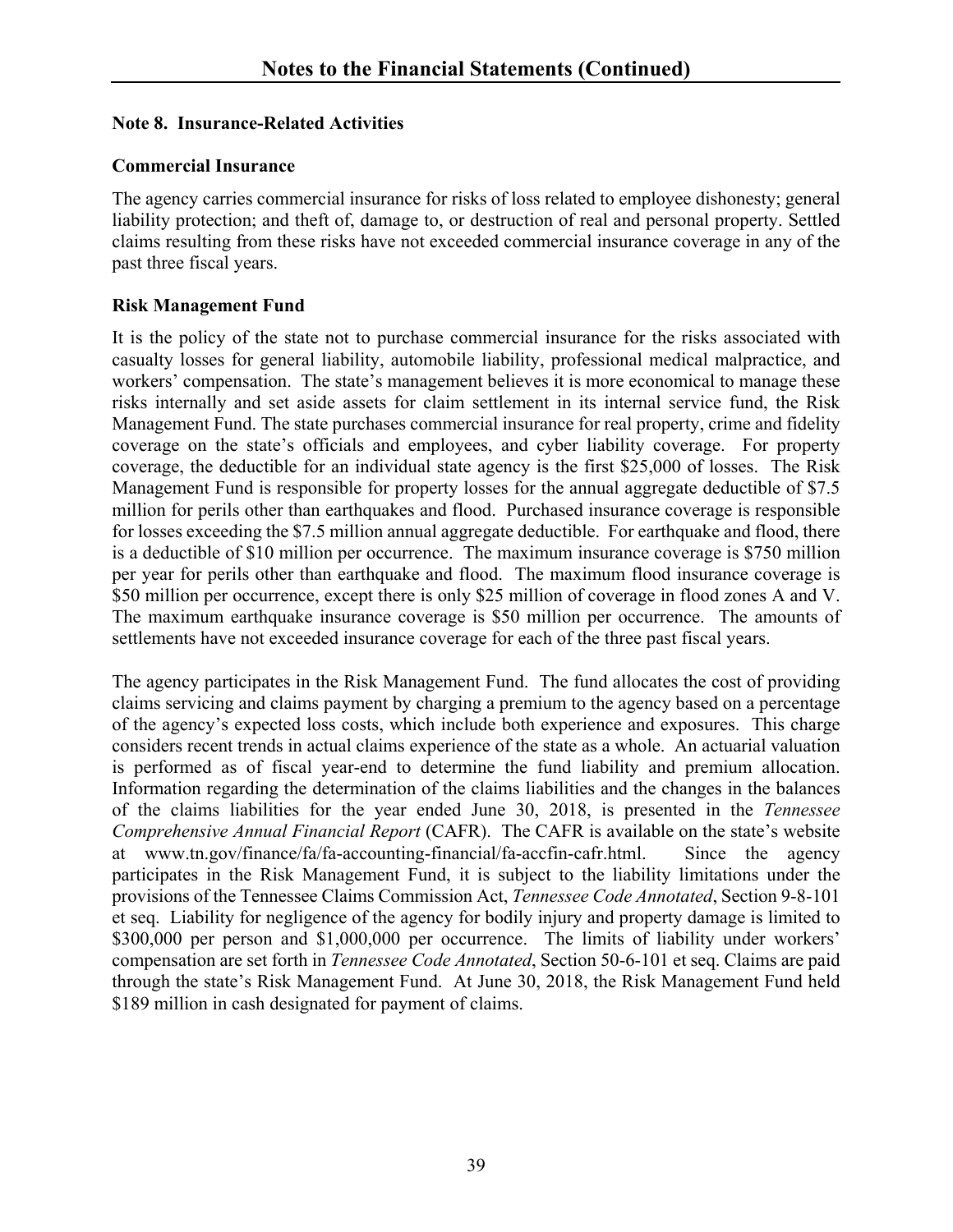# Notes to the Financial Statements (Continued)

## Note 8. Insurance-Related Activities

### Commercial Insurance

The agency carries commercial insurance for risks of loss related to employee dishonesty; general liability protection; and theft of, damage to, or destruction of real and personal property. Settled claims resulting from these risks have not exceeded commercial insurance coverage in any of the past three fiscal years.

### Risk Management Fund

It is the policy of the state not to purchase commercial insurance for the risks associated with casualty losses for general liability, automobile liability, professional medical malpractice, and workers' compensation. The state's management believes it is more economical to manage these risks internally and set aside assets for claim settlement in its internal service fund, the Risk Management Fund. The state purchases commercial insurance for real property, crime and fidelity coverage on the state's officials and employees, and cyber liability coverage. For property coverage, the deductible for an individual state agency is the first $25,000 of losses. The Risk Management Fund is responsible for property losses for the annual aggregate deductible of $7.5 million for perils other than earthquakes and flood. Purchased insurance coverage is responsible for losses exceeding the $7.5 million annual aggregate deductible. For earthquake and flood, there is a deductible of $10 million per occurrence. The maximum insurance coverage is $750 million per year for perils other than earthquake and flood. The maximum flood insurance coverage is $50 million per occurrence, except there is only $25 million of coverage in flood zones A and V. The maximum earthquake insurance coverage is $50 million per occurrence. The amounts of settlements have not exceeded insurance coverage for each of the three past fiscal years.

The agency participates in the Risk Management Fund. The fund allocates the cost of providing claims servicing and claims payment by charging a premium to the agency based on a percentage of the agency's expected loss costs, which include both experience and exposures. This charge considers recent trends in actual claims experience of the state as a whole. An actuarial valuation is performed as of fiscal year-end to determine the fund liability and premium allocation. Information regarding the determination of the claims liabilities and the changes in the balances of the claims liabilities for the year ended June 30, 2018, is presented in the *Tennessee Comprehensive Annual Financial Report* (CAFR). The CAFR is available on the state's website at www.tn.gov/finance/fa/fa-accounting-financial/fa-accfin-cafr.html. Since the agency participates in the Risk Management Fund, it is subject to the liability limitations under the provisions of the Tennessee Claims Commission Act, *Tennessee Code Annotated*, Section 9-8-101 et seq. Liability for negligence of the agency for bodily injury and property damage is limited to $300,000 per person and $1,000,000 per occurrence. The limits of liability under workers' compensation are set forth in *Tennessee Code Annotated*, Section 50-6-101 et seq. Claims are paid through the state's Risk Management Fund. At June 30, 2018, the Risk Management Fund held $189 million in cash designated for payment of claims.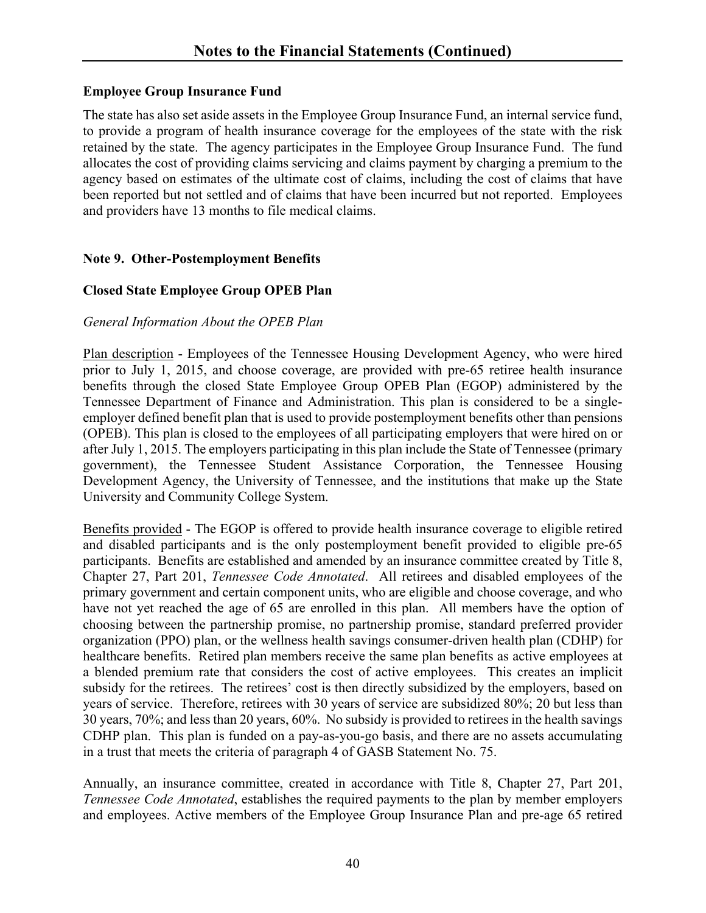**Employee Group Insurance Fund**

The state has also set aside assets in the Employee Group Insurance Fund, an internal service fund, to provide a program of health insurance coverage for the employees of the state with the risk retained by the state. The agency participates in the Employee Group Insurance Fund. The fund allocates the cost of providing claims servicing and claims payment by charging a premium to the agency based on estimates of the ultimate cost of claims, including the cost of claims that have been reported but not settled and of claims that have been incurred but not reported. Employees and providers have 13 months to file medical claims.

**Note 9. Other-Postemployment Benefits**

**Closed State Employee Group OPEB Plan**

*General Information About the OPEB Plan*

Plan description - Employees of the Tennessee Housing Development Agency, who were hired prior to July 1, 2015, and choose coverage, are provided with pre-65 retiree health insurance benefits through the closed State Employee Group OPEB Plan (EGOP) administered by the Tennessee Department of Finance and Administration. This plan is considered to be a single-employer defined benefit plan that is used to provide postemployment benefits other than pensions (OPEB). This plan is closed to the employees of all participating employers that were hired on or after July 1, 2015. The employers participating in this plan include the State of Tennessee (primary government), the Tennessee Student Assistance Corporation, the Tennessee Housing Development Agency, the University of Tennessee, and the institutions that make up the State University and Community College System.

Benefits provided - The EGOP is offered to provide health insurance coverage to eligible retired and disabled participants and is the only postemployment benefit provided to eligible pre-65 participants. Benefits are established and amended by an insurance committee created by Title 8, Chapter 27, Part 201, *Tennessee Code Annotated*. All retirees and disabled employees of the primary government and certain component units, who are eligible and choose coverage, and who have not yet reached the age of 65 are enrolled in this plan. All members have the option of choosing between the partnership promise, no partnership promise, standard preferred provider organization (PPO) plan, or the wellness health savings consumer-driven health plan (CDHP) for healthcare benefits. Retired plan members receive the same plan benefits as active employees at a blended premium rate that considers the cost of active employees. This creates an implicit subsidy for the retirees. The retirees' cost is then directly subsidized by the employers, based on years of service. Therefore, retirees with 30 years of service are subsidized 80%; 20 but less than 30 years, 70%; and less than 20 years, 60%. No subsidy is provided to retirees in the health savings CDHP plan. This plan is funded on a pay-as-you-go basis, and there are no assets accumulating in a trust that meets the criteria of paragraph 4 of GASB Statement No. 75.

Annually, an insurance committee, created in accordance with Title 8, Chapter 27, Part 201, *Tennessee Code Annotated*, establishes the required payments to the plan by member employers and employees. Active members of the Employee Group Insurance Plan and pre-age 65 retired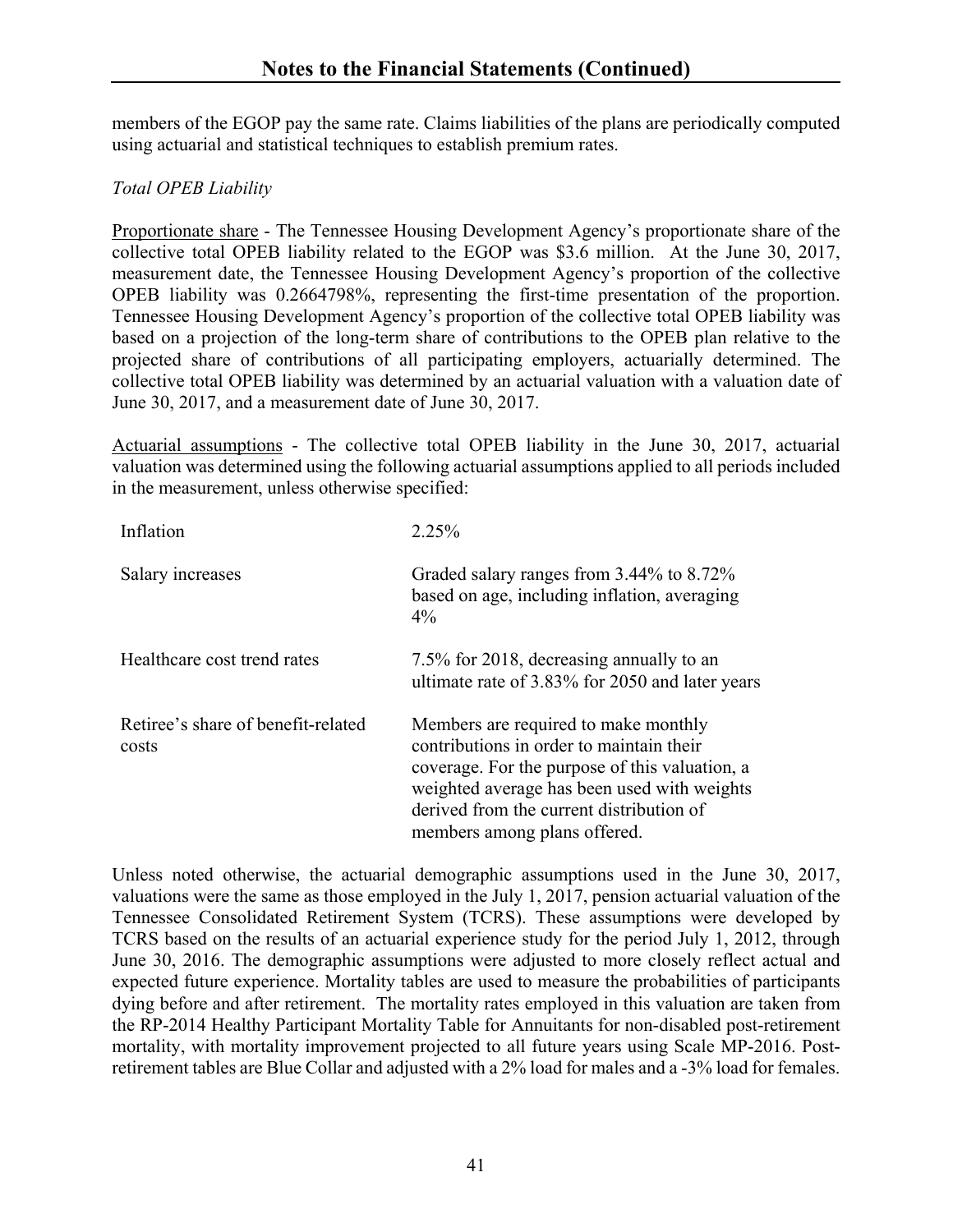members of the EGOP pay the same rate. Claims liabilities of the plans are periodically computed using actuarial and statistical techniques to establish premium rates.

*Total OPEB Liability*

Proportionate share - The Tennessee Housing Development Agency's proportionate share of the collective total OPEB liability related to the EGOP was $3.6 million. At the June 30, 2017, measurement date, the Tennessee Housing Development Agency's proportion of the collective OPEB liability was 0.2664798%, representing the first-time presentation of the proportion. Tennessee Housing Development Agency's proportion of the collective total OPEB liability was based on a projection of the long-term share of contributions to the OPEB plan relative to the projected share of contributions of all participating employers, actuarially determined. The collective total OPEB liability was determined by an actuarial valuation with a valuation date of June 30, 2017, and a measurement date of June 30, 2017.

Actuarial assumptions - The collective total OPEB liability in the June 30, 2017, actuarial valuation was determined using the following actuarial assumptions applied to all periods included in the measurement, unless otherwise specified:

| | |
|---|---|
| Inflation | 2.25% |
| Salary increases | Graded salary ranges from 3.44% to 8.72% based on age, including inflation, averaging 4% |
| Healthcare cost trend rates | 7.5% for 2018, decreasing annually to an ultimate rate of 3.83% for 2050 and later years |
| Retiree's share of benefit-related costs | Members are required to make monthly contributions in order to maintain their coverage. For the purpose of this valuation, a weighted average has been used with weights derived from the current distribution of members among plans offered. |

Unless noted otherwise, the actuarial demographic assumptions used in the June 30, 2017, valuations were the same as those employed in the July 1, 2017, pension actuarial valuation of the Tennessee Consolidated Retirement System (TCRS). These assumptions were developed by TCRS based on the results of an actuarial experience study for the period July 1, 2012, through June 30, 2016. The demographic assumptions were adjusted to more closely reflect actual and expected future experience. Mortality tables are used to measure the probabilities of participants dying before and after retirement. The mortality rates employed in this valuation are taken from the RP-2014 Healthy Participant Mortality Table for Annuitants for non-disabled post-retirement mortality, with mortality improvement projected to all future years using Scale MP-2016. Post-retirement tables are Blue Collar and adjusted with a 2% load for males and a -3% load for females.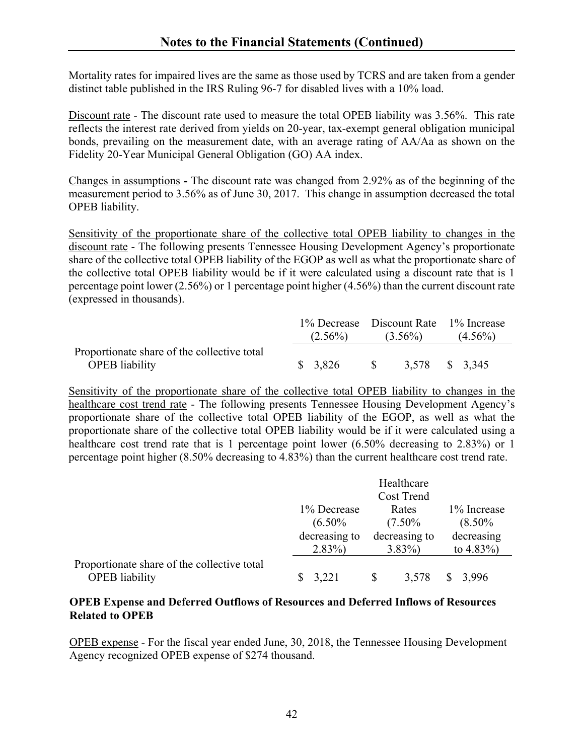Mortality rates for impaired lives are the same as those used by TCRS and are taken from a gender distinct table published in the IRS Ruling 96-7 for disabled lives with a 10% load.

Discount rate - The discount rate used to measure the total OPEB liability was 3.56%. This rate reflects the interest rate derived from yields on 20-year, tax-exempt general obligation municipal bonds, prevailing on the measurement date, with an average rating of AA/Aa as shown on the Fidelity 20-Year Municipal General Obligation (GO) AA index.

Changes in assumptions **-** The discount rate was changed from 2.92% as of the beginning of the measurement period to 3.56% as of June 30, 2017. This change in assumption decreased the total OPEB liability.

Sensitivity of the proportionate share of the collective total OPEB liability to changes in the discount rate - The following presents Tennessee Housing Development Agency's proportionate share of the collective total OPEB liability of the EGOP as well as what the proportionate share of the collective total OPEB liability would be if it were calculated using a discount rate that is 1 percentage point lower (2.56%) or 1 percentage point higher (4.56%) than the current discount rate (expressed in thousands).

| | 1% Decrease (2.56%) | Discount Rate (3.56%) | 1% Increase (4.56%) |
|---|---|---|---|
| Proportionate share of the collective total OPEB liability | $ 3,826 | $ 3,578 | $ 3,345 |

Sensitivity of the proportionate share of the collective total OPEB liability to changes in the healthcare cost trend rate - The following presents Tennessee Housing Development Agency's proportionate share of the collective total OPEB liability of the EGOP, as well as what the proportionate share of the collective total OPEB liability would be if it were calculated using a healthcare cost trend rate that is 1 percentage point lower (6.50% decreasing to 2.83%) or 1 percentage point higher (8.50% decreasing to 4.83%) than the current healthcare cost trend rate.

| | 1% Decrease (6.50% decreasing to 2.83%) | Healthcare Cost Trend Rates (7.50% decreasing to 3.83%) | 1% Increase (8.50% decreasing to 4.83%) |
|---|---|---|---|
| Proportionate share of the collective total OPEB liability | $ 3,221 | $ 3,578 | $ 3,996 |

**OPEB Expense and Deferred Outflows of Resources and Deferred Inflows of Resources Related to OPEB**

OPEB expense - For the fiscal year ended June, 30, 2018, the Tennessee Housing Development Agency recognized OPEB expense of $274 thousand.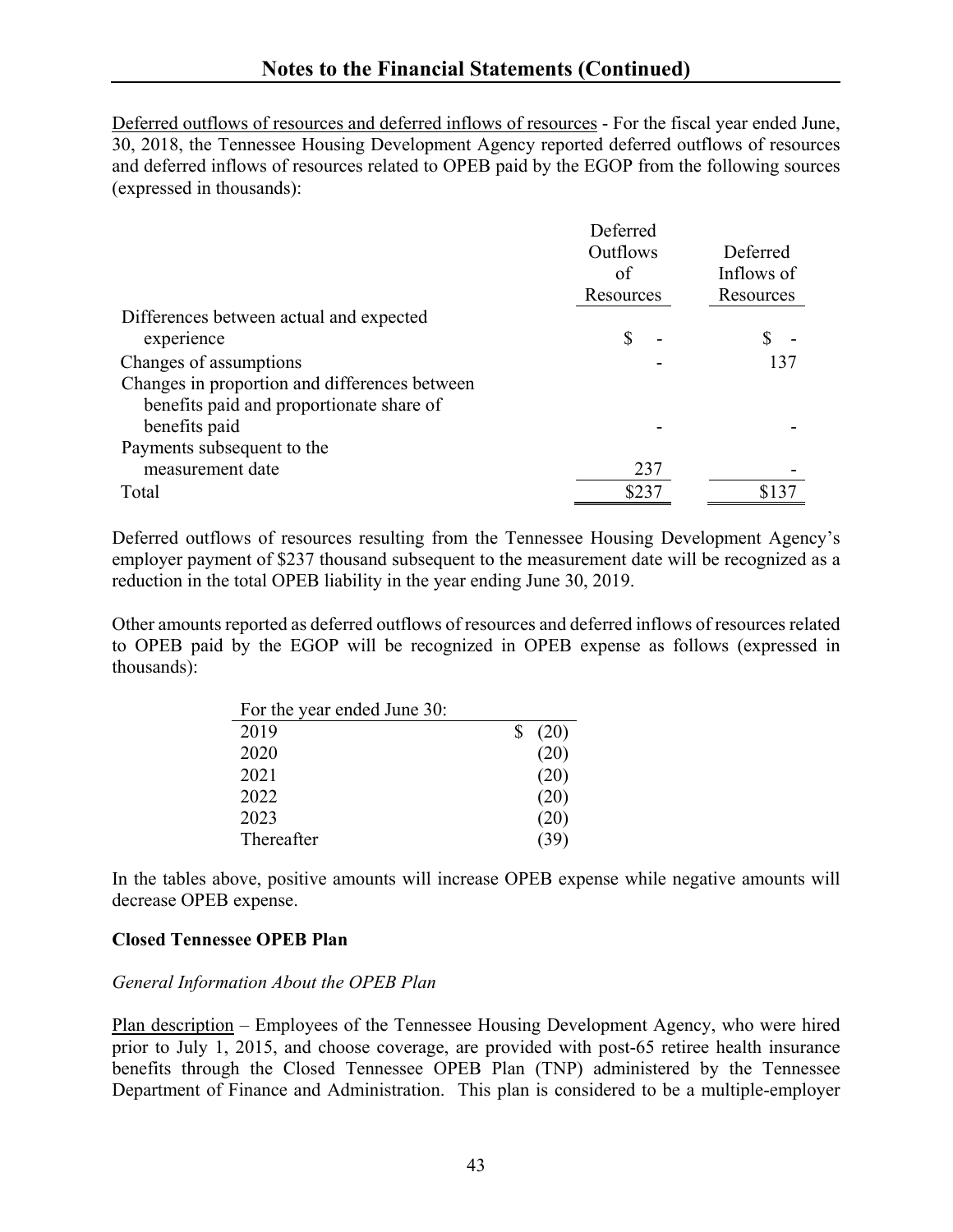## Notes to the Financial Statements (Continued)

Deferred outflows of resources and deferred inflows of resources - For the fiscal year ended June, 30, 2018, the Tennessee Housing Development Agency reported deferred outflows of resources and deferred inflows of resources related to OPEB paid by the EGOP from the following sources (expressed in thousands):

| | Deferred Outflows of Resources | Deferred Inflows of Resources |
|---|---|---|
| Differences between actual and expected experience | $ - | $ - |
| Changes of assumptions | - | 137 |
| Changes in proportion and differences between benefits paid and proportionate share of benefits paid | - | - |
| Payments subsequent to the measurement date | 237 | - |
| Total | $237 | $137 |

Deferred outflows of resources resulting from the Tennessee Housing Development Agency's employer payment of $237 thousand subsequent to the measurement date will be recognized as a reduction in the total OPEB liability in the year ending June 30, 2019.

Other amounts reported as deferred outflows of resources and deferred inflows of resources related to OPEB paid by the EGOP will be recognized in OPEB expense as follows (expressed in thousands):

| For the year ended June 30: | |
|---|---|
| 2019 | $ (20) |
| 2020 | (20) |
| 2021 | (20) |
| 2022 | (20) |
| 2023 | (20) |
| Thereafter | (39) |

In the tables above, positive amounts will increase OPEB expense while negative amounts will decrease OPEB expense.

**Closed Tennessee OPEB Plan**

*General Information About the OPEB Plan*

Plan description – Employees of the Tennessee Housing Development Agency, who were hired prior to July 1, 2015, and choose coverage, are provided with post-65 retiree health insurance benefits through the Closed Tennessee OPEB Plan (TNP) administered by the Tennessee Department of Finance and Administration. This plan is considered to be a multiple-employer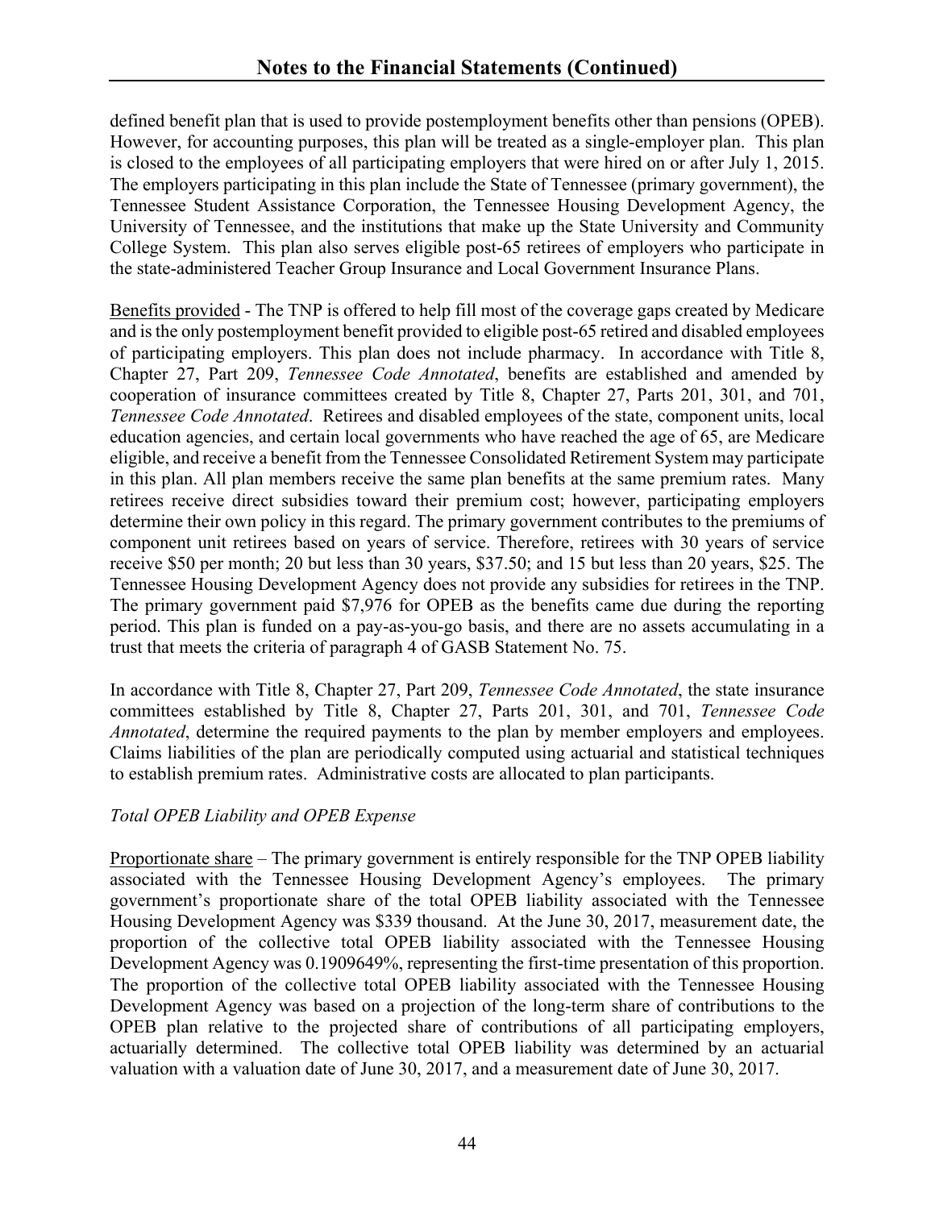defined benefit plan that is used to provide postemployment benefits other than pensions (OPEB). However, for accounting purposes, this plan will be treated as a single-employer plan. This plan is closed to the employees of all participating employers that were hired on or after July 1, 2015. The employers participating in this plan include the State of Tennessee (primary government), the Tennessee Student Assistance Corporation, the Tennessee Housing Development Agency, the University of Tennessee, and the institutions that make up the State University and Community College System. This plan also serves eligible post-65 retirees of employers who participate in the state-administered Teacher Group Insurance and Local Government Insurance Plans.

Benefits provided - The TNP is offered to help fill most of the coverage gaps created by Medicare and is the only postemployment benefit provided to eligible post-65 retired and disabled employees of participating employers. This plan does not include pharmacy. In accordance with Title 8, Chapter 27, Part 209, *Tennessee Code Annotated*, benefits are established and amended by cooperation of insurance committees created by Title 8, Chapter 27, Parts 201, 301, and 701, *Tennessee Code Annotated*. Retirees and disabled employees of the state, component units, local education agencies, and certain local governments who have reached the age of 65, are Medicare eligible, and receive a benefit from the Tennessee Consolidated Retirement System may participate in this plan. All plan members receive the same plan benefits at the same premium rates. Many retirees receive direct subsidies toward their premium cost; however, participating employers determine their own policy in this regard. The primary government contributes to the premiums of component unit retirees based on years of service. Therefore, retirees with 30 years of service receive $50 per month; 20 but less than 30 years, $37.50; and 15 but less than 20 years, $25. The Tennessee Housing Development Agency does not provide any subsidies for retirees in the TNP. The primary government paid $7,976 for OPEB as the benefits came due during the reporting period. This plan is funded on a pay-as-you-go basis, and there are no assets accumulating in a trust that meets the criteria of paragraph 4 of GASB Statement No. 75.

In accordance with Title 8, Chapter 27, Part 209, *Tennessee Code Annotated*, the state insurance committees established by Title 8, Chapter 27, Parts 201, 301, and 701, *Tennessee Code Annotated*, determine the required payments to the plan by member employers and employees. Claims liabilities of the plan are periodically computed using actuarial and statistical techniques to establish premium rates. Administrative costs are allocated to plan participants.

*Total OPEB Liability and OPEB Expense*

Proportionate share – The primary government is entirely responsible for the TNP OPEB liability associated with the Tennessee Housing Development Agency's employees. The primary government's proportionate share of the total OPEB liability associated with the Tennessee Housing Development Agency was $339 thousand. At the June 30, 2017, measurement date, the proportion of the collective total OPEB liability associated with the Tennessee Housing Development Agency was 0.1909649%, representing the first-time presentation of this proportion. The proportion of the collective total OPEB liability associated with the Tennessee Housing Development Agency was based on a projection of the long-term share of contributions to the OPEB plan relative to the projected share of contributions of all participating employers, actuarially determined. The collective total OPEB liability was determined by an actuarial valuation with a valuation date of June 30, 2017, and a measurement date of June 30, 2017.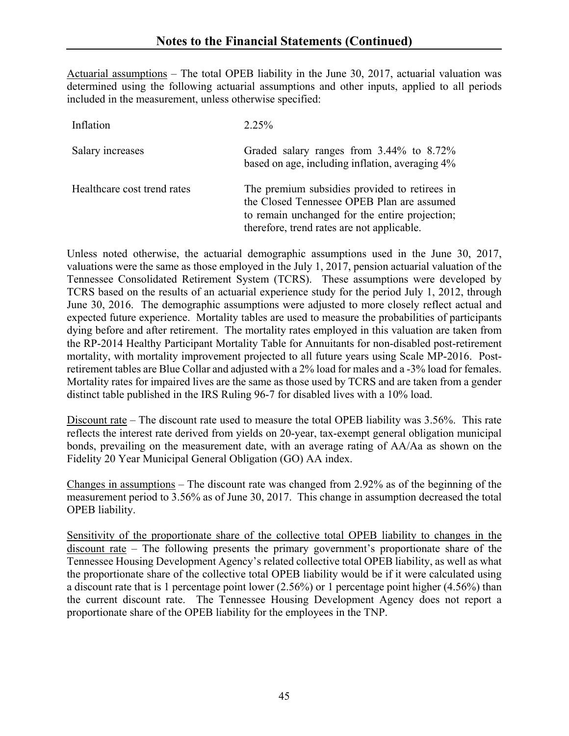## Notes to the Financial Statements (Continued)

Actuarial assumptions – The total OPEB liability in the June 30, 2017, actuarial valuation was determined using the following actuarial assumptions and other inputs, applied to all periods included in the measurement, unless otherwise specified:

| | |
|---|---|
| Inflation | 2.25% |
| Salary increases | Graded salary ranges from 3.44% to 8.72% based on age, including inflation, averaging 4% |
| Healthcare cost trend rates | The premium subsidies provided to retirees in the Closed Tennessee OPEB Plan are assumed to remain unchanged for the entire projection; therefore, trend rates are not applicable. |

Unless noted otherwise, the actuarial demographic assumptions used in the June 30, 2017, valuations were the same as those employed in the July 1, 2017, pension actuarial valuation of the Tennessee Consolidated Retirement System (TCRS). These assumptions were developed by TCRS based on the results of an actuarial experience study for the period July 1, 2012, through June 30, 2016. The demographic assumptions were adjusted to more closely reflect actual and expected future experience. Mortality tables are used to measure the probabilities of participants dying before and after retirement. The mortality rates employed in this valuation are taken from the RP-2014 Healthy Participant Mortality Table for Annuitants for non-disabled post-retirement mortality, with mortality improvement projected to all future years using Scale MP-2016. Post-retirement tables are Blue Collar and adjusted with a 2% load for males and a -3% load for females. Mortality rates for impaired lives are the same as those used by TCRS and are taken from a gender distinct table published in the IRS Ruling 96-7 for disabled lives with a 10% load.

Discount rate – The discount rate used to measure the total OPEB liability was 3.56%. This rate reflects the interest rate derived from yields on 20-year, tax-exempt general obligation municipal bonds, prevailing on the measurement date, with an average rating of AA/Aa as shown on the Fidelity 20 Year Municipal General Obligation (GO) AA index.

Changes in assumptions – The discount rate was changed from 2.92% as of the beginning of the measurement period to 3.56% as of June 30, 2017. This change in assumption decreased the total OPEB liability.

Sensitivity of the proportionate share of the collective total OPEB liability to changes in the discount rate – The following presents the primary government's proportionate share of the Tennessee Housing Development Agency's related collective total OPEB liability, as well as what the proportionate share of the collective total OPEB liability would be if it were calculated using a discount rate that is 1 percentage point lower (2.56%) or 1 percentage point higher (4.56%) than the current discount rate. The Tennessee Housing Development Agency does not report a proportionate share of the OPEB liability for the employees in the TNP.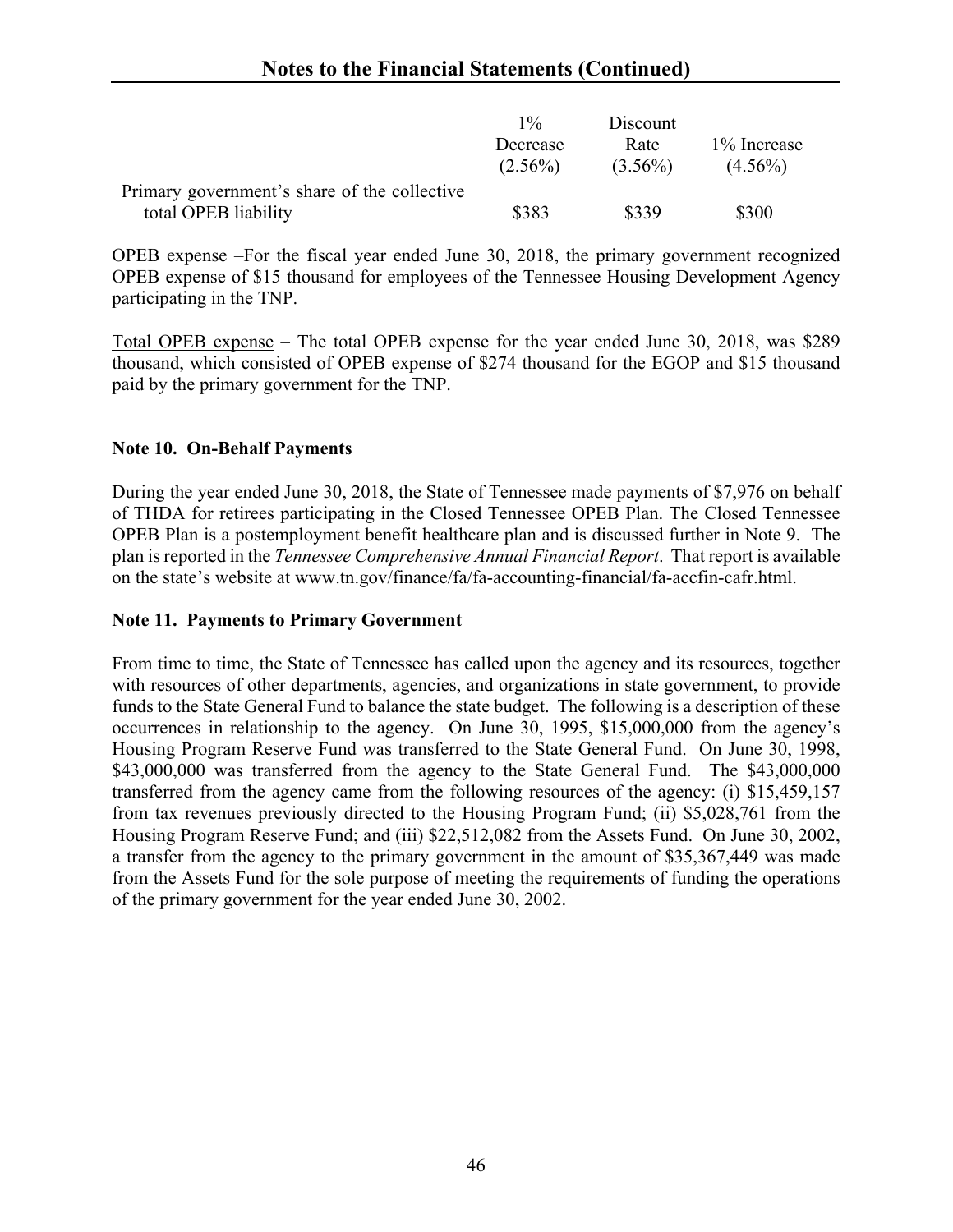## Notes to the Financial Statements (Continued)

| | 1% Decrease (2.56%) | Discount Rate (3.56%) | 1% Increase (4.56%) |
|---|---|---|---|
| Primary government's share of the collective total OPEB liability | \$383 | \$339 | \$300 |

OPEB expense –For the fiscal year ended June 30, 2018, the primary government recognized OPEB expense of \$15 thousand for employees of the Tennessee Housing Development Agency participating in the TNP.

Total OPEB expense – The total OPEB expense for the year ended June 30, 2018, was \$289 thousand, which consisted of OPEB expense of \$274 thousand for the EGOP and \$15 thousand paid by the primary government for the TNP.

### Note 10. On-Behalf Payments

During the year ended June 30, 2018, the State of Tennessee made payments of \$7,976 on behalf of THDA for retirees participating in the Closed Tennessee OPEB Plan. The Closed Tennessee OPEB Plan is a postemployment benefit healthcare plan and is discussed further in Note 9. The plan is reported in the *Tennessee Comprehensive Annual Financial Report*. That report is available on the state's website at www.tn.gov/finance/fa/fa-accounting-financial/fa-accfin-cafr.html.

### Note 11. Payments to Primary Government

From time to time, the State of Tennessee has called upon the agency and its resources, together with resources of other departments, agencies, and organizations in state government, to provide funds to the State General Fund to balance the state budget. The following is a description of these occurrences in relationship to the agency. On June 30, 1995, \$15,000,000 from the agency's Housing Program Reserve Fund was transferred to the State General Fund. On June 30, 1998, \$43,000,000 was transferred from the agency to the State General Fund. The \$43,000,000 transferred from the agency came from the following resources of the agency: (i) \$15,459,157 from tax revenues previously directed to the Housing Program Fund; (ii) \$5,028,761 from the Housing Program Reserve Fund; and (iii) \$22,512,082 from the Assets Fund. On June 30, 2002, a transfer from the agency to the primary government in the amount of \$35,367,449 was made from the Assets Fund for the sole purpose of meeting the requirements of funding the operations of the primary government for the year ended June 30, 2002.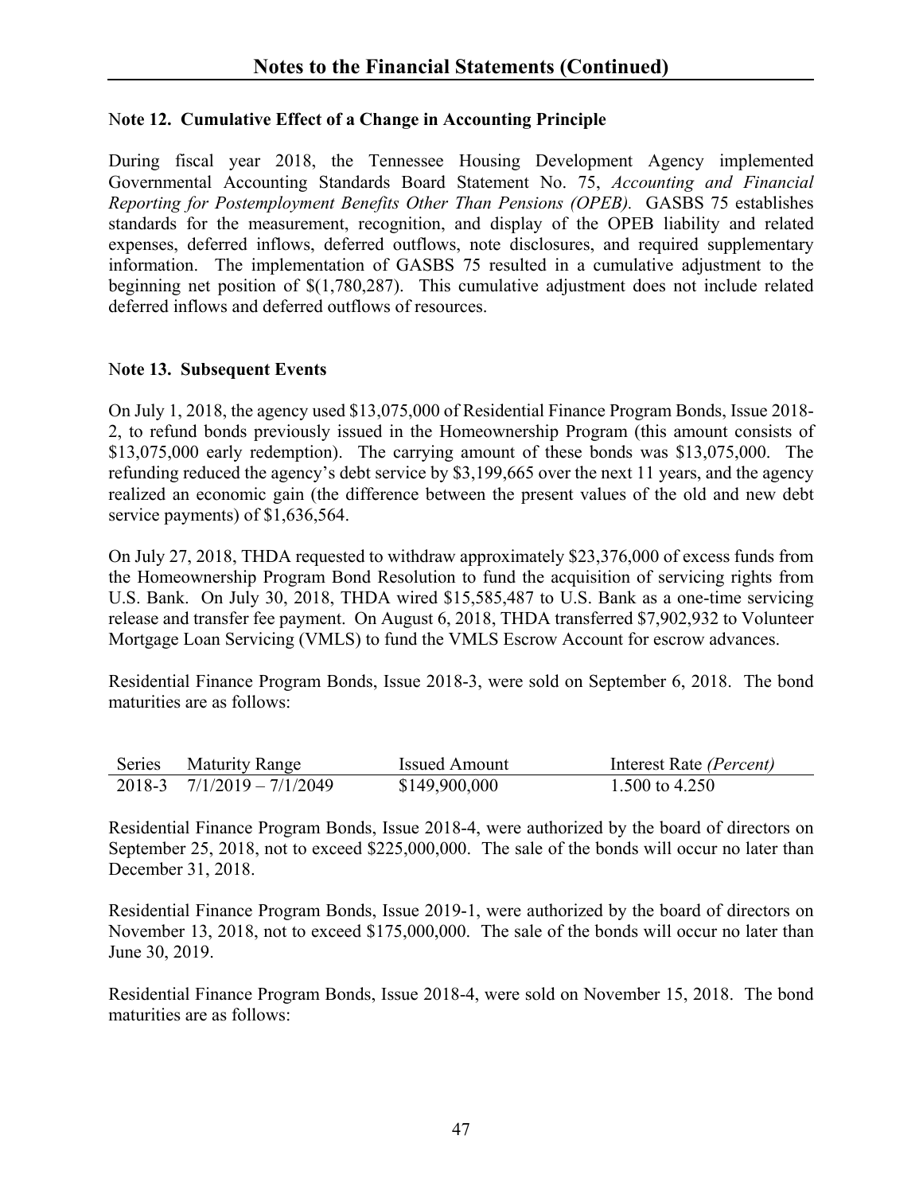# Notes to the Financial Statements (Continued)

## Note 12. Cumulative Effect of a Change in Accounting Principle

During fiscal year 2018, the Tennessee Housing Development Agency implemented Governmental Accounting Standards Board Statement No. 75, *Accounting and Financial Reporting for Postemployment Benefits Other Than Pensions (OPEB).* GASBS 75 establishes standards for the measurement, recognition, and display of the OPEB liability and related expenses, deferred inflows, deferred outflows, note disclosures, and required supplementary information. The implementation of GASBS 75 resulted in a cumulative adjustment to the beginning net position of $(1,780,287). This cumulative adjustment does not include related deferred inflows and deferred outflows of resources.

## Note 13. Subsequent Events

On July 1, 2018, the agency used $13,075,000 of Residential Finance Program Bonds, Issue 2018-2, to refund bonds previously issued in the Homeownership Program (this amount consists of $13,075,000 early redemption). The carrying amount of these bonds was $13,075,000. The refunding reduced the agency's debt service by $3,199,665 over the next 11 years, and the agency realized an economic gain (the difference between the present values of the old and new debt service payments) of $1,636,564.

On July 27, 2018, THDA requested to withdraw approximately $23,376,000 of excess funds from the Homeownership Program Bond Resolution to fund the acquisition of servicing rights from U.S. Bank. On July 30, 2018, THDA wired $15,585,487 to U.S. Bank as a one-time servicing release and transfer fee payment. On August 6, 2018, THDA transferred $7,902,932 to Volunteer Mortgage Loan Servicing (VMLS) to fund the VMLS Escrow Account for escrow advances.

Residential Finance Program Bonds, Issue 2018-3, were sold on September 6, 2018. The bond maturities are as follows:

| Series | Maturity Range | Issued Amount | Interest Rate *(Percent)* |
|---|---|---|---|
| 2018-3 | 7/1/2019 – 7/1/2049 | $149,900,000 | 1.500 to 4.250 |

Residential Finance Program Bonds, Issue 2018-4, were authorized by the board of directors on September 25, 2018, not to exceed $225,000,000. The sale of the bonds will occur no later than December 31, 2018.

Residential Finance Program Bonds, Issue 2019-1, were authorized by the board of directors on November 13, 2018, not to exceed $175,000,000. The sale of the bonds will occur no later than June 30, 2019.

Residential Finance Program Bonds, Issue 2018-4, were sold on November 15, 2018. The bond maturities are as follows: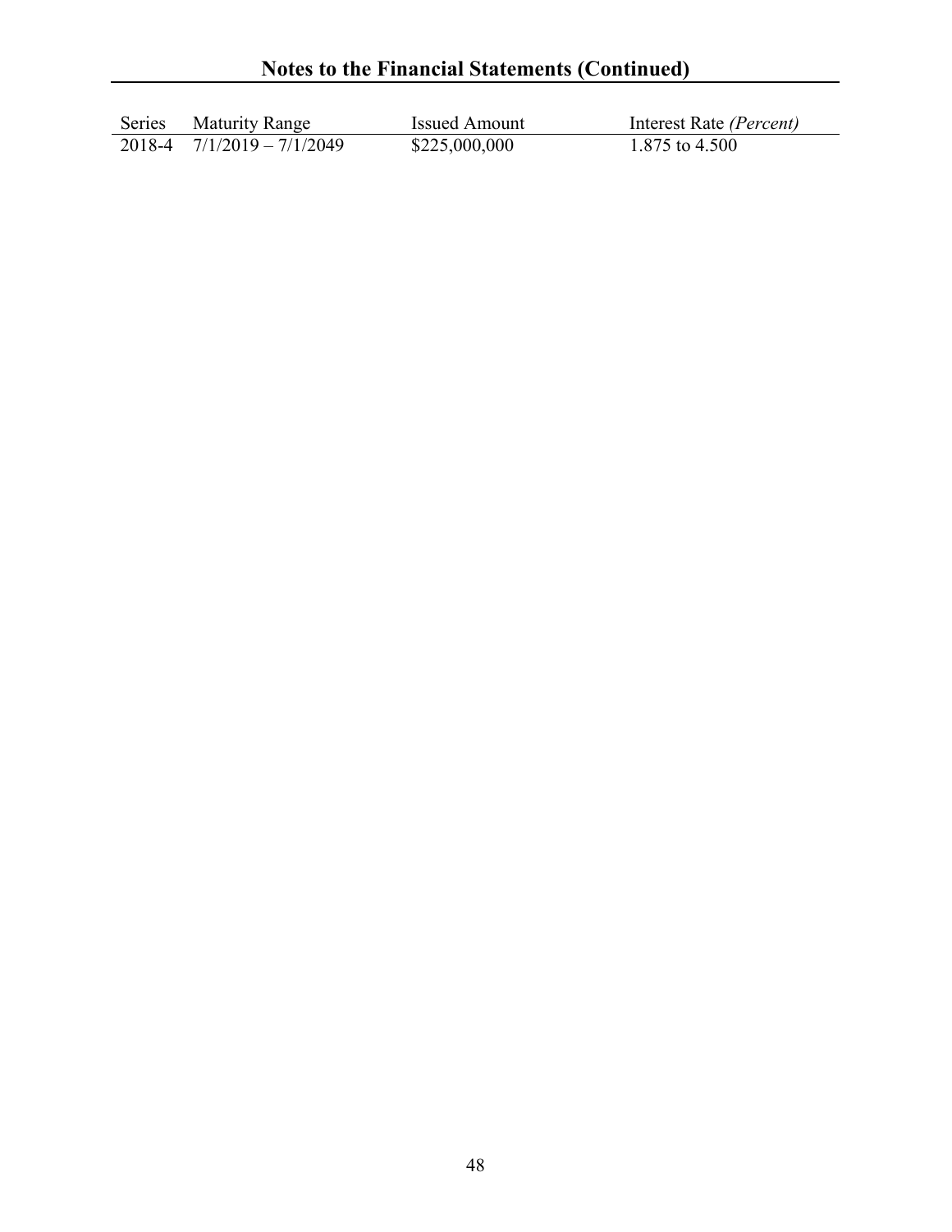| Series | Maturity Range | Issued Amount | Interest Rate *(Percent)* |
| --- | --- | --- | --- |
| 2018-4 | 7/1/2019 – 7/1/2049 | $225,000,000 | 1.875 to 4.500 |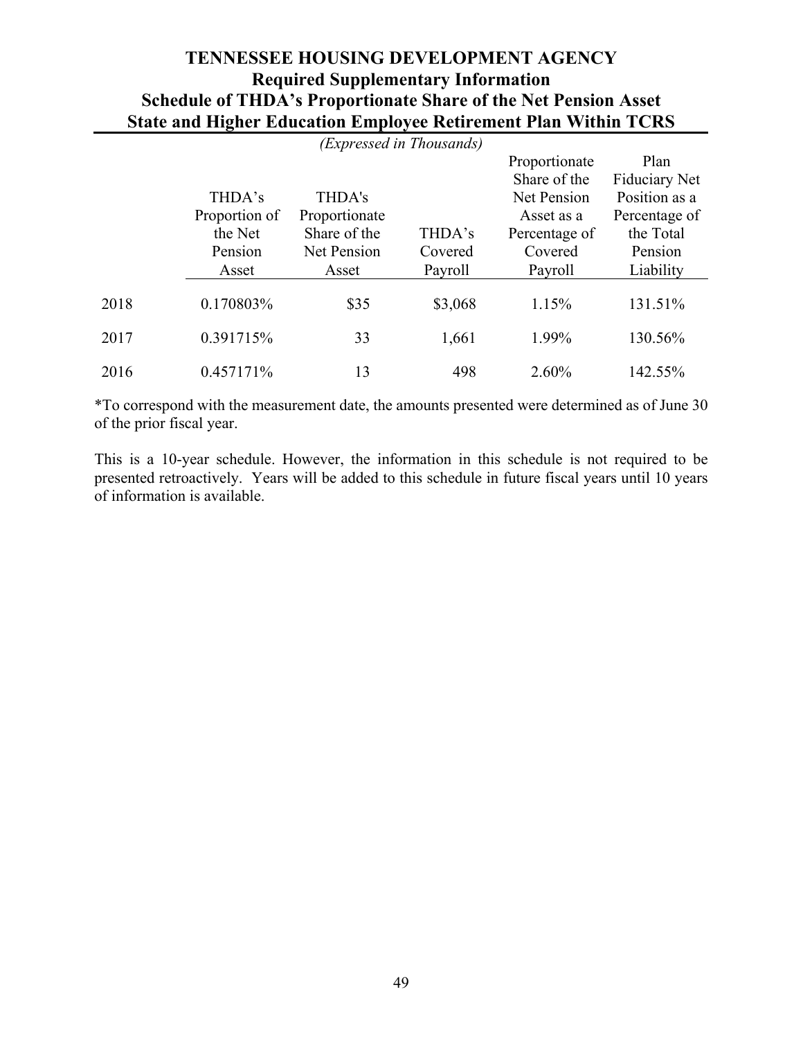# TENNESSEE HOUSING DEVELOPMENT AGENCY
## Required Supplementary Information
## Schedule of THDA's Proportionate Share of the Net Pension Asset
## State and Higher Education Employee Retirement Plan Within TCRS

*(Expressed in Thousands)*

| | THDA's Proportion of the Net Pension Asset | THDA's Proportionate Share of the Net Pension Asset | THDA's Covered Payroll | Proportionate Share of the Net Pension Asset as a Percentage of Covered Payroll | Plan Fiduciary Net Position as a Percentage of the Total Pension Liability |
|---|---|---|---|---|---|
| 2018 | 0.170803% | $35 | $3,068 | 1.15% | 131.51% |
| 2017 | 0.391715% | 33 | 1,661 | 1.99% | 130.56% |
| 2016 | 0.457171% | 13 | 498 | 2.60% | 142.55% |

*To correspond with the measurement date, the amounts presented were determined as of June 30 of the prior fiscal year.

This is a 10-year schedule. However, the information in this schedule is not required to be presented retroactively. Years will be added to this schedule in future fiscal years until 10 years of information is available.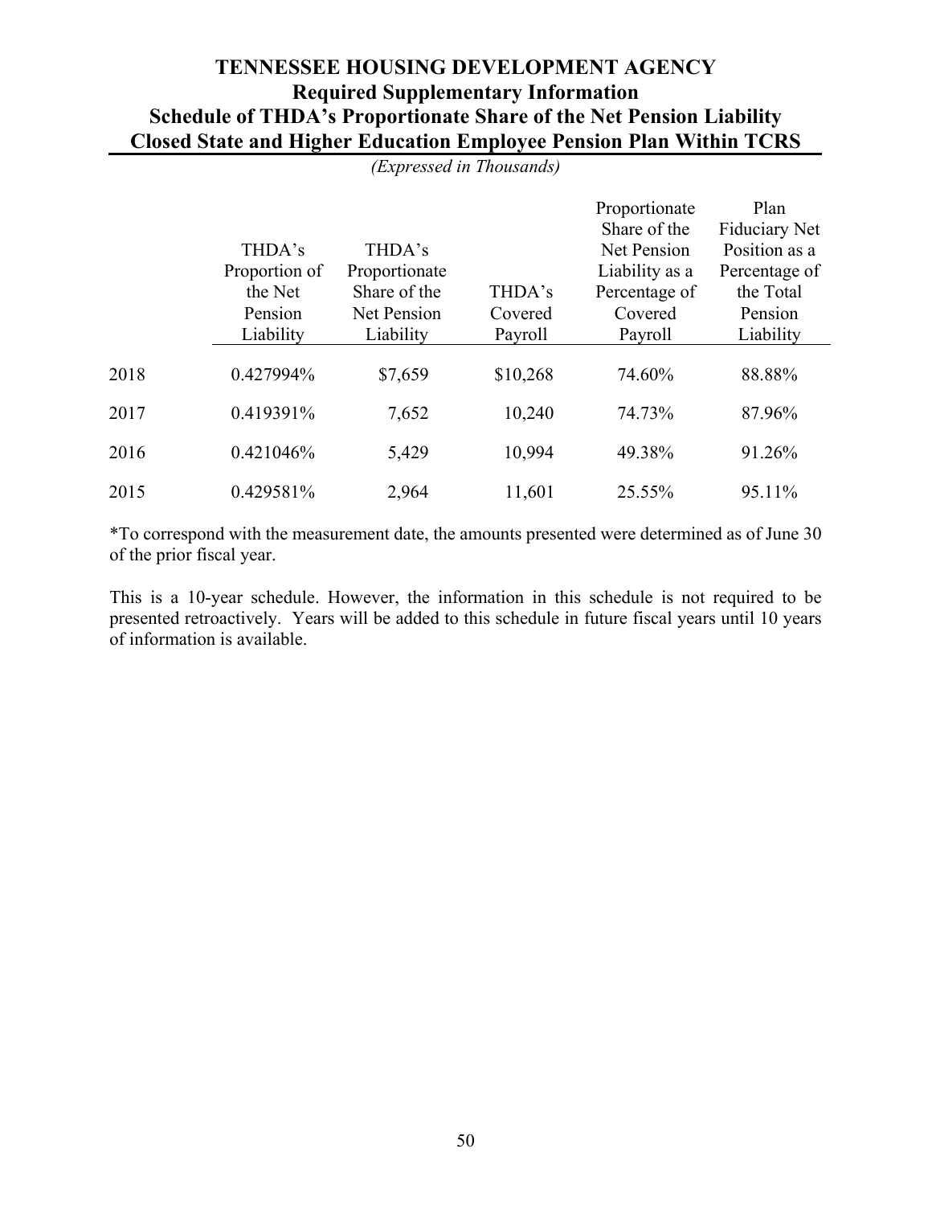# TENNESSEE HOUSING DEVELOPMENT AGENCY

## Required Supplementary Information

## Schedule of THDA's Proportionate Share of the Net Pension Liability

## Closed State and Higher Education Employee Pension Plan Within TCRS

*(Expressed in Thousands)*

| | THDA's Proportion of the Net Pension Liability | THDA's Proportionate Share of the Net Pension Liability | THDA's Covered Payroll | Proportionate Share of the Net Pension Liability as a Percentage of Covered Payroll | Plan Fiduciary Net Position as a Percentage of the Total Pension Liability |
|---|---|---|---|---|---|
| 2018 | 0.427994% | $7,659 | $10,268 | 74.60% | 88.88% |
| 2017 | 0.419391% | 7,652 | 10,240 | 74.73% | 87.96% |
| 2016 | 0.421046% | 5,429 | 10,994 | 49.38% | 91.26% |
| 2015 | 0.429581% | 2,964 | 11,601 | 25.55% | 95.11% |

*To correspond with the measurement date, the amounts presented were determined as of June 30 of the prior fiscal year.

This is a 10-year schedule. However, the information in this schedule is not required to be presented retroactively. Years will be added to this schedule in future fiscal years until 10 years of information is available.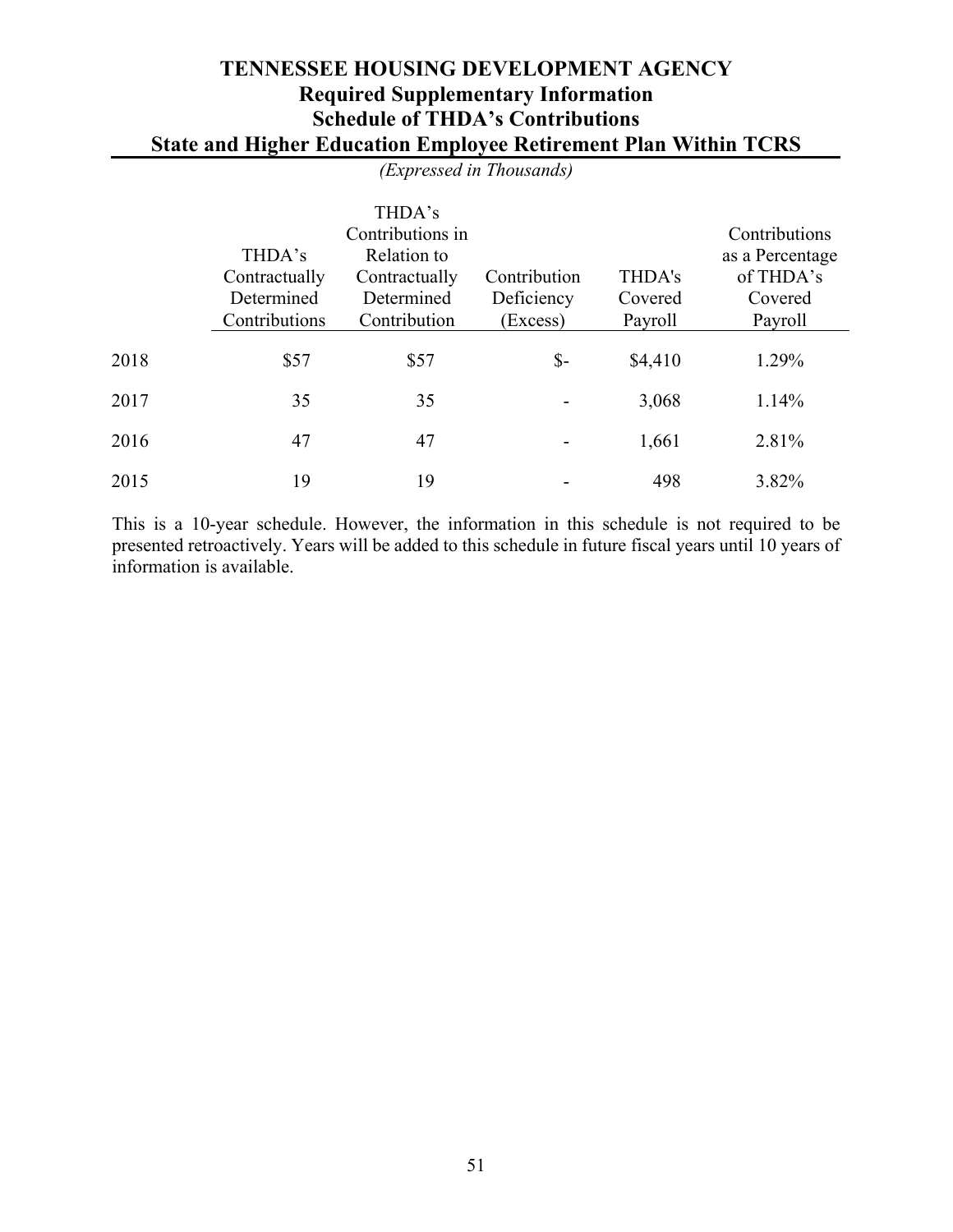# TENNESSEE HOUSING DEVELOPMENT AGENCY
## Required Supplementary Information
## Schedule of THDA's Contributions
## State and Higher Education Employee Retirement Plan Within TCRS

*(Expressed in Thousands)*

| | THDA's Contractually Determined Contributions | THDA's Contributions in Relation to Contractually Determined Contribution | Contribution Deficiency (Excess) | THDA's Covered Payroll | Contributions as a Percentage of THDA's Covered Payroll |
|---|---|---|---|---|---|
| 2018 | $57 | $57 | $- | $4,410 | 1.29% |
| 2017 | 35 | 35 | - | 3,068 | 1.14% |
| 2016 | 47 | 47 | - | 1,661 | 2.81% |
| 2015 | 19 | 19 | - | 498 | 3.82% |

This is a 10-year schedule. However, the information in this schedule is not required to be presented retroactively. Years will be added to this schedule in future fiscal years until 10 years of information is available.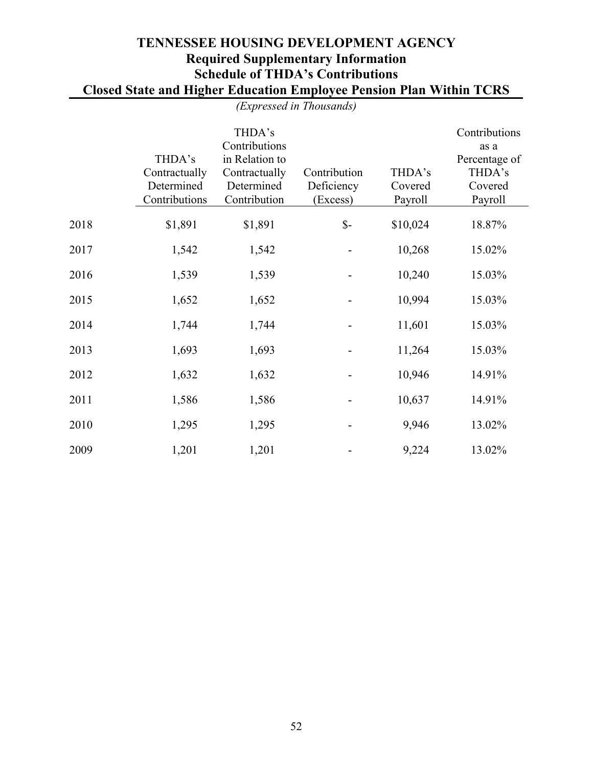# TENNESSEE HOUSING DEVELOPMENT AGENCY
## Required Supplementary Information
## Schedule of THDA's Contributions
## Closed State and Higher Education Employee Pension Plan Within TCRS

*(Expressed in Thousands)*

| | THDA's Contractually Determined Contributions | THDA's Contributions in Relation to Contractually Determined Contribution | Contribution Deficiency (Excess) | THDA's Covered Payroll | Contributions as a Percentage of THDA's Covered Payroll |
|---|---|---|---|---|---|
| 2018 | $1,891 | $1,891 | $- | $10,024 | 18.87% |
| 2017 | 1,542 | 1,542 | - | 10,268 | 15.02% |
| 2016 | 1,539 | 1,539 | - | 10,240 | 15.03% |
| 2015 | 1,652 | 1,652 | - | 10,994 | 15.03% |
| 2014 | 1,744 | 1,744 | - | 11,601 | 15.03% |
| 2013 | 1,693 | 1,693 | - | 11,264 | 15.03% |
| 2012 | 1,632 | 1,632 | - | 10,946 | 14.91% |
| 2011 | 1,586 | 1,586 | - | 10,637 | 14.91% |
| 2010 | 1,295 | 1,295 | - | 9,946 | 13.02% |
| 2009 | 1,201 | 1,201 | - | 9,224 | 13.02% |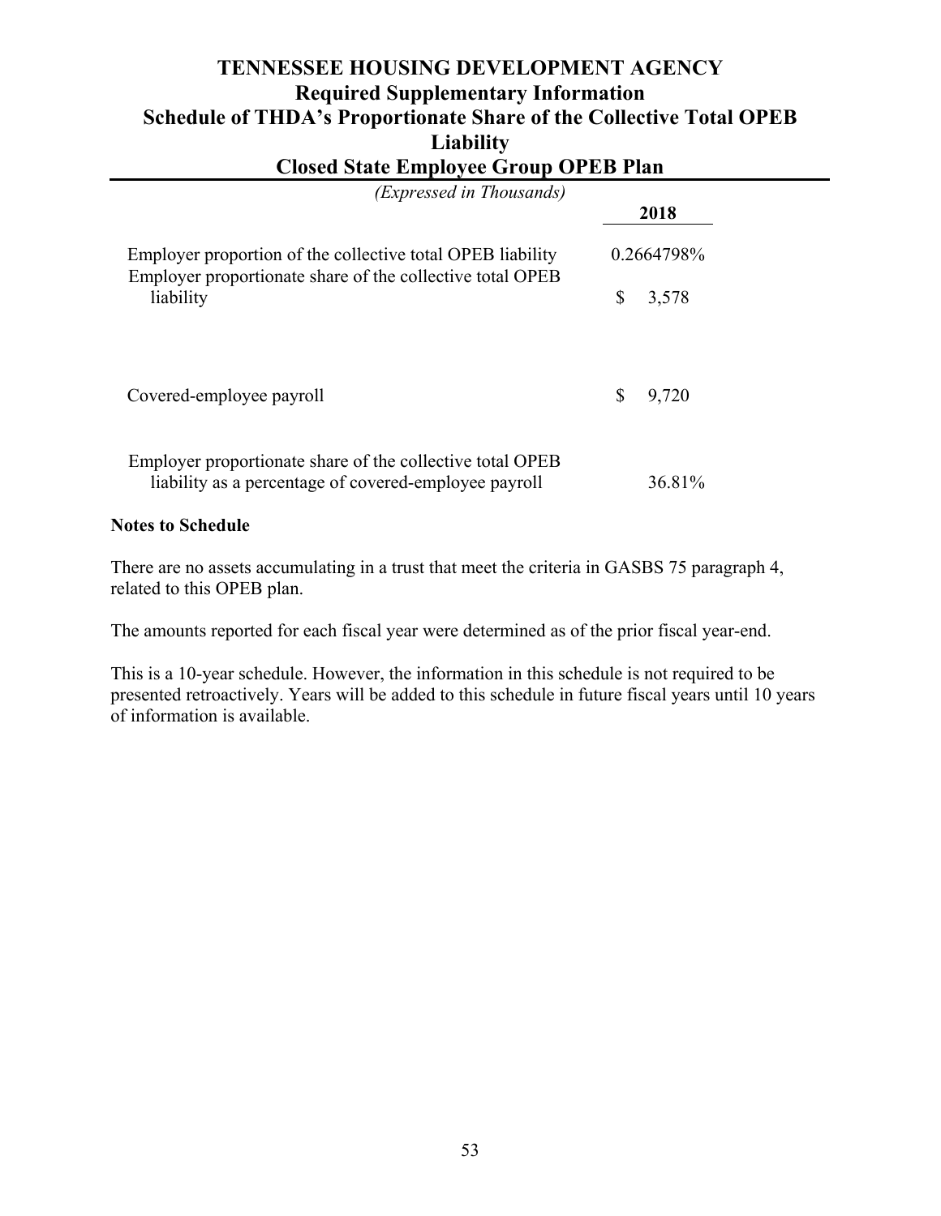# TENNESSEE HOUSING DEVELOPMENT AGENCY
## Required Supplementary Information
## Schedule of THDA's Proportionate Share of the Collective Total OPEB Liability
## Closed State Employee Group OPEB Plan

*(Expressed in Thousands)*

| | 2018 |
|---|---|
| Employer proportion of the collective total OPEB liability | 0.2664798% |
| Employer proportionate share of the collective total OPEB liability | $ 3,578 |
| Covered-employee payroll | $ 9,720 |
| Employer proportionate share of the collective total OPEB liability as a percentage of covered-employee payroll | 36.81% |

**Notes to Schedule**

There are no assets accumulating in a trust that meet the criteria in GASBS 75 paragraph 4, related to this OPEB plan.

The amounts reported for each fiscal year were determined as of the prior fiscal year-end.

This is a 10-year schedule. However, the information in this schedule is not required to be presented retroactively. Years will be added to this schedule in future fiscal years until 10 years of information is available.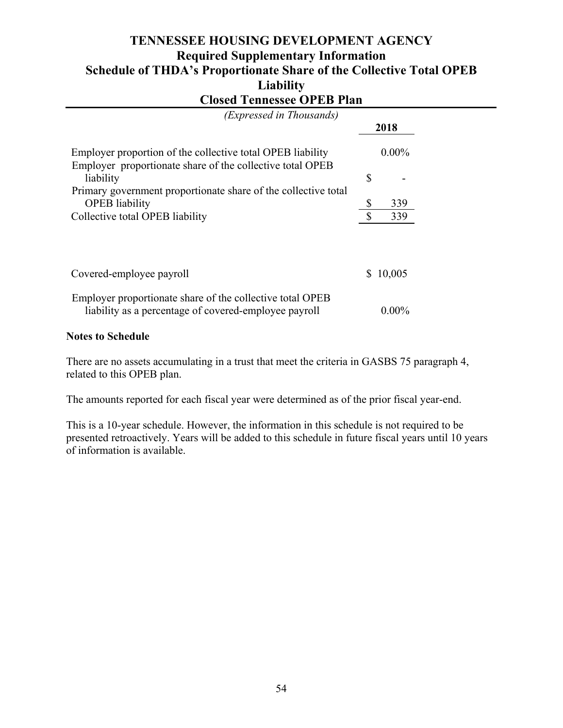# TENNESSEE HOUSING DEVELOPMENT AGENCY
## Required Supplementary Information
## Schedule of THDA's Proportionate Share of the Collective Total OPEB Liability
## Closed Tennessee OPEB Plan

*(Expressed in Thousands)*

| | 2018 |
|---|---|
| Employer proportion of the collective total OPEB liability | 0.00% |
| Employer proportionate share of the collective total OPEB liability | $ - |
| Primary government proportionate share of the collective total OPEB liability | $ 339 |
| Collective total OPEB liability | $ 339 |
| | |
| Covered-employee payroll | $ 10,005 |
| | |
| Employer proportionate share of the collective total OPEB liability as a percentage of covered-employee payroll | 0.00% |

**Notes to Schedule**

There are no assets accumulating in a trust that meet the criteria in GASBS 75 paragraph 4, related to this OPEB plan.

The amounts reported for each fiscal year were determined as of the prior fiscal year-end.

This is a 10-year schedule. However, the information in this schedule is not required to be presented retroactively. Years will be added to this schedule in future fiscal years until 10 years of information is available.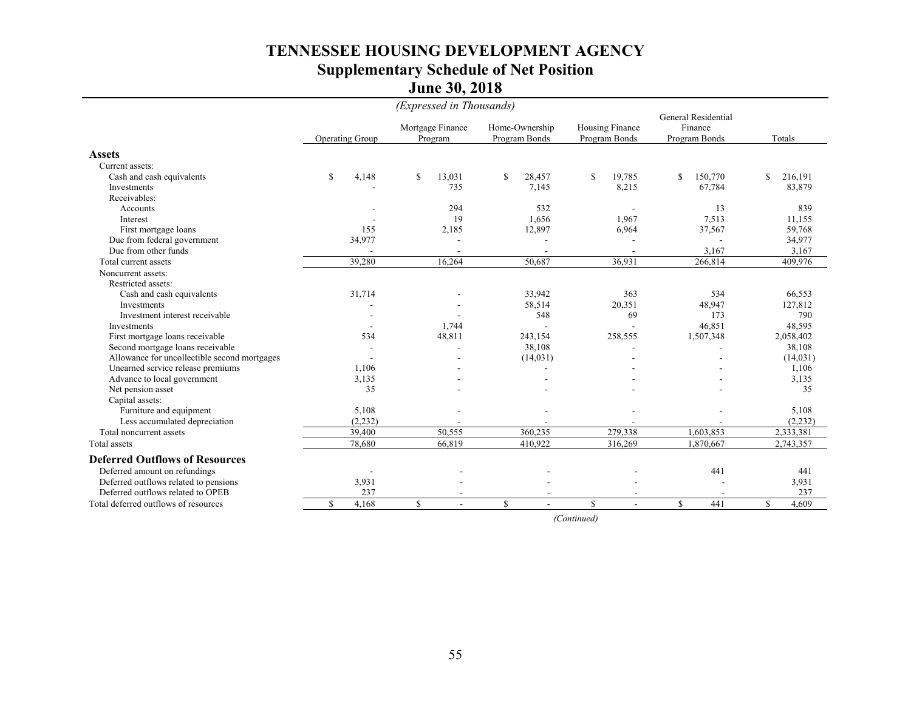# TENNESSEE HOUSING DEVELOPMENT AGENCY
## Supplementary Schedule of Net Position
## June 30, 2018

*(Expressed in Thousands)*

| | Operating Group | Mortgage Finance Program | Home-Ownership Program Bonds | Housing Finance Program Bonds | General Residential Finance Program Bonds | Totals |
|---|---|---|---|---|---|---|
| **Assets** | | | | | | |
| Current assets: | | | | | | |
| Cash and cash equivalents | $ 4,148 | $ 13,031 | $ 28,457 | $ 19,785 | $ 150,770 | $ 216,191 |
| Investments | - | 735 | 7,145 | 8,215 | 67,784 | 83,879 |
| Receivables: | | | | | | |
| Accounts | - | 294 | 532 | - | 13 | 839 |
| Interest | - | 19 | 1,656 | 1,967 | 7,513 | 11,155 |
| First mortgage loans | 155 | 2,185 | 12,897 | 6,964 | 37,567 | 59,768 |
| Due from federal government | 34,977 | - | - | - | - | 34,977 |
| Due from other funds | - | - | - | - | 3,167 | 3,167 |
| Total current assets | 39,280 | 16,264 | 50,687 | 36,931 | 266,814 | 409,976 |
| Noncurrent assets: | | | | | | |
| Restricted assets: | | | | | | |
| Cash and cash equivalents | 31,714 | - | 33,942 | 363 | 534 | 66,553 |
| Investments | - | - | 58,514 | 20,351 | 48,947 | 127,812 |
| Investment interest receivable | - | - | 548 | 69 | 173 | 790 |
| Investments | - | 1,744 | - | - | 46,851 | 48,595 |
| First mortgage loans receivable | 534 | 48,811 | 243,154 | 258,555 | 1,507,348 | 2,058,402 |
| Second mortgage loans receivable | - | - | 38,108 | - | - | 38,108 |
| Allowance for uncollectible second mortgages | - | - | (14,031) | - | - | (14,031) |
| Unearned service release premiums | 1,106 | - | - | - | - | 1,106 |
| Advance to local government | 3,135 | - | - | - | - | 3,135 |
| Net pension asset | 35 | - | - | - | - | 35 |
| Capital assets: | | | | | | |
| Furniture and equipment | 5,108 | - | - | - | - | 5,108 |
| Less accumulated depreciation | (2,232) | - | - | - | - | (2,232) |
| Total noncurrent assets | 39,400 | 50,555 | 360,235 | 279,338 | 1,603,853 | 2,333,381 |
| Total assets | 78,680 | 66,819 | 410,922 | 316,269 | 1,870,667 | 2,743,357 |
| **Deferred Outflows of Resources** | | | | | | |
| Deferred amount on refundings | - | - | - | - | 441 | 441 |
| Deferred outflows related to pensions | 3,931 | - | - | - | - | 3,931 |
| Deferred outflows related to OPEB | 237 | - | - | - | - | 237 |
| Total deferred outflows of resources | $ 4,168 | $ - | $ - | $ - | $ 441 | $ 4,609 |

*(Continued)*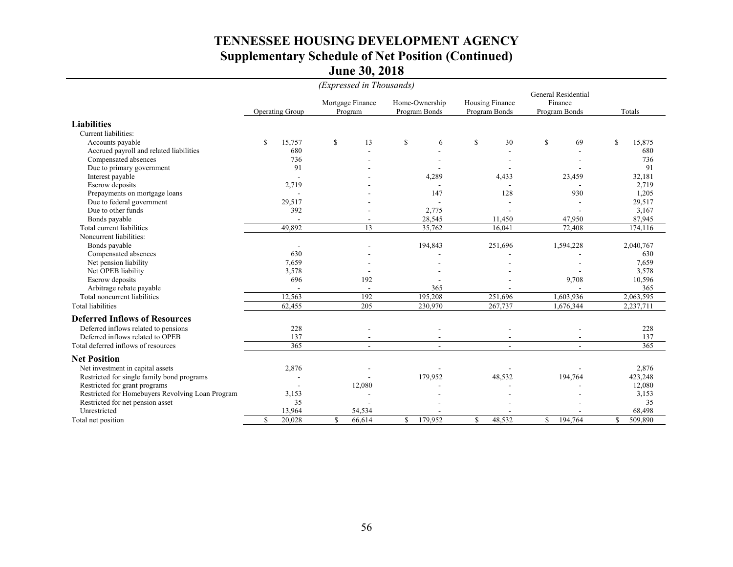# TENNESSEE HOUSING DEVELOPMENT AGENCY
## Supplementary Schedule of Net Position (Continued)
## June 30, 2018

*(Expressed in Thousands)*

| | Operating Group | Mortgage Finance Program | Home-Ownership Program Bonds | Housing Finance Program Bonds | General Residential Finance Program Bonds | Totals |
|---|---|---|---|---|---|---|
| **Liabilities** | | | | | | |
| Current liabilities: | | | | | | |
| Accounts payable | $ 15,757 | $ 13 | $ 6 | $ 30 | $ 69 | $ 15,875 |
| Accrued payroll and related liabilities | 680 | - | - | - | - | 680 |
| Compensated absences | 736 | - | - | - | - | 736 |
| Due to primary government | 91 | - | - | - | - | 91 |
| Interest payable | - | - | 4,289 | 4,433 | 23,459 | 32,181 |
| Escrow deposits | 2,719 | - | - | - | - | 2,719 |
| Prepayments on mortgage loans | - | - | 147 | 128 | 930 | 1,205 |
| Due to federal government | 29,517 | - | - | - | - | 29,517 |
| Due to other funds | 392 | - | 2,775 | - | - | 3,167 |
| Bonds payable | - | - | 28,545 | 11,450 | 47,950 | 87,945 |
| Total current liabilities | 49,892 | 13 | 35,762 | 16,041 | 72,408 | 174,116 |
| Noncurrent liabilities: | | | | | | |
| Bonds payable | - | - | 194,843 | 251,696 | 1,594,228 | 2,040,767 |
| Compensated absences | 630 | - | - | - | - | 630 |
| Net pension liability | 7,659 | - | - | - | - | 7,659 |
| Net OPEB liability | 3,578 | - | - | - | - | 3,578 |
| Escrow deposits | 696 | 192 | - | - | 9,708 | 10,596 |
| Arbitrage rebate payable | - | - | 365 | - | - | 365 |
| Total noncurrent liabilities | 12,563 | 192 | 195,208 | 251,696 | 1,603,936 | 2,063,595 |
| Total liabilities | 62,455 | 205 | 230,970 | 267,737 | 1,676,344 | 2,237,711 |
| **Deferred Inflows of Resources** | | | | | | |
| Deferred inflows related to pensions | 228 | - | - | - | - | 228 |
| Deferred inflows related to OPEB | 137 | - | - | - | - | 137 |
| Total deferred inflows of resources | 365 | - | - | - | - | 365 |
| **Net Position** | | | | | | |
| Net investment in capital assets | 2,876 | - | - | - | - | 2,876 |
| Restricted for single family bond programs | - | - | 179,952 | 48,532 | 194,764 | 423,248 |
| Restricted for grant programs | - | 12,080 | - | - | - | 12,080 |
| Restricted for Homebuyers Revolving Loan Program | 3,153 | - | - | - | - | 3,153 |
| Restricted for net pension asset | 35 | - | - | - | - | 35 |
| Unrestricted | 13,964 | 54,534 | - | - | - | 68,498 |
| Total net position | $ 20,028 | $ 66,614 | $ 179,952 | $ 48,532 | $ 194,764 | $ 509,890 |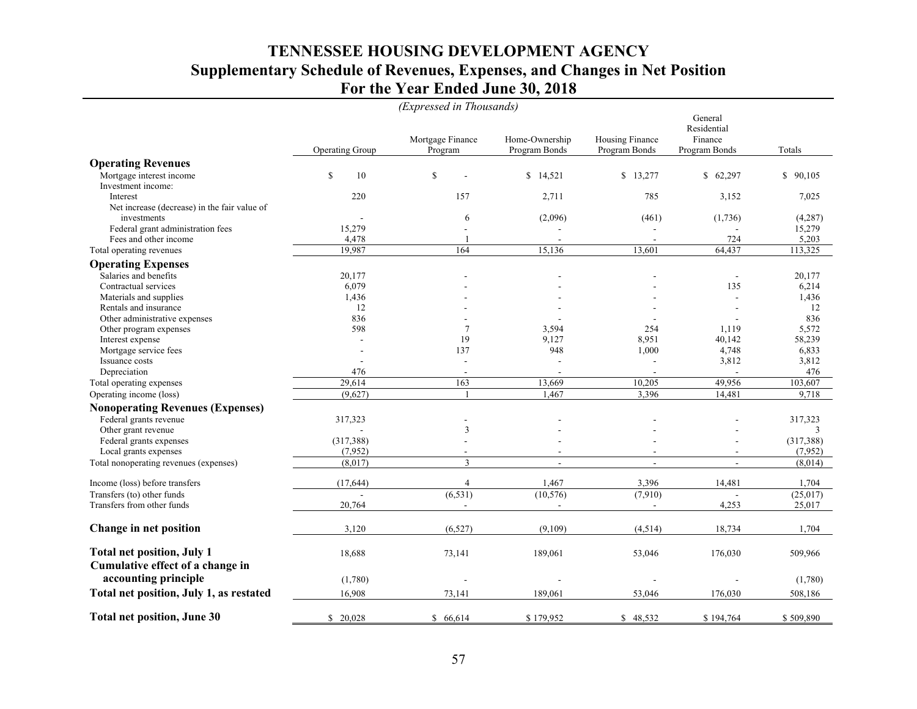# TENNESSEE HOUSING DEVELOPMENT AGENCY
## Supplementary Schedule of Revenues, Expenses, and Changes in Net Position
## For the Year Ended June 30, 2018

*(Expressed in Thousands)*

| | Operating Group | Mortgage Finance Program | Home-Ownership Program Bonds | Housing Finance Program Bonds | General Residential Finance Program Bonds | Totals |
|---|---|---|---|---|---|---|
| **Operating Revenues** | | | | | | |
| Mortgage interest income | $ 10 | $ - | $ 14,521 | $ 13,277 | $ 62,297 | $ 90,105 |
| Investment income: | | | | | | |
| Interest | 220 | 157 | 2,711 | 785 | 3,152 | 7,025 |
| Net increase (decrease) in the fair value of investments | - | 6 | (2,096) | (461) | (1,736) | (4,287) |
| Federal grant administration fees | 15,279 | - | - | - | - | 15,279 |
| Fees and other income | 4,478 | 1 | - | - | 724 | 5,203 |
| Total operating revenues | 19,987 | 164 | 15,136 | 13,601 | 64,437 | 113,325 |
| **Operating Expenses** | | | | | | |
| Salaries and benefits | 20,177 | - | - | - | - | 20,177 |
| Contractual services | 6,079 | - | - | - | 135 | 6,214 |
| Materials and supplies | 1,436 | - | - | - | - | 1,436 |
| Rentals and insurance | 12 | - | - | - | - | 12 |
| Other administrative expenses | 836 | - | - | - | - | 836 |
| Other program expenses | 598 | 7 | 3,594 | 254 | 1,119 | 5,572 |
| Interest expense | - | 19 | 9,127 | 8,951 | 40,142 | 58,239 |
| Mortgage service fees | - | 137 | 948 | 1,000 | 4,748 | 6,833 |
| Issuance costs | - | - | - | - | 3,812 | 3,812 |
| Depreciation | 476 | - | - | - | - | 476 |
| Total operating expenses | 29,614 | 163 | 13,669 | 10,205 | 49,956 | 103,607 |
| Operating income (loss) | (9,627) | 1 | 1,467 | 3,396 | 14,481 | 9,718 |
| **Nonoperating Revenues (Expenses)** | | | | | | |
| Federal grants revenue | 317,323 | - | - | - | - | 317,323 |
| Other grant revenue | - | 3 | - | - | - | 3 |
| Federal grants expenses | (317,388) | - | - | - | - | (317,388) |
| Local grants expenses | (7,952) | - | - | - | - | (7,952) |
| Total nonoperating revenues (expenses) | (8,017) | 3 | - | - | - | (8,014) |
| Income (loss) before transfers | (17,644) | 4 | 1,467 | 3,396 | 14,481 | 1,704 |
| Transfers (to) other funds | - | (6,531) | (10,576) | (7,910) | - | (25,017) |
| Transfers from other funds | 20,764 | - | - | - | 4,253 | 25,017 |
| **Change in net position** | 3,120 | (6,527) | (9,109) | (4,514) | 18,734 | 1,704 |
| **Total net position, July 1** | 18,688 | 73,141 | 189,061 | 53,046 | 176,030 | 509,966 |
| **Cumulative effect of a change in accounting principle** | (1,780) | - | - | - | - | (1,780) |
| **Total net position, July 1, as restated** | 16,908 | 73,141 | 189,061 | 53,046 | 176,030 | 508,186 |
| **Total net position, June 30** | $ 20,028 | $ 66,614 | $ 179,952 | $ 48,532 | $ 194,764 | $ 509,890 |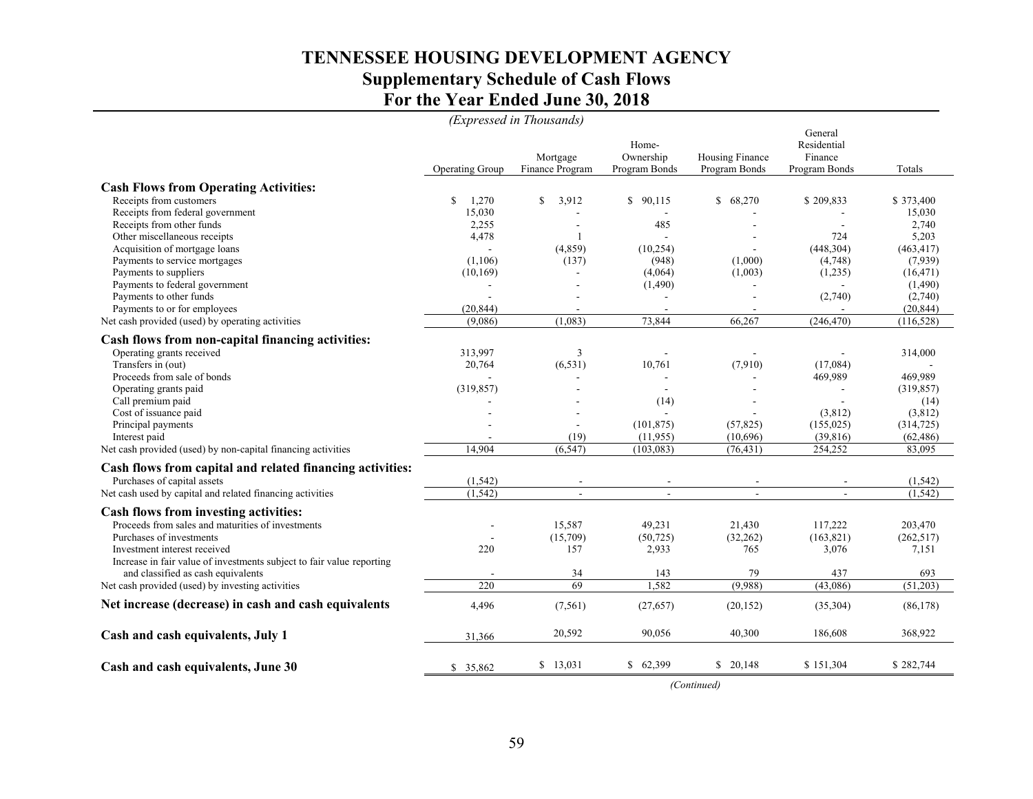# TENNESSEE HOUSING DEVELOPMENT AGENCY
## Supplementary Schedule of Cash Flows
## For the Year Ended June 30, 2018

*(Expressed in Thousands)*

| | Operating Group | Mortgage Finance Program | Home-Ownership Program Bonds | Housing Finance Program Bonds | General Residential Finance Program Bonds | Totals |
|---|---|---|---|---|---|---|
| **Cash Flows from Operating Activities:** | | | | | | |
| Receipts from customers | $ 1,270 | $ 3,912 | $ 90,115 | $ 68,270 | $ 209,833 | $ 373,400 |
| Receipts from federal government | 15,030 | - | - | - | - | 15,030 |
| Receipts from other funds | 2,255 | - | 485 | - | - | 2,740 |
| Other miscellaneous receipts | 4,478 | 1 | - | - | 724 | 5,203 |
| Acquisition of mortgage loans | - | (4,859) | (10,254) | - | (448,304) | (463,417) |
| Payments to service mortgages | (1,106) | (137) | (948) | (1,000) | (4,748) | (7,939) |
| Payments to suppliers | (10,169) | - | (4,064) | (1,003) | (1,235) | (16,471) |
| Payments to federal government | - | - | (1,490) | - | - | (1,490) |
| Payments to other funds | - | - | - | - | (2,740) | (2,740) |
| Payments to or for employees | (20,844) | - | - | - | - | (20,844) |
| Net cash provided (used) by operating activities | (9,086) | (1,083) | 73,844 | 66,267 | (246,470) | (116,528) |
| **Cash flows from non-capital financing activities:** | | | | | | |
| Operating grants received | 313,997 | 3 | - | - | - | 314,000 |
| Transfers in (out) | 20,764 | (6,531) | 10,761 | (7,910) | (17,084) | - |
| Proceeds from sale of bonds | - | - | - | - | 469,989 | 469,989 |
| Operating grants paid | (319,857) | - | - | - | - | (319,857) |
| Call premium paid | - | - | (14) | - | - | (14) |
| Cost of issuance paid | - | - | - | - | (3,812) | (3,812) |
| Principal payments | - | - | (101,875) | (57,825) | (155,025) | (314,725) |
| Interest paid | - | (19) | (11,955) | (10,696) | (39,816) | (62,486) |
| Net cash provided (used) by non-capital financing activities | 14,904 | (6,547) | (103,083) | (76,431) | 254,252 | 83,095 |
| **Cash flows from capital and related financing activities:** | | | | | | |
| Purchases of capital assets | (1,542) | - | - | - | - | (1,542) |
| Net cash used by capital and related financing activities | (1,542) | - | - | - | - | (1,542) |
| **Cash flows from investing activities:** | | | | | | |
| Proceeds from sales and maturities of investments | - | 15,587 | 49,231 | 21,430 | 117,222 | 203,470 |
| Purchases of investments | - | (15,709) | (50,725) | (32,262) | (163,821) | (262,517) |
| Investment interest received | 220 | 157 | 2,933 | 765 | 3,076 | 7,151 |
| Increase in fair value of investments subject to fair value reporting and classified as cash equivalents | - | 34 | 143 | 79 | 437 | 693 |
| Net cash provided (used) by investing activities | 220 | 69 | 1,582 | (9,988) | (43,086) | (51,203) |
| **Net increase (decrease) in cash and cash equivalents** | 4,496 | (7,561) | (27,657) | (20,152) | (35,304) | (86,178) |
| **Cash and cash equivalents, July 1** | 31,366 | 20,592 | 90,056 | 40,300 | 186,608 | 368,922 |
| **Cash and cash equivalents, June 30** | $ 35,862 | $ 13,031 | $ 62,399 | $ 20,148 | $ 151,304 | $ 282,744 |

*(Continued)*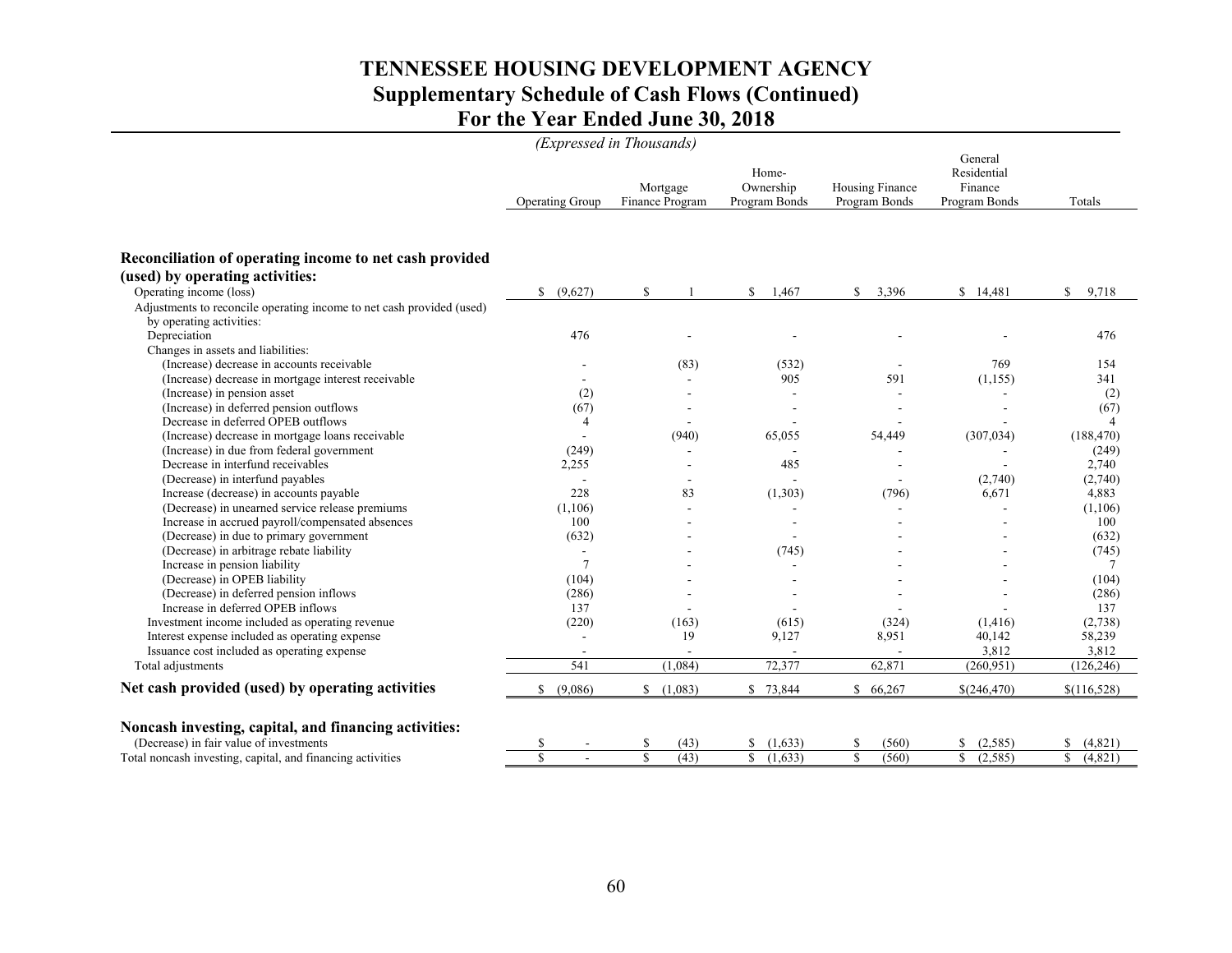# TENNESSEE HOUSING DEVELOPMENT AGENCY
## Supplementary Schedule of Cash Flows (Continued)
## For the Year Ended June 30, 2018

*(Expressed in Thousands)*

| | Operating Group | Mortgage Finance Program | Home-Ownership Program Bonds | Housing Finance Program Bonds | General Residential Finance Program Bonds | Totals |
|---|---|---|---|---|---|---|
| **Reconciliation of operating income to net cash provided (used) by operating activities:** | | | | | | |
| Operating income (loss) | $ (9,627) | $ 1 | $ 1,467 | $ 3,396 | $ 14,481 | $ 9,718 |
| Adjustments to reconcile operating income to net cash provided (used) by operating activities: | | | | | | |
| Depreciation | 476 | - | - | - | - | 476 |
| Changes in assets and liabilities: | | | | | | |
| (Increase) decrease in accounts receivable | - | (83) | (532) | - | 769 | 154 |
| (Increase) decrease in mortgage interest receivable | - | - | 905 | 591 | (1,155) | 341 |
| (Increase) in pension asset | (2) | - | - | - | - | (2) |
| (Increase) in deferred pension outflows | (67) | - | - | - | - | (67) |
| Decrease in deferred OPEB outflows | 4 | - | - | - | - | 4 |
| (Increase) decrease in mortgage loans receivable | - | (940) | 65,055 | 54,449 | (307,034) | (188,470) |
| (Increase) in due from federal government | (249) | - | - | - | - | (249) |
| Decrease in interfund receivables | 2,255 | - | 485 | - | - | 2,740 |
| (Decrease) in interfund payables | - | - | - | - | (2,740) | (2,740) |
| Increase (decrease) in accounts payable | 228 | 83 | (1,303) | (796) | 6,671 | 4,883 |
| (Decrease) in unearned service release premiums | (1,106) | - | - | - | - | (1,106) |
| Increase in accrued payroll/compensated absences | 100 | - | - | - | - | 100 |
| (Decrease) in due to primary government | (632) | - | - | - | - | (632) |
| (Decrease) in arbitrage rebate liability | - | - | (745) | - | - | (745) |
| Increase in pension liability | 7 | - | - | - | - | 7 |
| (Decrease) in OPEB liability | (104) | - | - | - | - | (104) |
| (Decrease) in deferred pension inflows | (286) | - | - | - | - | (286) |
| Increase in deferred OPEB inflows | 137 | - | - | - | - | 137 |
| Investment income included as operating revenue | (220) | (163) | (615) | (324) | (1,416) | (2,738) |
| Interest expense included as operating expense | - | 19 | 9,127 | 8,951 | 40,142 | 58,239 |
| Issuance cost included as operating expense | - | - | - | - | 3,812 | 3,812 |
| Total adjustments | 541 | (1,084) | 72,377 | 62,871 | (260,951) | (126,246) |
| **Net cash provided (used) by operating activities** | $ (9,086) | $ (1,083) | $ 73,844 | $ 66,267 | $(246,470) | $(116,528) |
| | | | | | | |
| **Noncash investing, capital, and financing activities:** | | | | | | |
| (Decrease) in fair value of investments | $ - | $ (43) | $ (1,633) | $ (560) | $ (2,585) | $ (4,821) |
| Total noncash investing, capital, and financing activities | $ - | $ (43) | $ (1,633) | $ (560) | $ (2,585) | $ (4,821) |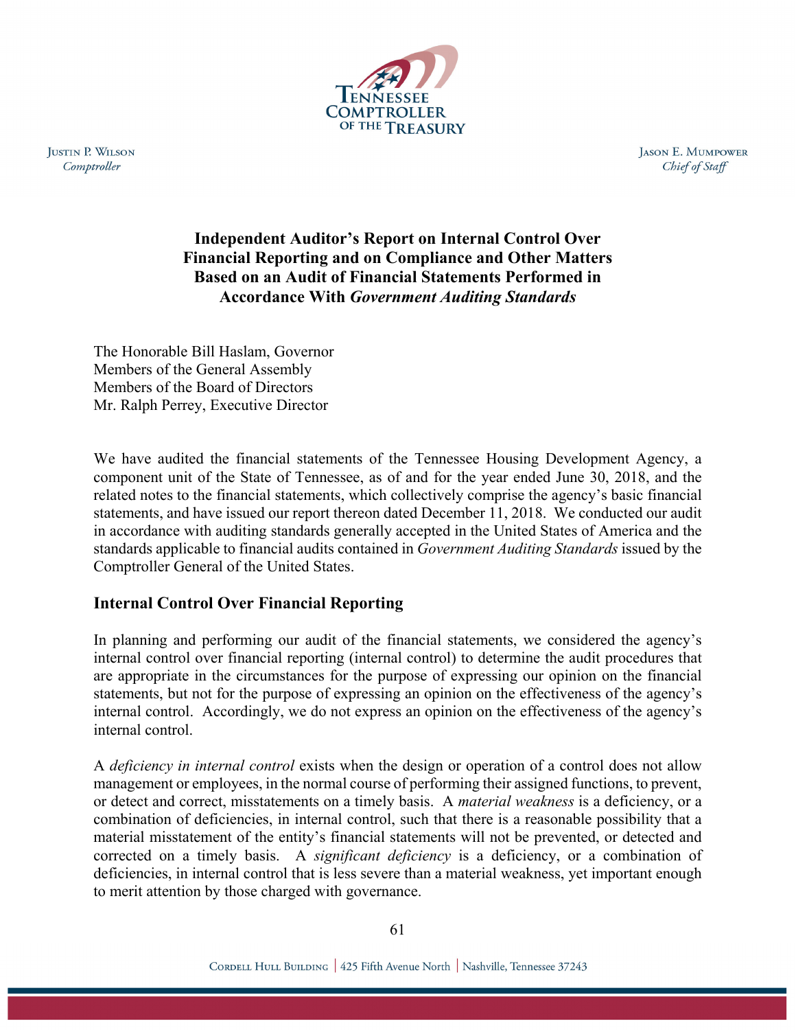Justin P. Wilson
*Comptroller*

Jason E. Mumpower
*Chief of Staff*

## Independent Auditor's Report on Internal Control Over Financial Reporting and on Compliance and Other Matters Based on an Audit of Financial Statements Performed in Accordance With *Government Auditing Standards*

The Honorable Bill Haslam, Governor
Members of the General Assembly
Members of the Board of Directors
Mr. Ralph Perrey, Executive Director

We have audited the financial statements of the Tennessee Housing Development Agency, a component unit of the State of Tennessee, as of and for the year ended June 30, 2018, and the related notes to the financial statements, which collectively comprise the agency's basic financial statements, and have issued our report thereon dated December 11, 2018. We conducted our audit in accordance with auditing standards generally accepted in the United States of America and the standards applicable to financial audits contained in *Government Auditing Standards* issued by the Comptroller General of the United States.

### Internal Control Over Financial Reporting

In planning and performing our audit of the financial statements, we considered the agency's internal control over financial reporting (internal control) to determine the audit procedures that are appropriate in the circumstances for the purpose of expressing our opinion on the financial statements, but not for the purpose of expressing an opinion on the effectiveness of the agency's internal control. Accordingly, we do not express an opinion on the effectiveness of the agency's internal control.

A *deficiency in internal control* exists when the design or operation of a control does not allow management or employees, in the normal course of performing their assigned functions, to prevent, or detect and correct, misstatements on a timely basis. A *material weakness* is a deficiency, or a combination of deficiencies, in internal control, such that there is a reasonable possibility that a material misstatement of the entity's financial statements will not be prevented, or detected and corrected on a timely basis. A *significant deficiency* is a deficiency, or a combination of deficiencies, in internal control that is less severe than a material weakness, yet important enough to merit attention by those charged with governance.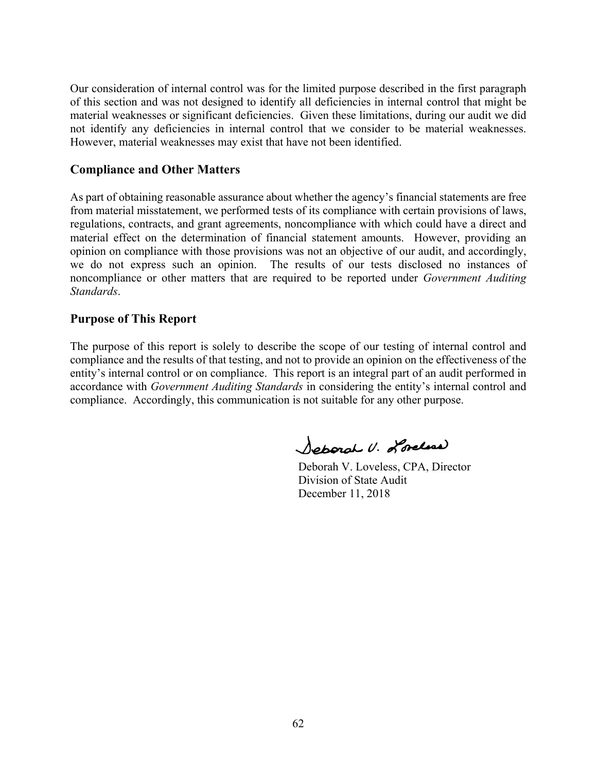Our consideration of internal control was for the limited purpose described in the first paragraph of this section and was not designed to identify all deficiencies in internal control that might be material weaknesses or significant deficiencies. Given these limitations, during our audit we did not identify any deficiencies in internal control that we consider to be material weaknesses. However, material weaknesses may exist that have not been identified.

## Compliance and Other Matters

As part of obtaining reasonable assurance about whether the agency's financial statements are free from material misstatement, we performed tests of its compliance with certain provisions of laws, regulations, contracts, and grant agreements, noncompliance with which could have a direct and material effect on the determination of financial statement amounts. However, providing an opinion on compliance with those provisions was not an objective of our audit, and accordingly, we do not express such an opinion. The results of our tests disclosed no instances of noncompliance or other matters that are required to be reported under *Government Auditing Standards*.

## Purpose of This Report

The purpose of this report is solely to describe the scope of our testing of internal control and compliance and the results of that testing, and not to provide an opinion on the effectiveness of the entity's internal control or on compliance. This report is an integral part of an audit performed in accordance with *Government Auditing Standards* in considering the entity's internal control and compliance. Accordingly, this communication is not suitable for any other purpose.

Deborah V. Loveless

Deborah V. Loveless, CPA, Director
Division of State Audit
December 11, 2018